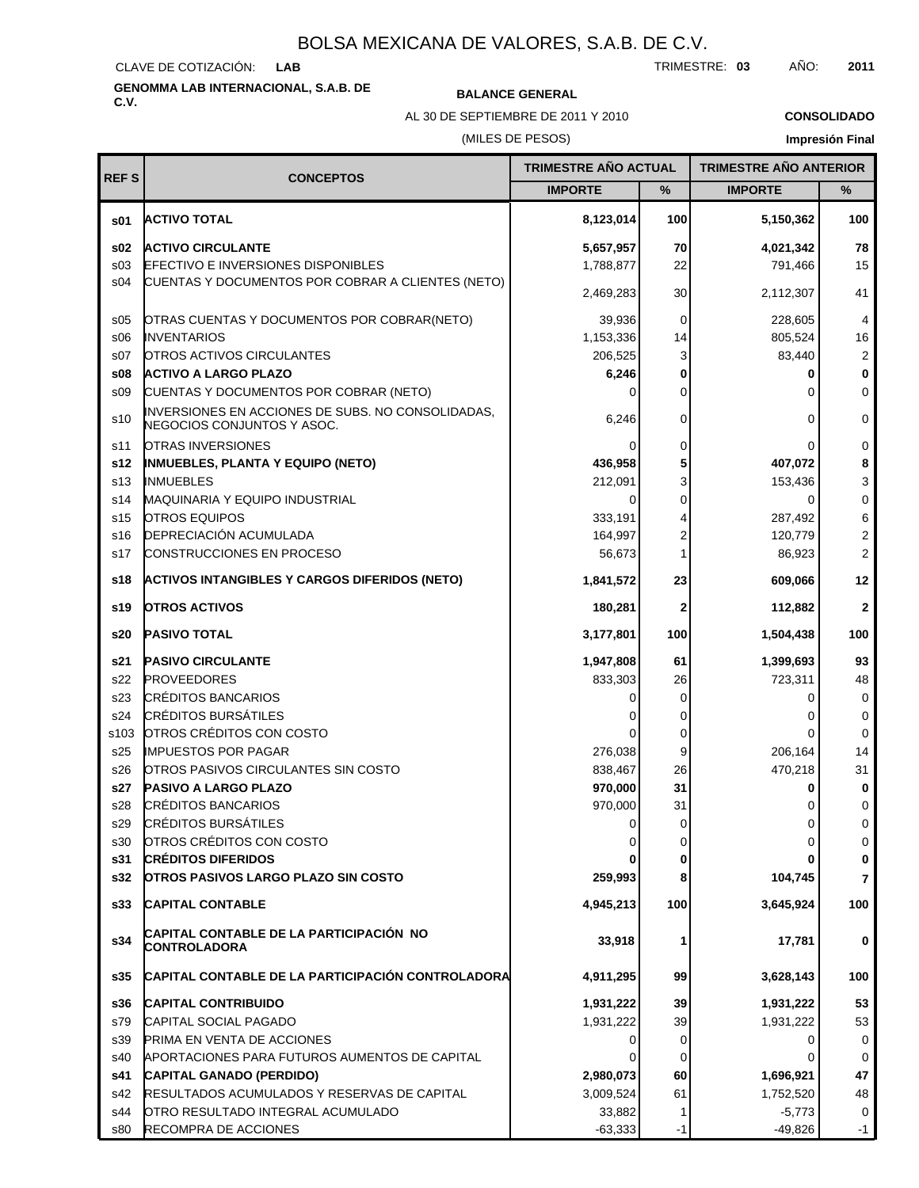# BOLSA MEXICANA DE VALORES, S.A.B. DE C.V.

CLAVE DE COTIZACIÓN: **LAB**

TRIMESTRE: **03** AÑO: **2011**

**GENOMMA LAB INTERNACIONAL, S.A.B. DE C.V.**

**BALANCE GENERAL**

AL 30 DE SEPTIEMBRE DE 2011 Y 2010

(MILES DE PESOS)

**CONSOLIDADO**

**Impresión Final**

| REF S | CONCEPTOS | TRIMESTRE AÑO ACTUAL | | TRIMESTRE AÑO ANTERIOR | |
|---|---|---|---|---|---|
| | | IMPORTE | % | IMPORTE | % |
| **s01** | **ACTIVO TOTAL** | **8,123,014** | **100** | **5,150,362** | **100** |
| **s02** | **ACTIVO CIRCULANTE** | **5,657,957** | **70** | **4,021,342** | **78** |
| s03 | EFECTIVO E INVERSIONES DISPONIBLES | 1,788,877 | 22 | 791,466 | 15 |
| s04 | CUENTAS Y DOCUMENTOS POR COBRAR A CLIENTES (NETO) | 2,469,283 | 30 | 2,112,307 | 41 |
| s05 | OTRAS CUENTAS Y DOCUMENTOS POR COBRAR(NETO) | 39,936 | 0 | 228,605 | 4 |
| s06 | INVENTARIOS | 1,153,336 | 14 | 805,524 | 16 |
| s07 | OTROS ACTIVOS CIRCULANTES | 206,525 | 3 | 83,440 | 2 |
| **s08** | **ACTIVO A LARGO PLAZO** | **6,246** | **0** | **0** | **0** |
| s09 | CUENTAS Y DOCUMENTOS POR COBRAR (NETO) | 0 | 0 | 0 | 0 |
| s10 | INVERSIONES EN ACCIONES DE SUBS. NO CONSOLIDADAS, NEGOCIOS CONJUNTOS Y ASOC. | 6,246 | 0 | 0 | 0 |
| s11 | OTRAS INVERSIONES | 0 | 0 | 0 | 0 |
| **s12** | **INMUEBLES, PLANTA Y EQUIPO (NETO)** | **436,958** | **5** | **407,072** | **8** |
| s13 | INMUEBLES | 212,091 | 3 | 153,436 | 3 |
| s14 | MAQUINARIA Y EQUIPO INDUSTRIAL | 0 | 0 | 0 | 0 |
| s15 | OTROS EQUIPOS | 333,191 | 4 | 287,492 | 6 |
| s16 | DEPRECIACIÓN ACUMULADA | 164,997 | 2 | 120,779 | 2 |
| s17 | CONSTRUCCIONES EN PROCESO | 56,673 | 1 | 86,923 | 2 |
| **s18** | **ACTIVOS INTANGIBLES Y CARGOS DIFERIDOS (NETO)** | **1,841,572** | **23** | **609,066** | **12** |
| **s19** | **OTROS ACTIVOS** | **180,281** | **2** | **112,882** | **2** |
| **s20** | **PASIVO TOTAL** | **3,177,801** | **100** | **1,504,438** | **100** |
| **s21** | **PASIVO CIRCULANTE** | **1,947,808** | **61** | **1,399,693** | **93** |
| s22 | PROVEEDORES | 833,303 | 26 | 723,311 | 48 |
| s23 | CRÉDITOS BANCARIOS | 0 | 0 | 0 | 0 |
| s24 | CRÉDITOS BURSÁTILES | 0 | 0 | 0 | 0 |
| s103 | OTROS CRÉDITOS CON COSTO | 0 | 0 | 0 | 0 |
| s25 | IMPUESTOS POR PAGAR | 276,038 | 9 | 206,164 | 14 |
| s26 | OTROS PASIVOS CIRCULANTES SIN COSTO | 838,467 | 26 | 470,218 | 31 |
| **s27** | **PASIVO A LARGO PLAZO** | **970,000** | **31** | **0** | **0** |
| s28 | CRÉDITOS BANCARIOS | 970,000 | 31 | 0 | 0 |
| s29 | CRÉDITOS BURSÁTILES | 0 | 0 | 0 | 0 |
| s30 | OTROS CRÉDITOS CON COSTO | 0 | 0 | 0 | 0 |
| **s31** | **CRÉDITOS DIFERIDOS** | **0** | **0** | **0** | **0** |
| **s32** | **OTROS PASIVOS LARGO PLAZO SIN COSTO** | **259,993** | **8** | **104,745** | **7** |
| **s33** | **CAPITAL CONTABLE** | **4,945,213** | **100** | **3,645,924** | **100** |
| **s34** | **CAPITAL CONTABLE DE LA PARTICIPACIÓN NO CONTROLADORA** | **33,918** | **1** | **17,781** | **0** |
| **s35** | **CAPITAL CONTABLE DE LA PARTICIPACIÓN CONTROLADORA** | **4,911,295** | **99** | **3,628,143** | **100** |
| **s36** | **CAPITAL CONTRIBUIDO** | **1,931,222** | **39** | **1,931,222** | **53** |
| s79 | CAPITAL SOCIAL PAGADO | 1,931,222 | 39 | 1,931,222 | 53 |
| s39 | PRIMA EN VENTA DE ACCIONES | 0 | 0 | 0 | 0 |
| s40 | APORTACIONES PARA FUTUROS AUMENTOS DE CAPITAL | 0 | 0 | 0 | 0 |
| **s41** | **CAPITAL GANADO (PERDIDO)** | **2,980,073** | **60** | **1,696,921** | **47** |
| s42 | RESULTADOS ACUMULADOS Y RESERVAS DE CAPITAL | 3,009,524 | 61 | 1,752,520 | 48 |
| s44 | OTRO RESULTADO INTEGRAL ACUMULADO | 33,882 | 1 | -5,773 | 0 |
| s80 | RECOMPRA DE ACCIONES | -63,333 | -1 | -49,826 | -1 |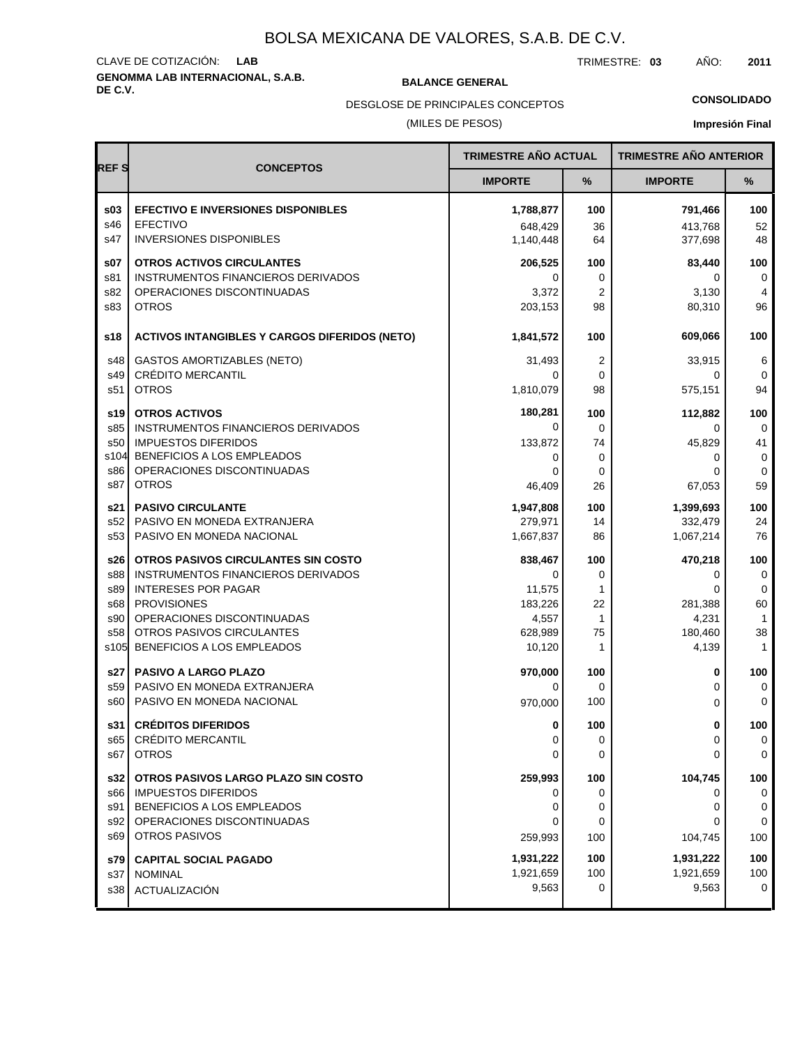# BOLSA MEXICANA DE VALORES, S.A.B. DE C.V.

CLAVE DE COTIZACIÓN: **LAB**

TRIMESTRE: **03** AÑO: **2011**

**GENOMMA LAB INTERNACIONAL, S.A.B. DE C.V.**

**BALANCE GENERAL**

DESGLOSE DE PRINCIPALES CONCEPTOS

(MILES DE PESOS)

**CONSOLIDADO**

**Impresión Final**

| REF S | CONCEPTOS | TRIMESTRE AÑO ACTUAL | | TRIMESTRE AÑO ANTERIOR | |
|---|---|---|---|---|---|
| | | IMPORTE | % | IMPORTE | % |
| **s03** | **EFECTIVO E INVERSIONES DISPONIBLES** | **1,788,877** | **100** | **791,466** | **100** |
| s46 | EFECTIVO | 648,429 | 36 | 413,768 | 52 |
| s47 | INVERSIONES DISPONIBLES | 1,140,448 | 64 | 377,698 | 48 |
| **s07** | **OTROS ACTIVOS CIRCULANTES** | **206,525** | **100** | **83,440** | **100** |
| s81 | INSTRUMENTOS FINANCIEROS DERIVADOS | 0 | 0 | 0 | 0 |
| s82 | OPERACIONES DISCONTINUADAS | 3,372 | 2 | 3,130 | 4 |
| s83 | OTROS | 203,153 | 98 | 80,310 | 96 |
| **s18** | **ACTIVOS INTANGIBLES Y CARGOS DIFERIDOS (NETO)** | **1,841,572** | **100** | **609,066** | **100** |
| s48 | GASTOS AMORTIZABLES (NETO) | 31,493 | 2 | 33,915 | 6 |
| s49 | CRÉDITO MERCANTIL | 0 | 0 | 0 | 0 |
| s51 | OTROS | 1,810,079 | 98 | 575,151 | 94 |
| **s19** | **OTROS ACTIVOS** | **180,281** | **100** | **112,882** | **100** |
| s85 | INSTRUMENTOS FINANCIEROS DERIVADOS | 0 | 0 | 0 | 0 |
| s50 | IMPUESTOS DIFERIDOS | 133,872 | 74 | 45,829 | 41 |
| s104 | BENEFICIOS A LOS EMPLEADOS | 0 | 0 | 0 | 0 |
| s86 | OPERACIONES DISCONTINUADAS | 0 | 0 | 0 | 0 |
| s87 | OTROS | 46,409 | 26 | 67,053 | 59 |
| **s21** | **PASIVO CIRCULANTE** | **1,947,808** | **100** | **1,399,693** | **100** |
| s52 | PASIVO EN MONEDA EXTRANJERA | 279,971 | 14 | 332,479 | 24 |
| s53 | PASIVO EN MONEDA NACIONAL | 1,667,837 | 86 | 1,067,214 | 76 |
| **s26** | **OTROS PASIVOS CIRCULANTES SIN COSTO** | **838,467** | **100** | **470,218** | **100** |
| s88 | INSTRUMENTOS FINANCIEROS DERIVADOS | 0 | 0 | 0 | 0 |
| s89 | INTERESES POR PAGAR | 11,575 | 1 | 0 | 0 |
| s68 | PROVISIONES | 183,226 | 22 | 281,388 | 60 |
| s90 | OPERACIONES DISCONTINUADAS | 4,557 | 1 | 4,231 | 1 |
| s58 | OTROS PASIVOS CIRCULANTES | 628,989 | 75 | 180,460 | 38 |
| s105 | BENEFICIOS A LOS EMPLEADOS | 10,120 | 1 | 4,139 | 1 |
| **s27** | **PASIVO A LARGO PLAZO** | **970,000** | **100** | **0** | **100** |
| s59 | PASIVO EN MONEDA EXTRANJERA | 0 | 0 | 0 | 0 |
| s60 | PASIVO EN MONEDA NACIONAL | 970,000 | 100 | 0 | 0 |
| **s31** | **CRÉDITOS DIFERIDOS** | **0** | **100** | **0** | **100** |
| s65 | CRÉDITO MERCANTIL | 0 | 0 | 0 | 0 |
| s67 | OTROS | 0 | 0 | 0 | 0 |
| **s32** | **OTROS PASIVOS LARGO PLAZO SIN COSTO** | **259,993** | **100** | **104,745** | **100** |
| s66 | IMPUESTOS DIFERIDOS | 0 | 0 | 0 | 0 |
| s91 | BENEFICIOS A LOS EMPLEADOS | 0 | 0 | 0 | 0 |
| s92 | OPERACIONES DISCONTINUADAS | 0 | 0 | 0 | 0 |
| s69 | OTROS PASIVOS | 259,993 | 100 | 104,745 | 100 |
| **s79** | **CAPITAL SOCIAL PAGADO** | **1,931,222** | **100** | **1,931,222** | **100** |
| s37 | NOMINAL | 1,921,659 | 100 | 1,921,659 | 100 |
| s38 | ACTUALIZACIÓN | 9,563 | 0 | 9,563 | 0 |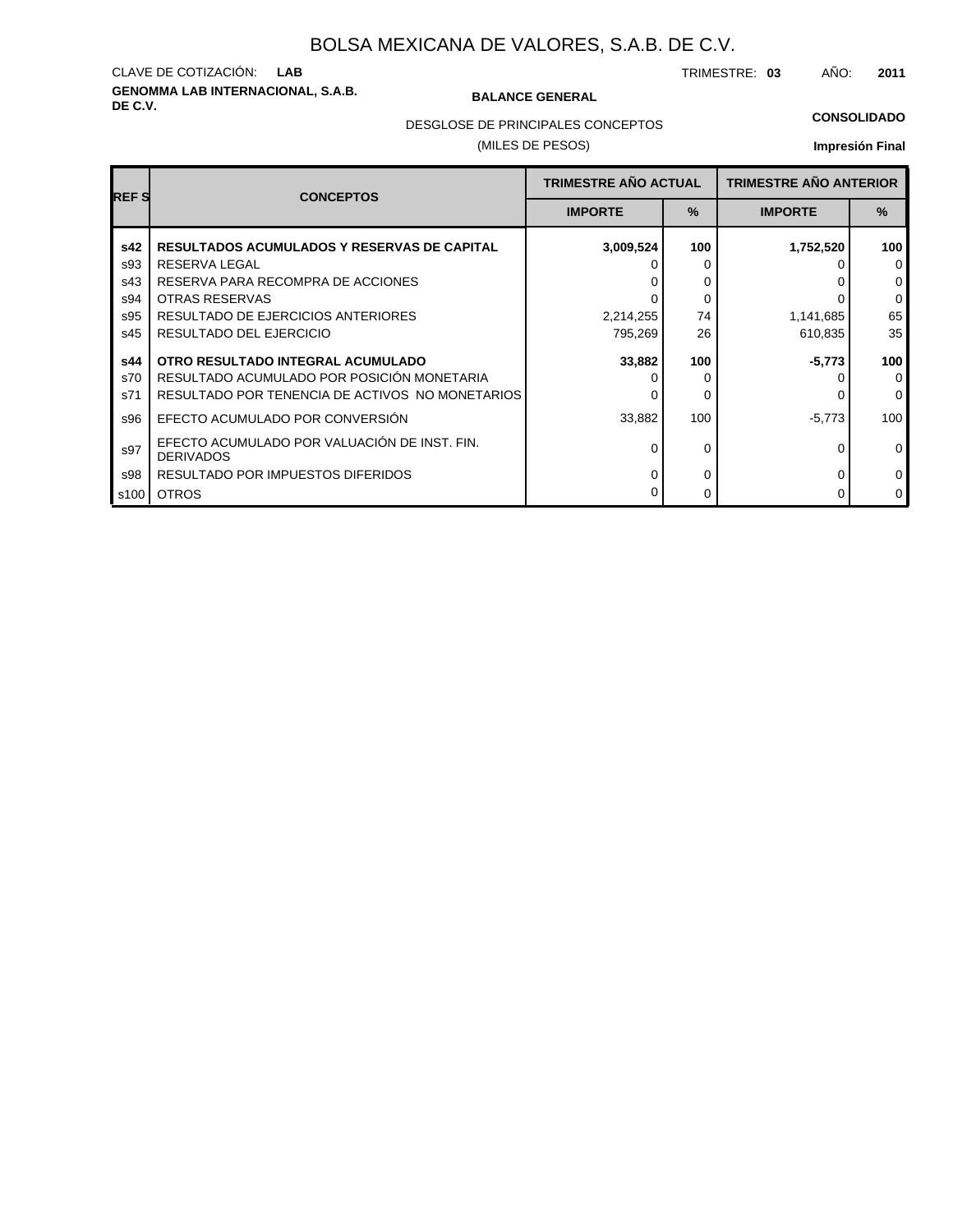# BOLSA MEXICANA DE VALORES, S.A.B. DE C.V.

CLAVE DE COTIZACIÓN: **LAB**

**GENOMMA LAB INTERNACIONAL, S.A.B. DE C.V.**

TRIMESTRE: **03** AÑO: **2011**

**BALANCE GENERAL**

DESGLOSE DE PRINCIPALES CONCEPTOS

(MILES DE PESOS)

**CONSOLIDADO**

**Impresión Final**

| REF S | CONCEPTOS | TRIMESTRE AÑO ACTUAL | | TRIMESTRE AÑO ANTERIOR | |
|---|---|---|---|---|---|
| | | IMPORTE | % | IMPORTE | % |
| **s42** | **RESULTADOS ACUMULADOS Y RESERVAS DE CAPITAL** | **3,009,524** | **100** | **1,752,520** | **100** |
| s93 | RESERVA LEGAL | 0 | 0 | 0 | 0 |
| s43 | RESERVA PARA RECOMPRA DE ACCIONES | 0 | 0 | 0 | 0 |
| s94 | OTRAS RESERVAS | 0 | 0 | 0 | 0 |
| s95 | RESULTADO DE EJERCICIOS ANTERIORES | 2,214,255 | 74 | 1,141,685 | 65 |
| s45 | RESULTADO DEL EJERCICIO | 795,269 | 26 | 610,835 | 35 |
| **s44** | **OTRO RESULTADO INTEGRAL ACUMULADO** | **33,882** | **100** | **-5,773** | **100** |
| s70 | RESULTADO ACUMULADO POR POSICIÓN MONETARIA | 0 | 0 | 0 | 0 |
| s71 | RESULTADO POR TENENCIA DE ACTIVOS NO MONETARIOS | 0 | 0 | 0 | 0 |
| s96 | EFECTO ACUMULADO POR CONVERSIÓN | 33,882 | 100 | -5,773 | 100 |
| s97 | EFECTO ACUMULADO POR VALUACIÓN DE INST. FIN. DERIVADOS | 0 | 0 | 0 | 0 |
| s98 | RESULTADO POR IMPUESTOS DIFERIDOS | 0 | 0 | 0 | 0 |
| s100 | OTROS | 0 | 0 | 0 | 0 |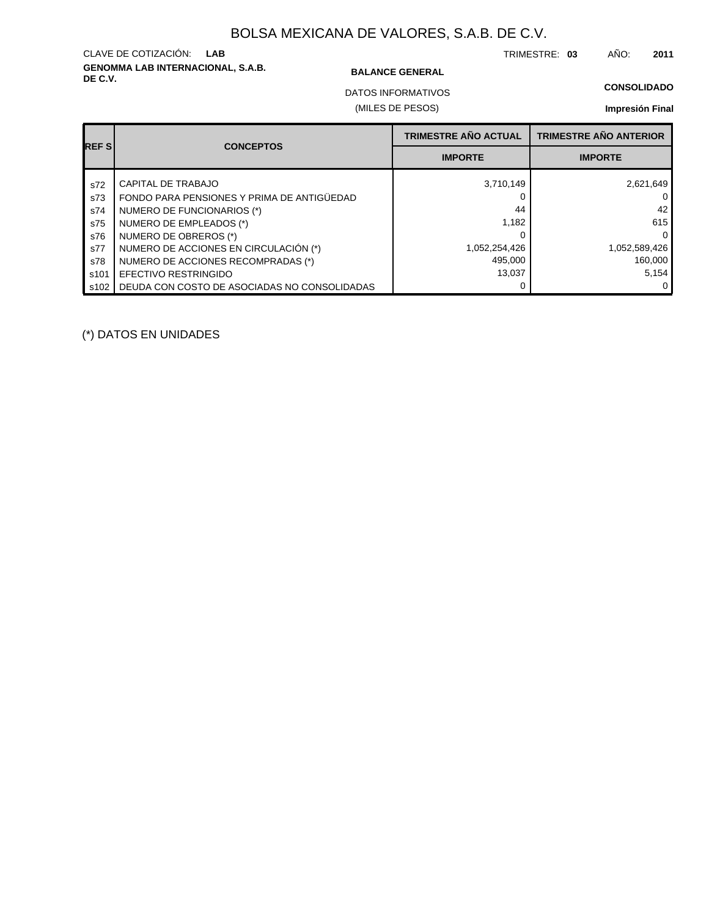# BOLSA MEXICANA DE VALORES, S.A.B. DE C.V.

CLAVE DE COTIZACIÓN: **LAB**

TRIMESTRE: **03** AÑO: **2011**

**GENOMMA LAB INTERNACIONAL, S.A.B. DE C.V.**

**BALANCE GENERAL**

DATOS INFORMATIVOS

(MILES DE PESOS)

**CONSOLIDADO**

**Impresión Final**

| REF S | CONCEPTOS | TRIMESTRE AÑO ACTUAL | TRIMESTRE AÑO ANTERIOR |
|---|---|---|---|
| | | IMPORTE | IMPORTE |
| s72 | CAPITAL DE TRABAJO | 3,710,149 | 2,621,649 |
| s73 | FONDO PARA PENSIONES Y PRIMA DE ANTIGÜEDAD | 0 | 0 |
| s74 | NUMERO DE FUNCIONARIOS (*) | 44 | 42 |
| s75 | NUMERO DE EMPLEADOS (*) | 1,182 | 615 |
| s76 | NUMERO DE OBREROS (*) | 0 | 0 |
| s77 | NUMERO DE ACCIONES EN CIRCULACIÓN (*) | 1,052,254,426 | 1,052,589,426 |
| s78 | NUMERO DE ACCIONES RECOMPRADAS (*) | 495,000 | 160,000 |
| s101 | EFECTIVO RESTRINGIDO | 13,037 | 5,154 |
| s102 | DEUDA CON COSTO DE ASOCIADAS NO CONSOLIDADAS | 0 | 0 |

(*) DATOS EN UNIDADES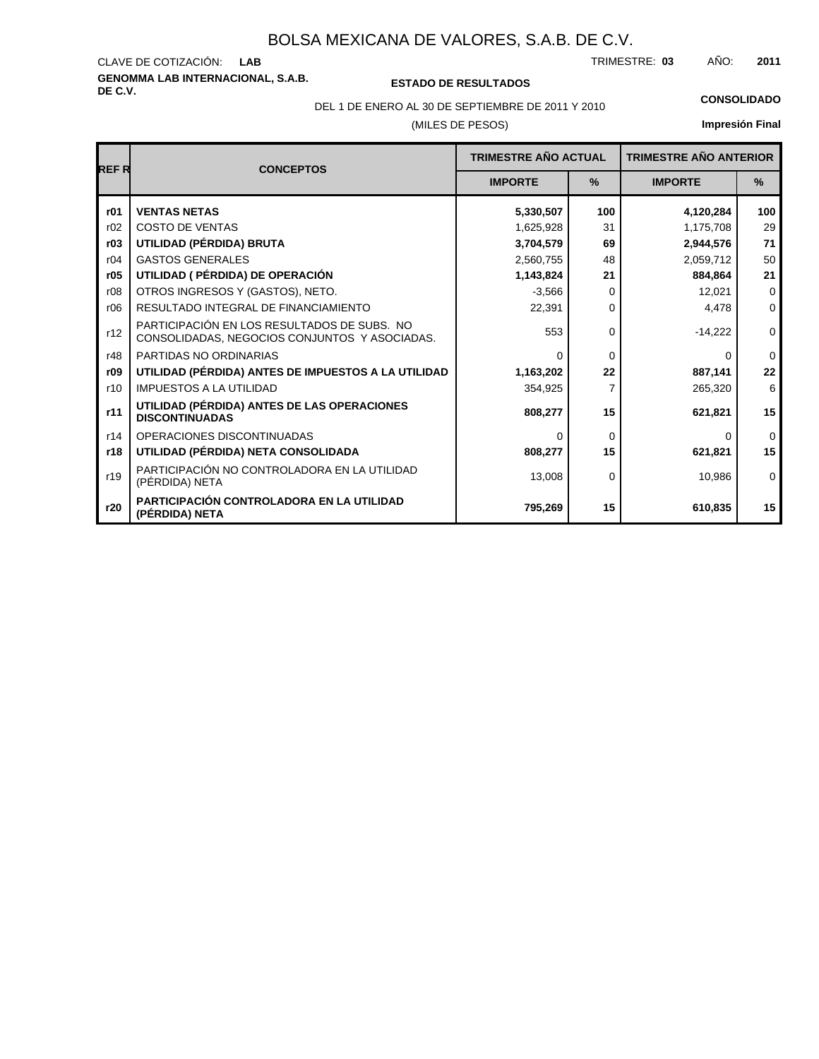# BOLSA MEXICANA DE VALORES, S.A.B. DE C.V.

CLAVE DE COTIZACIÓN: **LAB**

TRIMESTRE: **03** AÑO: **2011**

**GENOMMA LAB INTERNACIONAL, S.A.B. DE C.V.**

**ESTADO DE RESULTADOS**

**CONSOLIDADO**

DEL 1 DE ENERO AL 30 DE SEPTIEMBRE DE 2011 Y 2010

(MILES DE PESOS)

**Impresión Final**

| REF R | CONCEPTOS | TRIMESTRE AÑO ACTUAL | | TRIMESTRE AÑO ANTERIOR | |
|---|---|---|---|---|---|
| | | IMPORTE | % | IMPORTE | % |
| **r01** | **VENTAS NETAS** | **5,330,507** | **100** | **4,120,284** | **100** |
| r02 | COSTO DE VENTAS | 1,625,928 | 31 | 1,175,708 | 29 |
| **r03** | **UTILIDAD (PÉRDIDA) BRUTA** | **3,704,579** | **69** | **2,944,576** | **71** |
| r04 | GASTOS GENERALES | 2,560,755 | 48 | 2,059,712 | 50 |
| **r05** | **UTILIDAD ( PÉRDIDA) DE OPERACIÓN** | **1,143,824** | **21** | **884,864** | **21** |
| r08 | OTROS INGRESOS Y (GASTOS), NETO. | -3,566 | 0 | 12,021 | 0 |
| r06 | RESULTADO INTEGRAL DE FINANCIAMIENTO | 22,391 | 0 | 4,478 | 0 |
| r12 | PARTICIPACIÓN EN LOS RESULTADOS DE SUBS. NO CONSOLIDADAS, NEGOCIOS CONJUNTOS Y ASOCIADAS. | 553 | 0 | -14,222 | 0 |
| r48 | PARTIDAS NO ORDINARIAS | 0 | 0 | 0 | 0 |
| **r09** | **UTILIDAD (PÉRDIDA) ANTES DE IMPUESTOS A LA UTILIDAD** | **1,163,202** | **22** | **887,141** | **22** |
| r10 | IMPUESTOS A LA UTILIDAD | 354,925 | 7 | 265,320 | 6 |
| **r11** | **UTILIDAD (PÉRDIDA) ANTES DE LAS OPERACIONES DISCONTINUADAS** | **808,277** | **15** | **621,821** | **15** |
| r14 | OPERACIONES DISCONTINUADAS | 0 | 0 | 0 | 0 |
| **r18** | **UTILIDAD (PÉRDIDA) NETA CONSOLIDADA** | **808,277** | **15** | **621,821** | **15** |
| r19 | PARTICIPACIÓN NO CONTROLADORA EN LA UTILIDAD (PÉRDIDA) NETA | 13,008 | 0 | 10,986 | 0 |
| **r20** | **PARTICIPACIÓN CONTROLADORA EN LA UTILIDAD (PÉRDIDA) NETA** | **795,269** | **15** | **610,835** | **15** |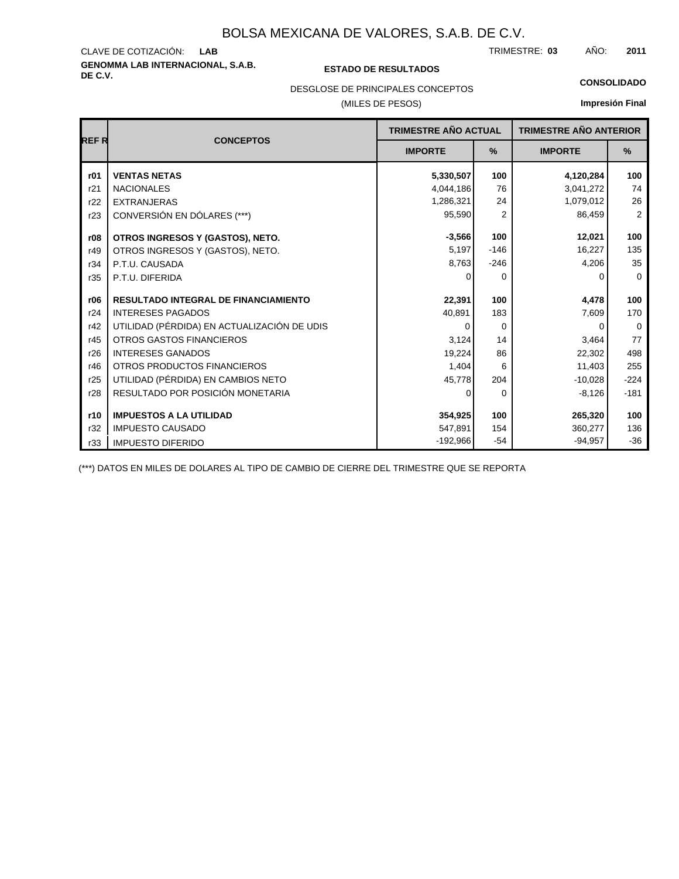# BOLSA MEXICANA DE VALORES, S.A.B. DE C.V.

CLAVE DE COTIZACIÓN: **LAB** TRIMESTRE: **03** AÑO: **2011**

**GENOMMA LAB INTERNACIONAL, S.A.B. DE C.V.**

**ESTADO DE RESULTADOS**

**CONSOLIDADO**

DESGLOSE DE PRINCIPALES CONCEPTOS

(MILES DE PESOS)

**Impresión Final**

| REF R | CONCEPTOS | TRIMESTRE AÑO ACTUAL | | TRIMESTRE AÑO ANTERIOR | |
|---|---|---|---|---|---|
| | | IMPORTE | % | IMPORTE | % |
| **r01** | **VENTAS NETAS** | **5,330,507** | **100** | **4,120,284** | **100** |
| r21 | NACIONALES | 4,044,186 | 76 | 3,041,272 | 74 |
| r22 | EXTRANJERAS | 1,286,321 | 24 | 1,079,012 | 26 |
| r23 | CONVERSIÓN EN DÓLARES (***) | 95,590 | 2 | 86,459 | 2 |
| **r08** | **OTROS INGRESOS Y (GASTOS), NETO.** | **-3,566** | **100** | **12,021** | **100** |
| r49 | OTROS INGRESOS Y (GASTOS), NETO. | 5,197 | -146 | 16,227 | 135 |
| r34 | P.T.U. CAUSADA | 8,763 | -246 | 4,206 | 35 |
| r35 | P.T.U. DIFERIDA | 0 | 0 | 0 | 0 |
| **r06** | **RESULTADO INTEGRAL DE FINANCIAMIENTO** | **22,391** | **100** | **4,478** | **100** |
| r24 | INTERESES PAGADOS | 40,891 | 183 | 7,609 | 170 |
| r42 | UTILIDAD (PÉRDIDA) EN ACTUALIZACIÓN DE UDIS | 0 | 0 | 0 | 0 |
| r45 | OTROS GASTOS FINANCIEROS | 3,124 | 14 | 3,464 | 77 |
| r26 | INTERESES GANADOS | 19,224 | 86 | 22,302 | 498 |
| r46 | OTROS PRODUCTOS FINANCIEROS | 1,404 | 6 | 11,403 | 255 |
| r25 | UTILIDAD (PÉRDIDA) EN CAMBIOS NETO | 45,778 | 204 | -10,028 | -224 |
| r28 | RESULTADO POR POSICIÓN MONETARIA | 0 | 0 | -8,126 | -181 |
| **r10** | **IMPUESTOS A LA UTILIDAD** | **354,925** | **100** | **265,320** | **100** |
| r32 | IMPUESTO CAUSADO | 547,891 | 154 | 360,277 | 136 |
| r33 | IMPUESTO DIFERIDO | -192,966 | -54 | -94,957 | -36 |

(***) DATOS EN MILES DE DOLARES AL TIPO DE CAMBIO DE CIERRE DEL TRIMESTRE QUE SE REPORTA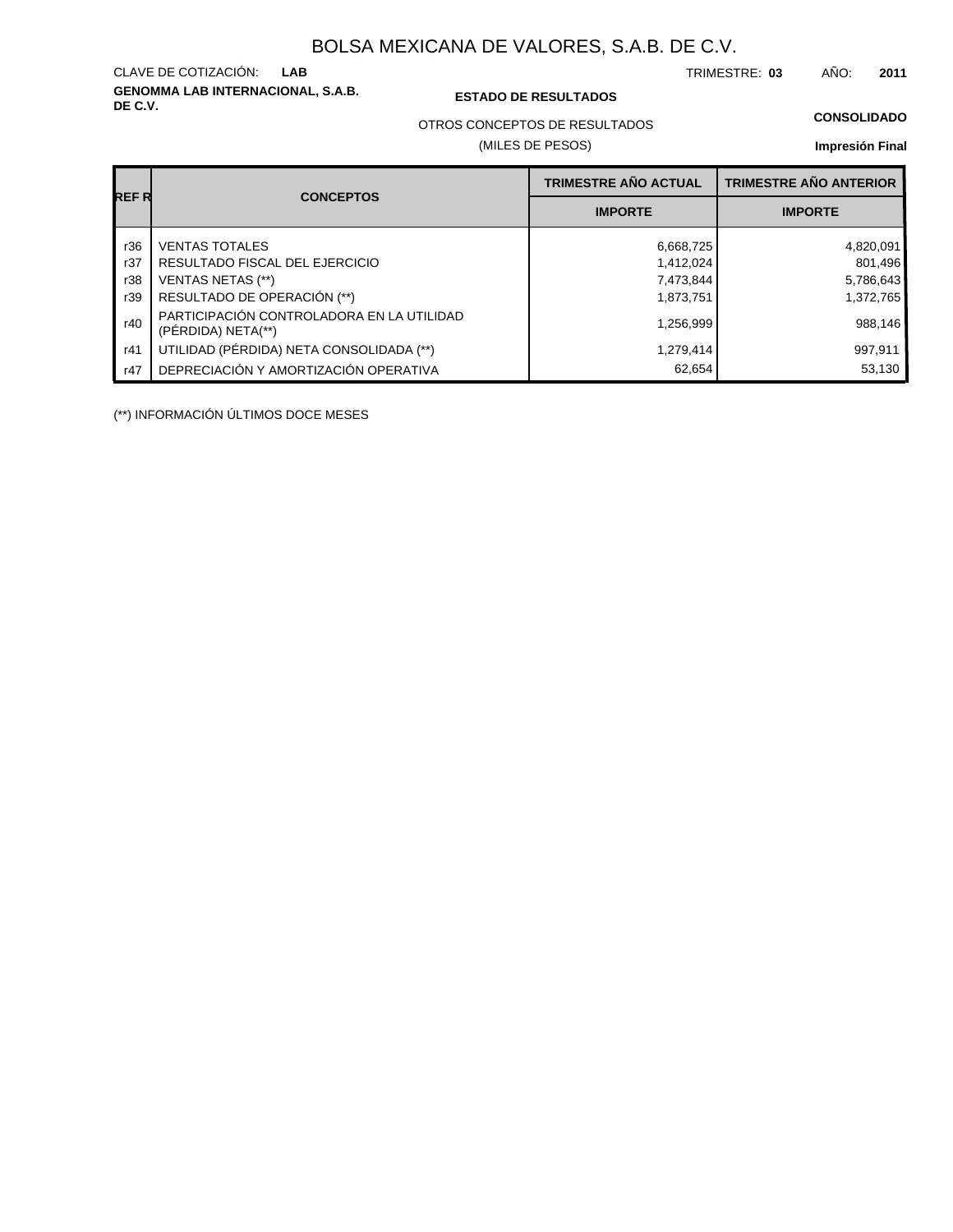# BOLSA MEXICANA DE VALORES, S.A.B. DE C.V.

CLAVE DE COTIZACIÓN: **LAB**

TRIMESTRE: **03** AÑO: **2011**

**GENOMMA LAB INTERNACIONAL, S.A.B. DE C.V.**

**ESTADO DE RESULTADOS**

OTROS CONCEPTOS DE RESULTADOS

(MILES DE PESOS)

**CONSOLIDADO**

**Impresión Final**

| REF R | CONCEPTOS | TRIMESTRE AÑO ACTUAL | TRIMESTRE AÑO ANTERIOR |
|---|---|---|---|
| | | IMPORTE | IMPORTE |
| r36 | VENTAS TOTALES | 6,668,725 | 4,820,091 |
| r37 | RESULTADO FISCAL DEL EJERCICIO | 1,412,024 | 801,496 |
| r38 | VENTAS NETAS (**) | 7,473,844 | 5,786,643 |
| r39 | RESULTADO DE OPERACIÓN (**) | 1,873,751 | 1,372,765 |
| r40 | PARTICIPACIÓN CONTROLADORA EN LA UTILIDAD (PÉRDIDA) NETA(**) | 1,256,999 | 988,146 |
| r41 | UTILIDAD (PÉRDIDA) NETA CONSOLIDADA (**) | 1,279,414 | 997,911 |
| r47 | DEPRECIACIÓN Y AMORTIZACIÓN OPERATIVA | 62,654 | 53,130 |

(**) INFORMACIÓN ÚLTIMOS DOCE MESES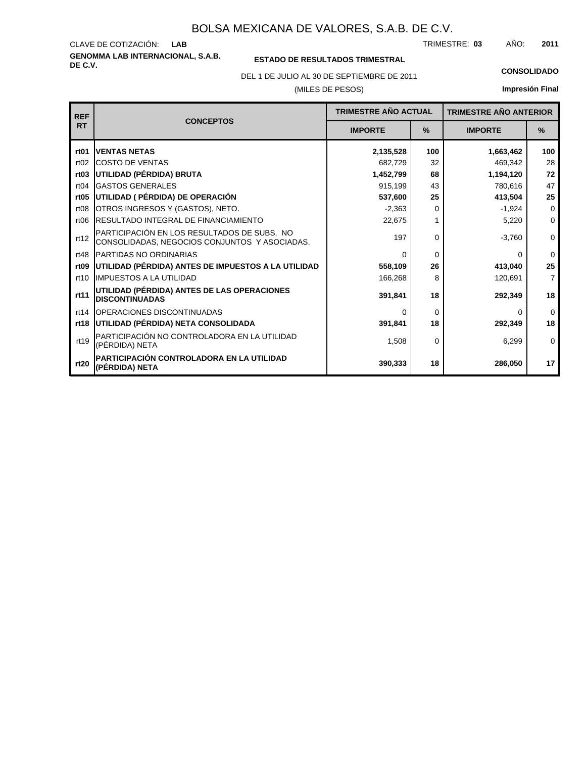# BOLSA MEXICANA DE VALORES, S.A.B. DE C.V.

CLAVE DE COTIZACIÓN: **LAB**

TRIMESTRE: **03** AÑO: **2011**

**GENOMMA LAB INTERNACIONAL, S.A.B. DE C.V.**

**ESTADO DE RESULTADOS TRIMESTRAL**

DEL 1 DE JULIO AL 30 DE SEPTIEMBRE DE 2011

(MILES DE PESOS)

**CONSOLIDADO**

**Impresión Final**

| REF RT | CONCEPTOS | TRIMESTRE AÑO ACTUAL | | TRIMESTRE AÑO ANTERIOR | |
|---|---|---|---|---|---|
| | | IMPORTE | % | IMPORTE | % |
| **rt01** | **VENTAS NETAS** | **2,135,528** | **100** | **1,663,462** | **100** |
| rt02 | COSTO DE VENTAS | 682,729 | 32 | 469,342 | 28 |
| **rt03** | **UTILIDAD (PÉRDIDA) BRUTA** | **1,452,799** | **68** | **1,194,120** | **72** |
| rt04 | GASTOS GENERALES | 915,199 | 43 | 780,616 | 47 |
| **rt05** | **UTILIDAD ( PÉRDIDA) DE OPERACIÓN** | **537,600** | **25** | **413,504** | **25** |
| rt08 | OTROS INGRESOS Y (GASTOS), NETO. | -2,363 | 0 | -1,924 | 0 |
| rt06 | RESULTADO INTEGRAL DE FINANCIAMIENTO | 22,675 | 1 | 5,220 | 0 |
| rt12 | PARTICIPACIÓN EN LOS RESULTADOS DE SUBS. NO CONSOLIDADAS, NEGOCIOS CONJUNTOS Y ASOCIADAS. | 197 | 0 | -3,760 | 0 |
| rt48 | PARTIDAS NO ORDINARIAS | 0 | 0 | 0 | 0 |
| **rt09** | **UTILIDAD (PÉRDIDA) ANTES DE IMPUESTOS A LA UTILIDAD** | **558,109** | **26** | **413,040** | **25** |
| rt10 | IMPUESTOS A LA UTILIDAD | 166,268 | 8 | 120,691 | 7 |
| **rt11** | **UTILIDAD (PÉRDIDA) ANTES DE LAS OPERACIONES DISCONTINUADAS** | **391,841** | **18** | **292,349** | **18** |
| rt14 | OPERACIONES DISCONTINUADAS | 0 | 0 | 0 | 0 |
| **rt18** | **UTILIDAD (PÉRDIDA) NETA CONSOLIDADA** | **391,841** | **18** | **292,349** | **18** |
| rt19 | PARTICIPACIÓN NO CONTROLADORA EN LA UTILIDAD (PÉRDIDA) NETA | 1,508 | 0 | 6,299 | 0 |
| **rt20** | **PARTICIPACIÓN CONTROLADORA EN LA UTILIDAD (PÉRDIDA) NETA** | **390,333** | **18** | **286,050** | **17** |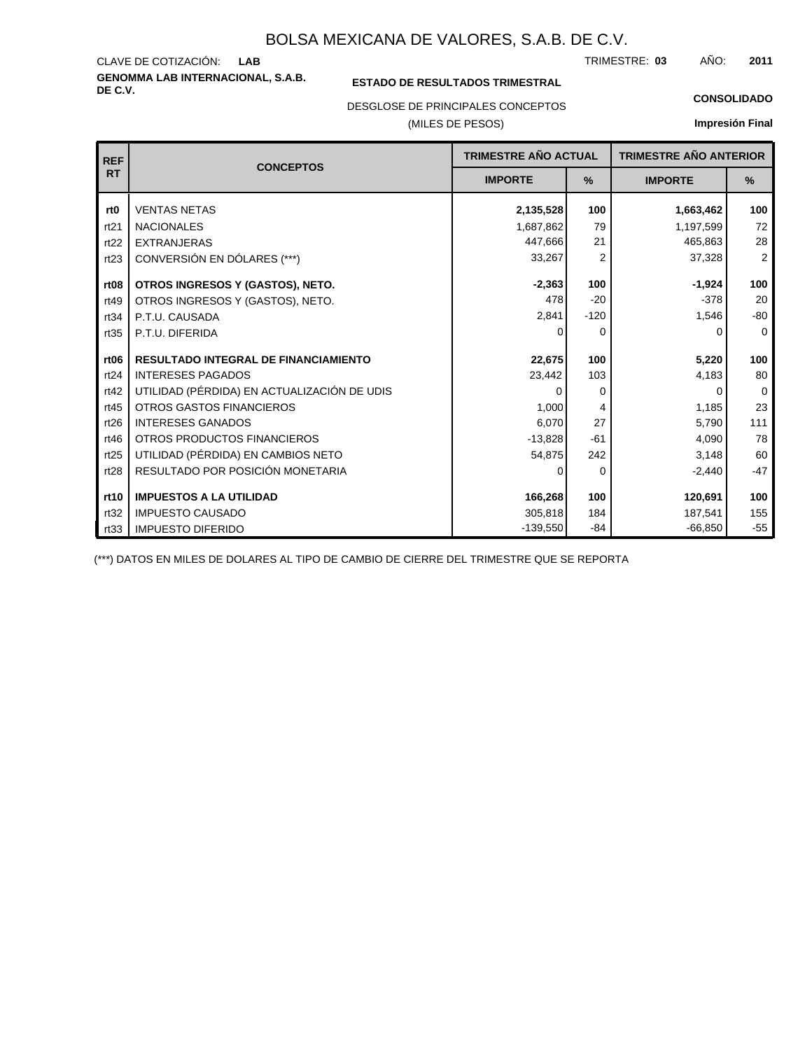# BOLSA MEXICANA DE VALORES, S.A.B. DE C.V.

CLAVE DE COTIZACIÓN: **LAB** TRIMESTRE: **03** AÑO: **2011**

**GENOMMA LAB INTERNACIONAL, S.A.B. DE C.V.**

**ESTADO DE RESULTADOS TRIMESTRAL**

**CONSOLIDADO**

DESGLOSE DE PRINCIPALES CONCEPTOS

(MILES DE PESOS)

**Impresión Final**

| REF RT | CONCEPTOS | TRIMESTRE AÑO ACTUAL | | TRIMESTRE AÑO ANTERIOR | |
|---|---|---|---|---|---|
| | | IMPORTE | % | IMPORTE | % |
| **rt0** | VENTAS NETAS | **2,135,528** | **100** | **1,663,462** | **100** |
| rt21 | NACIONALES | 1,687,862 | 79 | 1,197,599 | 72 |
| rt22 | EXTRANJERAS | 447,666 | 21 | 465,863 | 28 |
| rt23 | CONVERSIÓN EN DÓLARES (***) | 33,267 | 2 | 37,328 | 2 |
| **rt08** | **OTROS INGRESOS Y (GASTOS), NETO.** | **-2,363** | **100** | **-1,924** | **100** |
| rt49 | OTROS INGRESOS Y (GASTOS), NETO. | 478 | -20 | -378 | 20 |
| rt34 | P.T.U. CAUSADA | 2,841 | -120 | 1,546 | -80 |
| rt35 | P.T.U. DIFERIDA | 0 | 0 | 0 | 0 |
| **rt06** | **RESULTADO INTEGRAL DE FINANCIAMIENTO** | **22,675** | **100** | **5,220** | **100** |
| rt24 | INTERESES PAGADOS | 23,442 | 103 | 4,183 | 80 |
| rt42 | UTILIDAD (PÉRDIDA) EN ACTUALIZACIÓN DE UDIS | 0 | 0 | 0 | 0 |
| rt45 | OTROS GASTOS FINANCIEROS | 1,000 | 4 | 1,185 | 23 |
| rt26 | INTERESES GANADOS | 6,070 | 27 | 5,790 | 111 |
| rt46 | OTROS PRODUCTOS FINANCIEROS | -13,828 | -61 | 4,090 | 78 |
| rt25 | UTILIDAD (PÉRDIDA) EN CAMBIOS NETO | 54,875 | 242 | 3,148 | 60 |
| rt28 | RESULTADO POR POSICIÓN MONETARIA | 0 | 0 | -2,440 | -47 |
| **rt10** | **IMPUESTOS A LA UTILIDAD** | **166,268** | **100** | **120,691** | **100** |
| rt32 | IMPUESTO CAUSADO | 305,818 | 184 | 187,541 | 155 |
| rt33 | IMPUESTO DIFERIDO | -139,550 | -84 | -66,850 | -55 |

(***) DATOS EN MILES DE DOLARES AL TIPO DE CAMBIO DE CIERRE DEL TRIMESTRE QUE SE REPORTA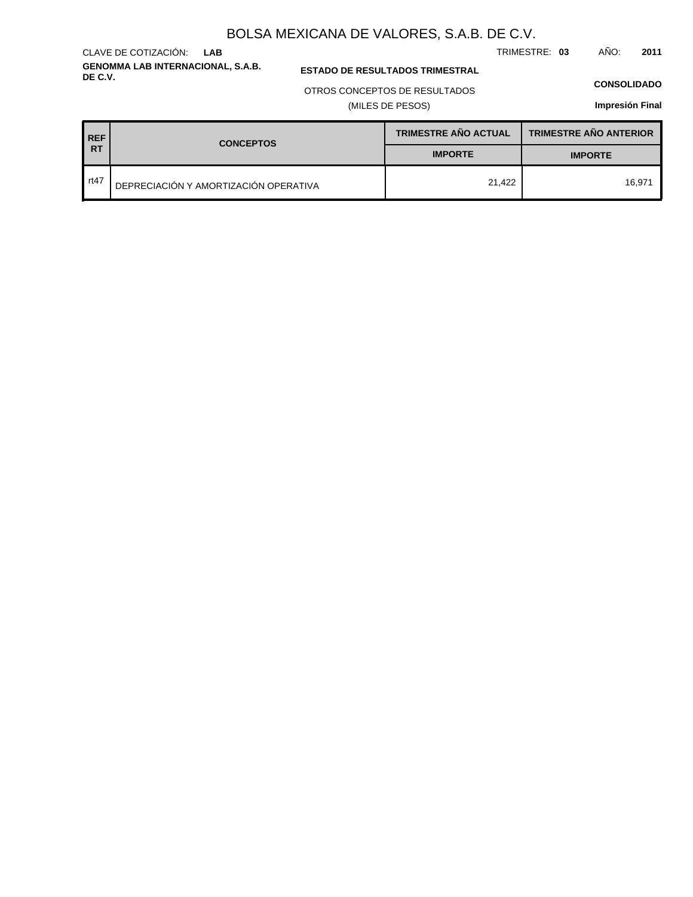# BOLSA MEXICANA DE VALORES, S.A.B. DE C.V.

CLAVE DE COTIZACIÓN: **LAB**

TRIMESTRE: **03** AÑO: **2011**

**GENOMMA LAB INTERNACIONAL, S.A.B. DE C.V.**

**ESTADO DE RESULTADOS TRIMESTRAL**

OTROS CONCEPTOS DE RESULTADOS

(MILES DE PESOS)

**CONSOLIDADO**

**Impresión Final**

| REF RT | CONCEPTOS | TRIMESTRE AÑO ACTUAL | TRIMESTRE AÑO ANTERIOR |
|---|---|---|---|
| | | IMPORTE | IMPORTE |
| rt47 | DEPRECIACIÓN Y AMORTIZACIÓN OPERATIVA | 21,422 | 16,971 |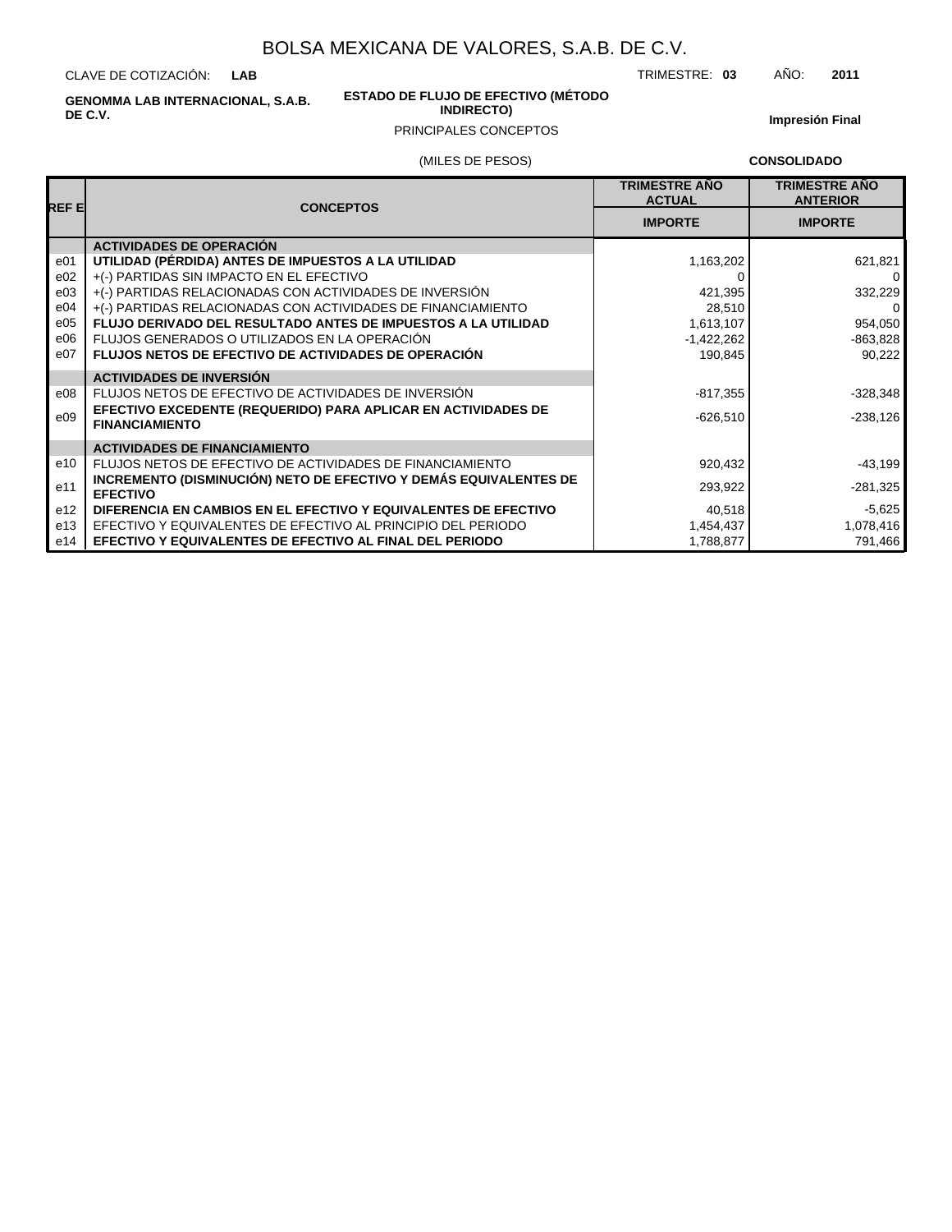# BOLSA MEXICANA DE VALORES, S.A.B. DE C.V.

CLAVE DE COTIZACIÓN: **LAB**

TRIMESTRE: **03** AÑO: **2011**

**GENOMMA LAB INTERNACIONAL, S.A.B. DE C.V.**

**ESTADO DE FLUJO DE EFECTIVO (MÉTODO INDIRECTO)**

PRINCIPALES CONCEPTOS

**Impresión Final**

(MILES DE PESOS)

**CONSOLIDADO**

| REF E | CONCEPTOS | TRIMESTRE AÑO ACTUAL | TRIMESTRE AÑO ANTERIOR |
|---|---|---|---|
| | | **IMPORTE** | **IMPORTE** |
| | **ACTIVIDADES DE OPERACIÓN** | | |
| e01 | **UTILIDAD (PÉRDIDA) ANTES DE IMPUESTOS A LA UTILIDAD** | 1,163,202 | 621,821 |
| e02 | +(-) PARTIDAS SIN IMPACTO EN EL EFECTIVO | 0 | 0 |
| e03 | +(-) PARTIDAS RELACIONADAS CON ACTIVIDADES DE INVERSIÓN | 421,395 | 332,229 |
| e04 | +(-) PARTIDAS RELACIONADAS CON ACTIVIDADES DE FINANCIAMIENTO | 28,510 | 0 |
| e05 | **FLUJO DERIVADO DEL RESULTADO ANTES DE IMPUESTOS A LA UTILIDAD** | 1,613,107 | 954,050 |
| e06 | FLUJOS GENERADOS O UTILIZADOS EN LA OPERACIÓN | -1,422,262 | -863,828 |
| e07 | **FLUJOS NETOS DE EFECTIVO DE ACTIVIDADES DE OPERACIÓN** | 190,845 | 90,222 |
| | **ACTIVIDADES DE INVERSIÓN** | | |
| e08 | FLUJOS NETOS DE EFECTIVO DE ACTIVIDADES DE INVERSIÓN | -817,355 | -328,348 |
| e09 | **EFECTIVO EXCEDENTE (REQUERIDO) PARA APLICAR EN ACTIVIDADES DE FINANCIAMIENTO** | -626,510 | -238,126 |
| | **ACTIVIDADES DE FINANCIAMIENTO** | | |
| e10 | FLUJOS NETOS DE EFECTIVO DE ACTIVIDADES DE FINANCIAMIENTO | 920,432 | -43,199 |
| e11 | **INCREMENTO (DISMINUCIÓN) NETO DE EFECTIVO Y DEMÁS EQUIVALENTES DE EFECTIVO** | 293,922 | -281,325 |
| e12 | **DIFERENCIA EN CAMBIOS EN EL EFECTIVO Y EQUIVALENTES DE EFECTIVO** | 40,518 | -5,625 |
| e13 | EFECTIVO Y EQUIVALENTES DE EFECTIVO AL PRINCIPIO DEL PERIODO | 1,454,437 | 1,078,416 |
| e14 | **EFECTIVO Y EQUIVALENTES DE EFECTIVO AL FINAL DEL PERIODO** | 1,788,877 | 791,466 |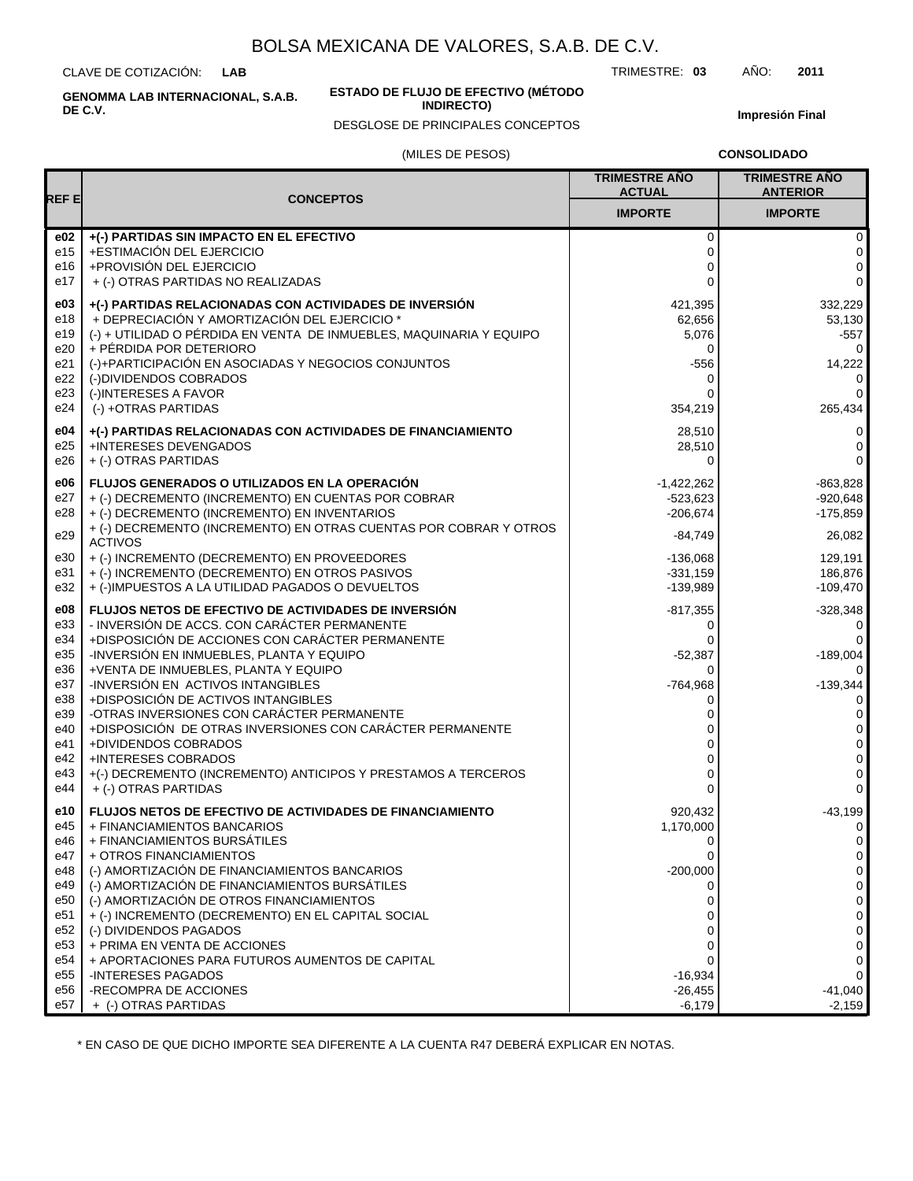# BOLSA MEXICANA DE VALORES, S.A.B. DE C.V.

CLAVE DE COTIZACIÓN: **LAB**

TRIMESTRE: **03** AÑO: **2011**

**GENOMMA LAB INTERNACIONAL, S.A.B. DE C.V.**

**ESTADO DE FLUJO DE EFECTIVO (MÉTODO INDIRECTO)**

DESGLOSE DE PRINCIPALES CONCEPTOS

**Impresión Final**

(MILES DE PESOS)

**CONSOLIDADO**

| REF E | CONCEPTOS | TRIMESTRE AÑO ACTUAL | TRIMESTRE AÑO ANTERIOR |
|---|---|---|---|
| | | IMPORTE | IMPORTE |
| **e02** | **+(-) PARTIDAS SIN IMPACTO EN EL EFECTIVO** | 0 | 0 |
| e15 | +ESTIMACIÓN DEL EJERCICIO | 0 | 0 |
| e16 | +PROVISIÓN DEL EJERCICIO | 0 | 0 |
| e17 | + (-) OTRAS PARTIDAS NO REALIZADAS | 0 | 0 |
| **e03** | **+(-) PARTIDAS RELACIONADAS CON ACTIVIDADES DE INVERSIÓN** | 421,395 | 332,229 |
| e18 | + DEPRECIACIÓN Y AMORTIZACIÓN DEL EJERCICIO * | 62,656 | 53,130 |
| e19 | (-) + UTILIDAD O PÉRDIDA EN VENTA DE INMUEBLES, MAQUINARIA Y EQUIPO | 5,076 | -557 |
| e20 | + PÉRDIDA POR DETERIORO | 0 | 0 |
| e21 | (-)+PARTICIPACIÓN EN ASOCIADAS Y NEGOCIOS CONJUNTOS | -556 | 14,222 |
| e22 | (-)DIVIDENDOS COBRADOS | 0 | 0 |
| e23 | (-)INTERESES A FAVOR | 0 | 0 |
| e24 | (-) +OTRAS PARTIDAS | 354,219 | 265,434 |
| **e04** | **+(-) PARTIDAS RELACIONADAS CON ACTIVIDADES DE FINANCIAMIENTO** | 28,510 | 0 |
| e25 | +INTERESES DEVENGADOS | 28,510 | 0 |
| e26 | + (-) OTRAS PARTIDAS | 0 | 0 |
| **e06** | **FLUJOS GENERADOS O UTILIZADOS EN LA OPERACIÓN** | -1,422,262 | -863,828 |
| e27 | + (-) DECREMENTO (INCREMENTO) EN CUENTAS POR COBRAR | -523,623 | -920,648 |
| e28 | + (-) DECREMENTO (INCREMENTO) EN INVENTARIOS | -206,674 | -175,859 |
| e29 | + (-) DECREMENTO (INCREMENTO) EN OTRAS CUENTAS POR COBRAR Y OTROS ACTIVOS | -84,749 | 26,082 |
| e30 | + (-) INCREMENTO (DECREMENTO) EN PROVEEDORES | -136,068 | 129,191 |
| e31 | + (-) INCREMENTO (DECREMENTO) EN OTROS PASIVOS | -331,159 | 186,876 |
| e32 | + (-)IMPUESTOS A LA UTILIDAD PAGADOS O DEVUELTOS | -139,989 | -109,470 |
| **e08** | **FLUJOS NETOS DE EFECTIVO DE ACTIVIDADES DE INVERSIÓN** | -817,355 | -328,348 |
| e33 | - INVERSIÓN DE ACCS. CON CARÁCTER PERMANENTE | 0 | 0 |
| e34 | +DISPOSICIÓN DE ACCIONES CON CARÁCTER PERMANENTE | 0 | 0 |
| e35 | -INVERSIÓN EN INMUEBLES, PLANTA Y EQUIPO | -52,387 | -189,004 |
| e36 | +VENTA DE INMUEBLES, PLANTA Y EQUIPO | 0 | 0 |
| e37 | -INVERSIÓN EN ACTIVOS INTANGIBLES | -764,968 | -139,344 |
| e38 | +DISPOSICIÓN DE ACTIVOS INTANGIBLES | 0 | 0 |
| e39 | -OTRAS INVERSIONES CON CARÁCTER PERMANENTE | 0 | 0 |
| e40 | +DISPOSICIÓN DE OTRAS INVERSIONES CON CARÁCTER PERMANENTE | 0 | 0 |
| e41 | +DIVIDENDOS COBRADOS | 0 | 0 |
| e42 | +INTERESES COBRADOS | 0 | 0 |
| e43 | +(-) DECREMENTO (INCREMENTO) ANTICIPOS Y PRESTAMOS A TERCEROS | 0 | 0 |
| e44 | + (-) OTRAS PARTIDAS | 0 | 0 |
| **e10** | **FLUJOS NETOS DE EFECTIVO DE ACTIVIDADES DE FINANCIAMIENTO** | 920,432 | -43,199 |
| e45 | + FINANCIAMIENTOS BANCARIOS | 1,170,000 | 0 |
| e46 | + FINANCIAMIENTOS BURSÁTILES | 0 | 0 |
| e47 | + OTROS FINANCIAMIENTOS | 0 | 0 |
| e48 | (-) AMORTIZACIÓN DE FINANCIAMIENTOS BANCARIOS | -200,000 | 0 |
| e49 | (-) AMORTIZACIÓN DE FINANCIAMIENTOS BURSÁTILES | 0 | 0 |
| e50 | (-) AMORTIZACIÓN DE OTROS FINANCIAMIENTOS | 0 | 0 |
| e51 | + (-) INCREMENTO (DECREMENTO) EN EL CAPITAL SOCIAL | 0 | 0 |
| e52 | (-) DIVIDENDOS PAGADOS | 0 | 0 |
| e53 | + PRIMA EN VENTA DE ACCIONES | 0 | 0 |
| e54 | + APORTACIONES PARA FUTUROS AUMENTOS DE CAPITAL | 0 | 0 |
| e55 | -INTERESES PAGADOS | -16,934 | 0 |
| e56 | -RECOMPRA DE ACCIONES | -26,455 | -41,040 |
| e57 | + (-) OTRAS PARTIDAS | -6,179 | -2,159 |

* EN CASO DE QUE DICHO IMPORTE SEA DIFERENTE A LA CUENTA R47 DEBERÁ EXPLICAR EN NOTAS.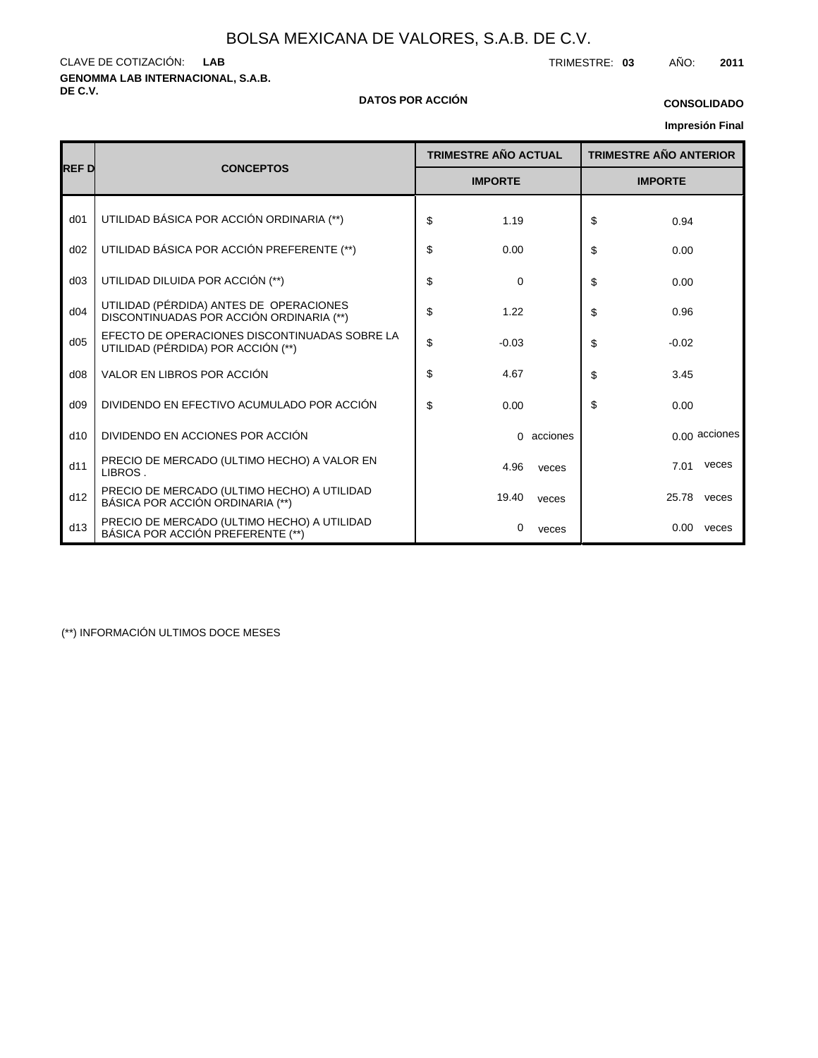# BOLSA MEXICANA DE VALORES, S.A.B. DE C.V.

CLAVE DE COTIZACIÓN: **LAB**

TRIMESTRE: **03** AÑO: **2011**

**GENOMMA LAB INTERNACIONAL, S.A.B. DE C.V.**

**DATOS POR ACCIÓN**

**CONSOLIDADO**

**Impresión Final**

| REF D | CONCEPTOS | TRIMESTRE AÑO ACTUAL | TRIMESTRE AÑO ANTERIOR |
|---|---|---|---|
| | | IMPORTE | IMPORTE |
| d01 | UTILIDAD BÁSICA POR ACCIÓN ORDINARIA (**) | $ 1.19 | $ 0.94 |
| d02 | UTILIDAD BÁSICA POR ACCIÓN PREFERENTE (**) | $ 0.00 | $ 0.00 |
| d03 | UTILIDAD DILUIDA POR ACCIÓN (**) | $ 0 | $ 0.00 |
| d04 | UTILIDAD (PÉRDIDA) ANTES DE OPERACIONES DISCONTINUADAS POR ACCIÓN ORDINARIA (**) | $ 1.22 | $ 0.96 |
| d05 | EFECTO DE OPERACIONES DISCONTINUADAS SOBRE LA UTILIDAD (PÉRDIDA) POR ACCIÓN (**) | $ -0.03 | $ -0.02 |
| d08 | VALOR EN LIBROS POR ACCIÓN | $ 4.67 | $ 3.45 |
| d09 | DIVIDENDO EN EFECTIVO ACUMULADO POR ACCIÓN | $ 0.00 | $ 0.00 |
| d10 | DIVIDENDO EN ACCIONES POR ACCIÓN | 0 acciones | 0.00 acciones |
| d11 | PRECIO DE MERCADO (ULTIMO HECHO) A VALOR EN LIBROS . | 4.96 veces | 7.01 veces |
| d12 | PRECIO DE MERCADO (ULTIMO HECHO) A UTILIDAD BÁSICA POR ACCIÓN ORDINARIA (**) | 19.40 veces | 25.78 veces |
| d13 | PRECIO DE MERCADO (ULTIMO HECHO) A UTILIDAD BÁSICA POR ACCIÓN PREFERENTE (**) | 0 veces | 0.00 veces |

(**) INFORMACIÓN ULTIMOS DOCE MESES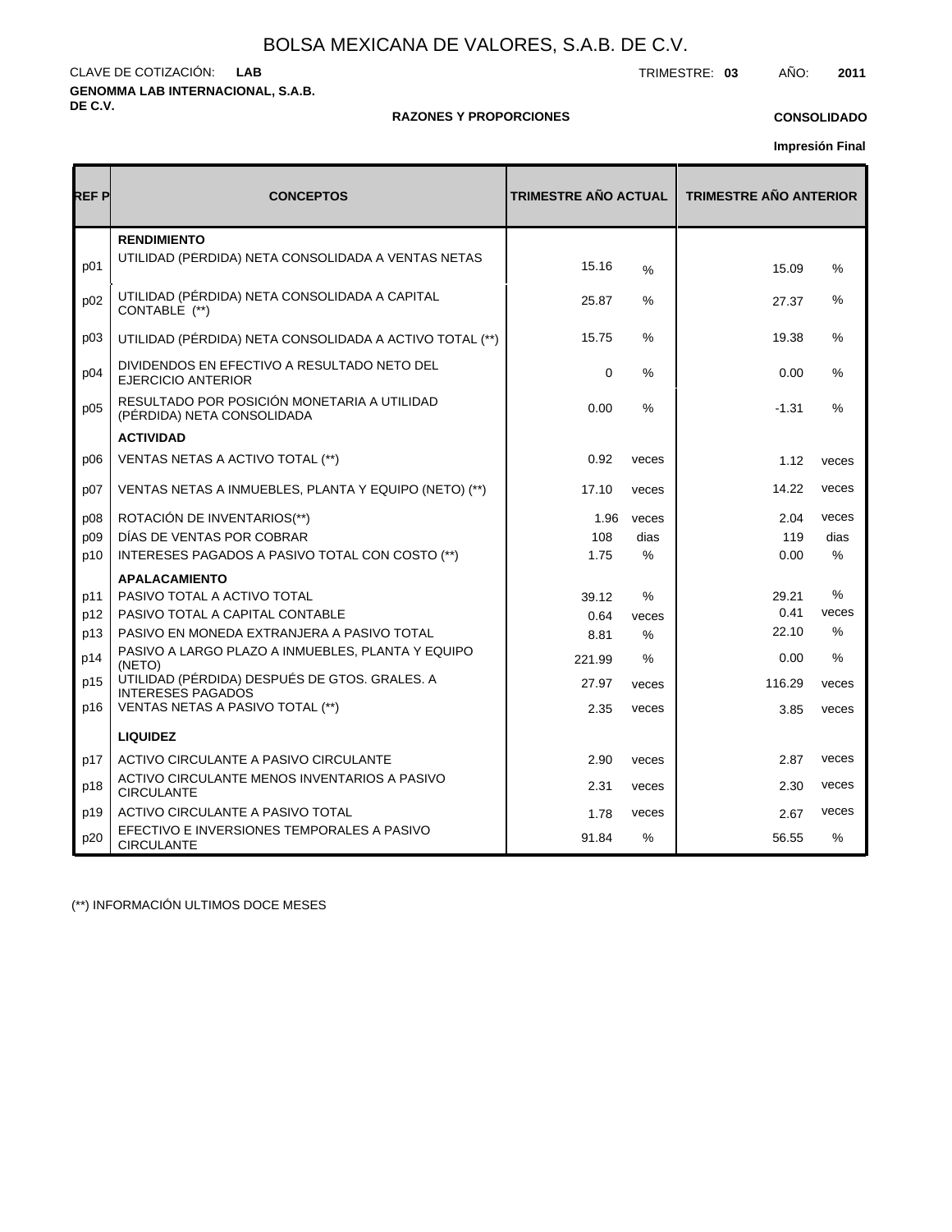# BOLSA MEXICANA DE VALORES, S.A.B. DE C.V.

CLAVE DE COTIZACIÓN: **LAB**

TRIMESTRE: **03** AÑO: **2011**

**GENOMMA LAB INTERNACIONAL, S.A.B. DE C.V.**

**RAZONES Y PROPORCIONES**

**CONSOLIDADO**

**Impresión Final**

| REF P | CONCEPTOS | TRIMESTRE AÑO ACTUAL | | TRIMESTRE AÑO ANTERIOR | |
|---|---|---|---|---|---|
| | **RENDIMIENTO** | | | | |
| p01 | UTILIDAD (PÉRDIDA) NETA CONSOLIDADA A VENTAS NETAS | 15.16 | % | 15.09 | % |
| p02 | UTILIDAD (PÉRDIDA) NETA CONSOLIDADA A CAPITAL CONTABLE (**) | 25.87 | % | 27.37 | % |
| p03 | UTILIDAD (PÉRDIDA) NETA CONSOLIDADA A ACTIVO TOTAL (**) | 15.75 | % | 19.38 | % |
| p04 | DIVIDENDOS EN EFECTIVO A RESULTADO NETO DEL EJERCICIO ANTERIOR | 0 | % | 0.00 | % |
| p05 | RESULTADO POR POSICIÓN MONETARIA A UTILIDAD (PÉRDIDA) NETA CONSOLIDADA | 0.00 | % | -1.31 | % |
| | **ACTIVIDAD** | | | | |
| p06 | VENTAS NETAS A ACTIVO TOTAL (**) | 0.92 | veces | 1.12 | veces |
| p07 | VENTAS NETAS A INMUEBLES, PLANTA Y EQUIPO (NETO) (**) | 17.10 | veces | 14.22 | veces |
| p08 | ROTACIÓN DE INVENTARIOS(**) | 1.96 | veces | 2.04 | veces |
| p09 | DÍAS DE VENTAS POR COBRAR | 108 | dias | 119 | dias |
| p10 | INTERESES PAGADOS A PASIVO TOTAL CON COSTO (**) | 1.75 | % | 0.00 | % |
| | **APALACAMIENTO** | | | | |
| p11 | PASIVO TOTAL A ACTIVO TOTAL | 39.12 | % | 29.21 | % |
| p12 | PASIVO TOTAL A CAPITAL CONTABLE | 0.64 | veces | 0.41 | veces |
| p13 | PASIVO EN MONEDA EXTRANJERA A PASIVO TOTAL | 8.81 | % | 22.10 | % |
| p14 | PASIVO A LARGO PLAZO A INMUEBLES, PLANTA Y EQUIPO (NETO) | 221.99 | % | 0.00 | % |
| p15 | UTILIDAD (PÉRDIDA) DESPUÉS DE GTOS. GRALES. A INTERESES PAGADOS | 27.97 | veces | 116.29 | veces |
| p16 | VENTAS NETAS A PASIVO TOTAL (**) | 2.35 | veces | 3.85 | veces |
| | **LIQUIDEZ** | | | | |
| p17 | ACTIVO CIRCULANTE A PASIVO CIRCULANTE | 2.90 | veces | 2.87 | veces |
| p18 | ACTIVO CIRCULANTE MENOS INVENTARIOS A PASIVO CIRCULANTE | 2.31 | veces | 2.30 | veces |
| p19 | ACTIVO CIRCULANTE A PASIVO TOTAL | 1.78 | veces | 2.67 | veces |
| p20 | EFECTIVO E INVERSIONES TEMPORALES A PASIVO CIRCULANTE | 91.84 | % | 56.55 | % |

(**) INFORMACIÓN ULTIMOS DOCE MESES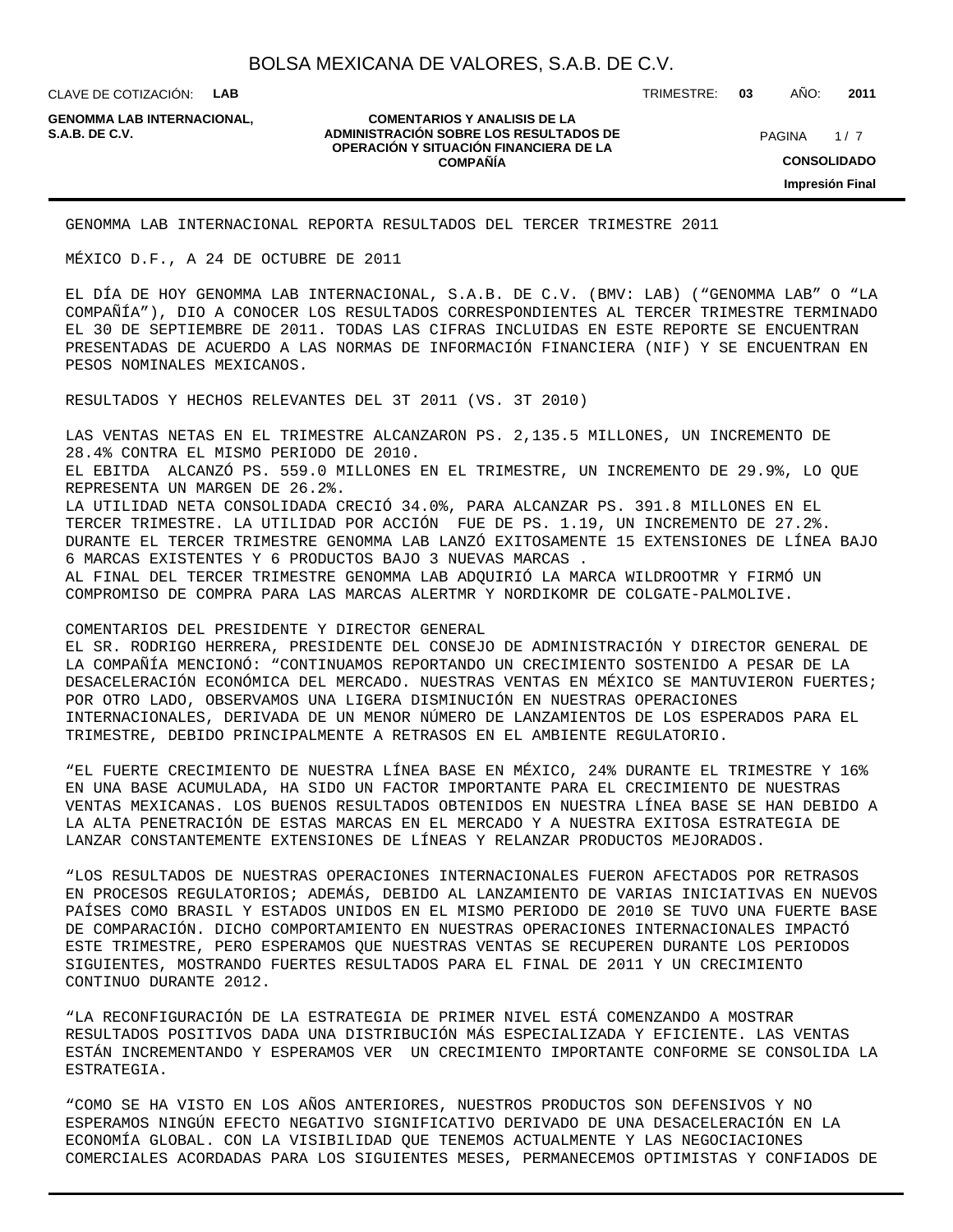GENOMMA LAB INTERNACIONAL REPORTA RESULTADOS DEL TERCER TRIMESTRE 2011

MÉXICO D.F., A 24 DE OCTUBRE DE 2011

EL DÍA DE HOY GENOMMA LAB INTERNACIONAL, S.A.B. DE C.V. (BMV: LAB) ("GENOMMA LAB" O "LA COMPAÑÍA"), DIO A CONOCER LOS RESULTADOS CORRESPONDIENTES AL TERCER TRIMESTRE TERMINADO EL 30 DE SEPTIEMBRE DE 2011. TODAS LAS CIFRAS INCLUIDAS EN ESTE REPORTE SE ENCUENTRAN PRESENTADAS DE ACUERDO A LAS NORMAS DE INFORMACIÓN FINANCIERA (NIF) Y SE ENCUENTRAN EN PESOS NOMINALES MEXICANOS.

RESULTADOS Y HECHOS RELEVANTES DEL 3T 2011 (VS. 3T 2010)

LAS VENTAS NETAS EN EL TRIMESTRE ALCANZARON PS. 2,135.5 MILLONES, UN INCREMENTO DE 28.4% CONTRA EL MISMO PERIODO DE 2010.
EL EBITDA ALCANZÓ PS. 559.0 MILLONES EN EL TRIMESTRE, UN INCREMENTO DE 29.9%, LO QUE REPRESENTA UN MARGEN DE 26.2%.
LA UTILIDAD NETA CONSOLIDADA CRECIÓ 34.0%, PARA ALCANZAR PS. 391.8 MILLONES EN EL TERCER TRIMESTRE. LA UTILIDAD POR ACCIÓN FUE DE PS. 1.19, UN INCREMENTO DE 27.2%.
DURANTE EL TERCER TRIMESTRE GENOMMA LAB LANZÓ EXITOSAMENTE 15 EXTENSIONES DE LÍNEA BAJO 6 MARCAS EXISTENTES Y 6 PRODUCTOS BAJO 3 NUEVAS MARCAS .
AL FINAL DEL TERCER TRIMESTRE GENOMMA LAB ADQUIRIÓ LA MARCA WILDROOTMR Y FIRMÓ UN COMPROMISO DE COMPRA PARA LAS MARCAS ALERTMR Y NORDIKOMR DE COLGATE-PALMOLIVE.

COMENTARIOS DEL PRESIDENTE Y DIRECTOR GENERAL
EL SR. RODRIGO HERRERA, PRESIDENTE DEL CONSEJO DE ADMINISTRACIÓN Y DIRECTOR GENERAL DE LA COMPAÑÍA MENCIONÓ: "CONTINUAMOS REPORTANDO UN CRECIMIENTO SOSTENIDO A PESAR DE LA DESACELERACIÓN ECONÓMICA DEL MERCADO. NUESTRAS VENTAS EN MÉXICO SE MANTUVIERON FUERTES; POR OTRO LADO, OBSERVAMOS UNA LIGERA DISMINUCIÓN EN NUESTRAS OPERACIONES INTERNACIONALES, DERIVADA DE UN MENOR NÚMERO DE LANZAMIENTOS DE LOS ESPERADOS PARA EL TRIMESTRE, DEBIDO PRINCIPALMENTE A RETRASOS EN EL AMBIENTE REGULATORIO.

"EL FUERTE CRECIMIENTO DE NUESTRA LÍNEA BASE EN MÉXICO, 24% DURANTE EL TRIMESTRE Y 16% EN UNA BASE ACUMULADA, HA SIDO UN FACTOR IMPORTANTE PARA EL CRECIMIENTO DE NUESTRAS VENTAS MEXICANAS. LOS BUENOS RESULTADOS OBTENIDOS EN NUESTRA LÍNEA BASE SE HAN DEBIDO A LA ALTA PENETRACIÓN DE ESTAS MARCAS EN EL MERCADO Y A NUESTRA EXITOSA ESTRATEGIA DE LANZAR CONSTANTEMENTE EXTENSIONES DE LÍNEAS Y RELANZAR PRODUCTOS MEJORADOS.

"LOS RESULTADOS DE NUESTRAS OPERACIONES INTERNACIONALES FUERON AFECTADOS POR RETRASOS EN PROCESOS REGULATORIOS; ADEMÁS, DEBIDO AL LANZAMIENTO DE VARIAS INICIATIVAS EN NUEVOS PAÍSES COMO BRASIL Y ESTADOS UNIDOS EN EL MISMO PERIODO DE 2010 SE TUVO UNA FUERTE BASE DE COMPARACIÓN. DICHO COMPORTAMIENTO EN NUESTRAS OPERACIONES INTERNACIONALES IMPACTÓ ESTE TRIMESTRE, PERO ESPERAMOS QUE NUESTRAS VENTAS SE RECUPEREN DURANTE LOS PERIODOS SIGUIENTES, MOSTRANDO FUERTES RESULTADOS PARA EL FINAL DE 2011 Y UN CRECIMIENTO CONTINUO DURANTE 2012.

"LA RECONFIGURACIÓN DE LA ESTRATEGIA DE PRIMER NIVEL ESTÁ COMENZANDO A MOSTRAR RESULTADOS POSITIVOS DADA UNA DISTRIBUCIÓN MÁS ESPECIALIZADA Y EFICIENTE. LAS VENTAS ESTÁN INCREMENTANDO Y ESPERAMOS VER UN CRECIMIENTO IMPORTANTE CONFORME SE CONSOLIDA LA ESTRATEGIA.

"COMO SE HA VISTO EN LOS AÑOS ANTERIORES, NUESTROS PRODUCTOS SON DEFENSIVOS Y NO ESPERAMOS NINGÚN EFECTO NEGATIVO SIGNIFICATIVO DERIVADO DE UNA DESACELERACIÓN EN LA ECONOMÍA GLOBAL. CON LA VISIBILIDAD QUE TENEMOS ACTUALMENTE Y LAS NEGOCIACIONES COMERCIALES ACORDADAS PARA LOS SIGUIENTES MESES, PERMANECEMOS OPTIMISTAS Y CONFIADOS DE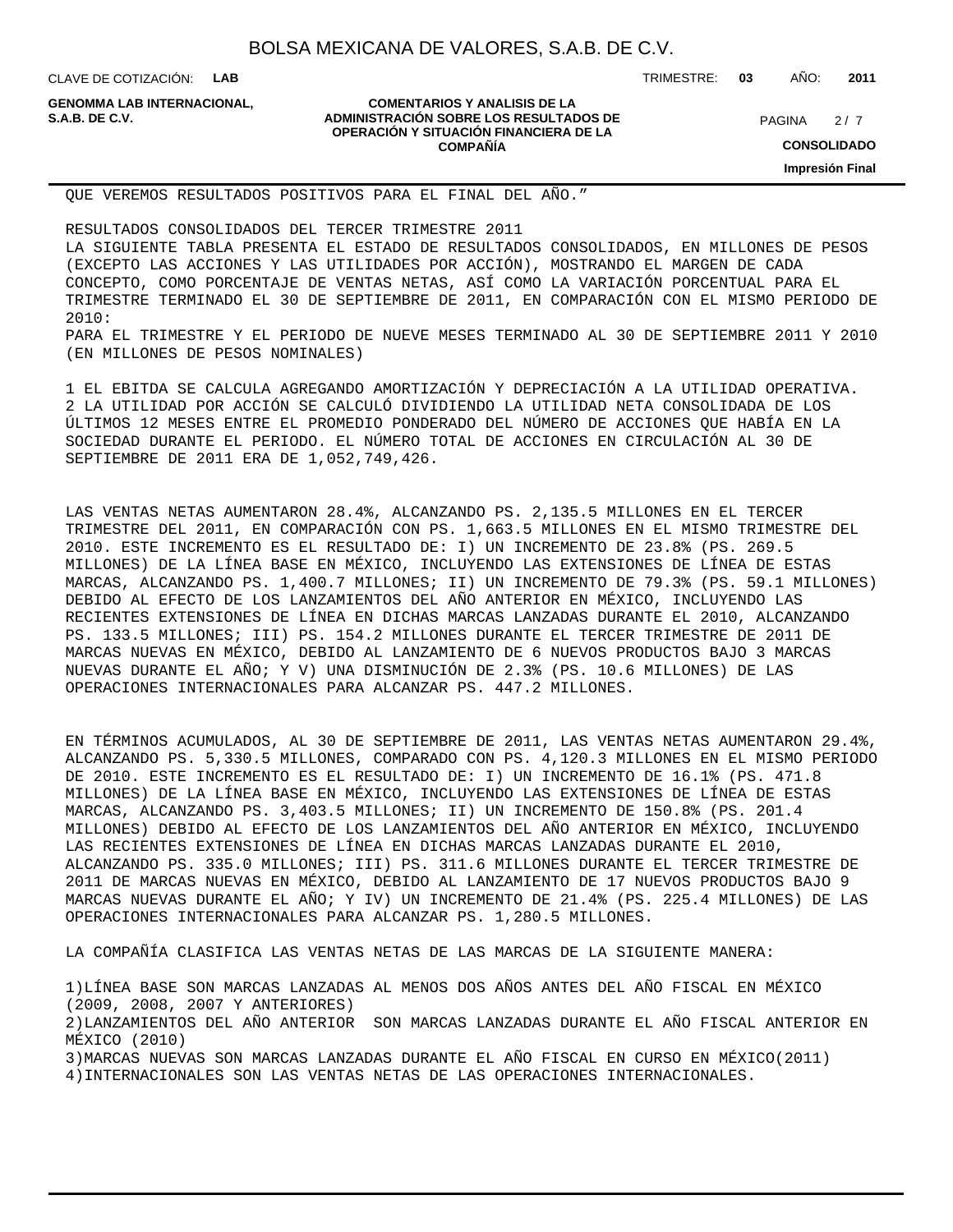QUE VEREMOS RESULTADOS POSITIVOS PARA EL FINAL DEL AÑO."

RESULTADOS CONSOLIDADOS DEL TERCER TRIMESTRE 2011

LA SIGUIENTE TABLA PRESENTA EL ESTADO DE RESULTADOS CONSOLIDADOS, EN MILLONES DE PESOS (EXCEPTO LAS ACCIONES Y LAS UTILIDADES POR ACCIÓN), MOSTRANDO EL MARGEN DE CADA CONCEPTO, COMO PORCENTAJE DE VENTAS NETAS, ASÍ COMO LA VARIACIÓN PORCENTUAL PARA EL TRIMESTRE TERMINADO EL 30 DE SEPTIEMBRE DE 2011, EN COMPARACIÓN CON EL MISMO PERIODO DE 2010:

PARA EL TRIMESTRE Y EL PERIODO DE NUEVE MESES TERMINADO AL 30 DE SEPTIEMBRE 2011 Y 2010 (EN MILLONES DE PESOS NOMINALES)

1 EL EBITDA SE CALCULA AGREGANDO AMORTIZACIÓN Y DEPRECIACIÓN A LA UTILIDAD OPERATIVA.
2 LA UTILIDAD POR ACCIÓN SE CALCULÓ DIVIDIENDO LA UTILIDAD NETA CONSOLIDADA DE LOS ÚLTIMOS 12 MESES ENTRE EL PROMEDIO PONDERADO DEL NÚMERO DE ACCIONES QUE HABÍA EN LA SOCIEDAD DURANTE EL PERIODO. EL NÚMERO TOTAL DE ACCIONES EN CIRCULACIÓN AL 30 DE SEPTIEMBRE DE 2011 ERA DE 1,052,749,426.

LAS VENTAS NETAS AUMENTARON 28.4%, ALCANZANDO PS. 2,135.5 MILLONES EN EL TERCER TRIMESTRE DEL 2011, EN COMPARACIÓN CON PS. 1,663.5 MILLONES EN EL MISMO TRIMESTRE DEL 2010. ESTE INCREMENTO ES EL RESULTADO DE: I) UN INCREMENTO DE 23.8% (PS. 269.5 MILLONES) DE LA LÍNEA BASE EN MÉXICO, INCLUYENDO LAS EXTENSIONES DE LÍNEA DE ESTAS MARCAS, ALCANZANDO PS. 1,400.7 MILLONES; II) UN INCREMENTO DE 79.3% (PS. 59.1 MILLONES) DEBIDO AL EFECTO DE LOS LANZAMIENTOS DEL AÑO ANTERIOR EN MÉXICO, INCLUYENDO LAS RECIENTES EXTENSIONES DE LÍNEA EN DICHAS MARCAS LANZADAS DURANTE EL 2010, ALCANZANDO PS. 133.5 MILLONES; III) PS. 154.2 MILLONES DURANTE EL TERCER TRIMESTRE DE 2011 DE MARCAS NUEVAS EN MÉXICO, DEBIDO AL LANZAMIENTO DE 6 NUEVOS PRODUCTOS BAJO 3 MARCAS NUEVAS DURANTE EL AÑO; Y V) UNA DISMINUCIÓN DE 2.3% (PS. 10.6 MILLONES) DE LAS OPERACIONES INTERNACIONALES PARA ALCANZAR PS. 447.2 MILLONES.

EN TÉRMINOS ACUMULADOS, AL 30 DE SEPTIEMBRE DE 2011, LAS VENTAS NETAS AUMENTARON 29.4%, ALCANZANDO PS. 5,330.5 MILLONES, COMPARADO CON PS. 4,120.3 MILLONES EN EL MISMO PERIODO DE 2010. ESTE INCREMENTO ES EL RESULTADO DE: I) UN INCREMENTO DE 16.1% (PS. 471.8 MILLONES) DE LA LÍNEA BASE EN MÉXICO, INCLUYENDO LAS EXTENSIONES DE LÍNEA DE ESTAS MARCAS, ALCANZANDO PS. 3,403.5 MILLONES; II) UN INCREMENTO DE 150.8% (PS. 201.4 MILLONES) DEBIDO AL EFECTO DE LOS LANZAMIENTOS DEL AÑO ANTERIOR EN MÉXICO, INCLUYENDO LAS RECIENTES EXTENSIONES DE LÍNEA EN DICHAS MARCAS LANZADAS DURANTE EL 2010, ALCANZANDO PS. 335.0 MILLONES; III) PS. 311.6 MILLONES DURANTE EL TERCER TRIMESTRE DE 2011 DE MARCAS NUEVAS EN MÉXICO, DEBIDO AL LANZAMIENTO DE 17 NUEVOS PRODUCTOS BAJO 9 MARCAS NUEVAS DURANTE EL AÑO; Y IV) UN INCREMENTO DE 21.4% (PS. 225.4 MILLONES) DE LAS OPERACIONES INTERNACIONALES PARA ALCANZAR PS. 1,280.5 MILLONES.

LA COMPAÑÍA CLASIFICA LAS VENTAS NETAS DE LAS MARCAS DE LA SIGUIENTE MANERA:

1) LÍNEA BASE SON MARCAS LANZADAS AL MENOS DOS AÑOS ANTES DEL AÑO FISCAL EN MÉXICO (2009, 2008, 2007 Y ANTERIORES)
2) LANZAMIENTOS DEL AÑO ANTERIOR SON MARCAS LANZADAS DURANTE EL AÑO FISCAL ANTERIOR EN MÉXICO (2010)
3) MARCAS NUEVAS SON MARCAS LANZADAS DURANTE EL AÑO FISCAL EN CURSO EN MÉXICO(2011)
4) INTERNACIONALES SON LAS VENTAS NETAS DE LAS OPERACIONES INTERNACIONALES.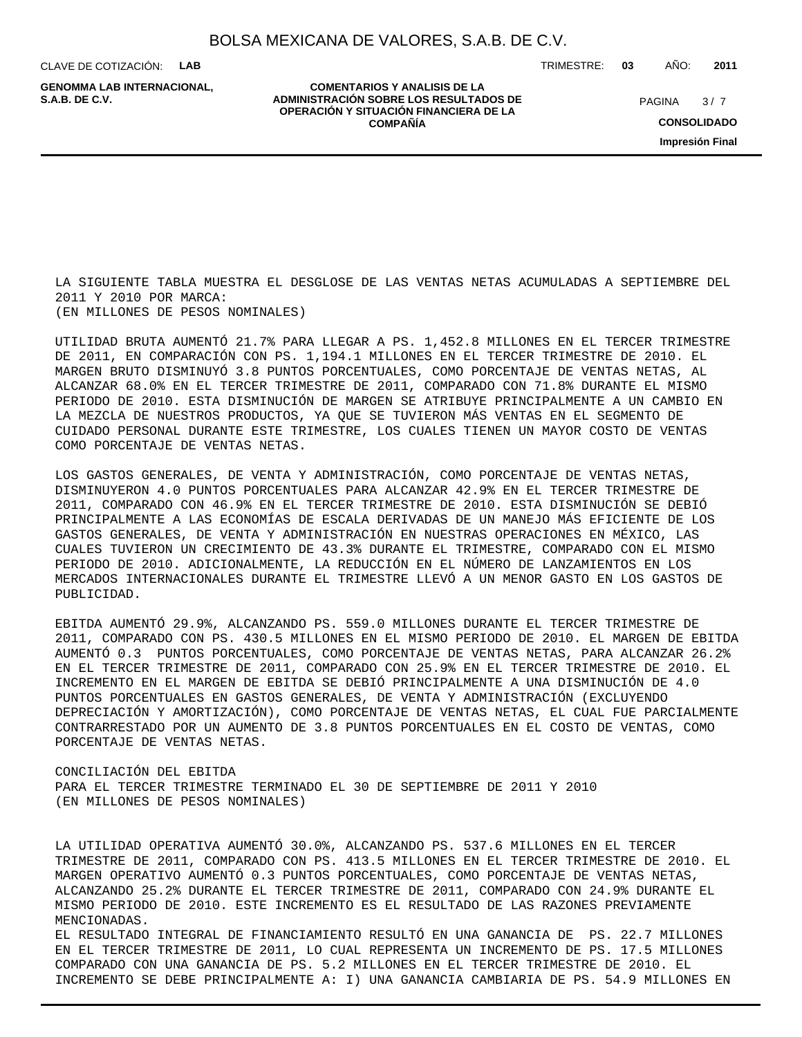LA SIGUIENTE TABLA MUESTRA EL DESGLOSE DE LAS VENTAS NETAS ACUMULADAS A SEPTIEMBRE DEL 2011 Y 2010 POR MARCA:
(EN MILLONES DE PESOS NOMINALES)

UTILIDAD BRUTA AUMENTÓ 21.7% PARA LLEGAR A PS. 1,452.8 MILLONES EN EL TERCER TRIMESTRE DE 2011, EN COMPARACIÓN CON PS. 1,194.1 MILLONES EN EL TERCER TRIMESTRE DE 2010. EL MARGEN BRUTO DISMINUYÓ 3.8 PUNTOS PORCENTUALES, COMO PORCENTAJE DE VENTAS NETAS, AL ALCANZAR 68.0% EN EL TERCER TRIMESTRE DE 2011, COMPARADO CON 71.8% DURANTE EL MISMO PERIODO DE 2010. ESTA DISMINUCIÓN DE MARGEN SE ATRIBUYE PRINCIPALMENTE A UN CAMBIO EN LA MEZCLA DE NUESTROS PRODUCTOS, YA QUE SE TUVIERON MÁS VENTAS EN EL SEGMENTO DE CUIDADO PERSONAL DURANTE ESTE TRIMESTRE, LOS CUALES TIENEN UN MAYOR COSTO DE VENTAS COMO PORCENTAJE DE VENTAS NETAS.

LOS GASTOS GENERALES, DE VENTA Y ADMINISTRACIÓN, COMO PORCENTAJE DE VENTAS NETAS, DISMINUYERON 4.0 PUNTOS PORCENTUALES PARA ALCANZAR 42.9% EN EL TERCER TRIMESTRE DE 2011, COMPARADO CON 46.9% EN EL TERCER TRIMESTRE DE 2010. ESTA DISMINUCIÓN SE DEBIÓ PRINCIPALMENTE A LAS ECONOMÍAS DE ESCALA DERIVADAS DE UN MANEJO MÁS EFICIENTE DE LOS GASTOS GENERALES, DE VENTA Y ADMINISTRACIÓN EN NUESTRAS OPERACIONES EN MÉXICO, LAS CUALES TUVIERON UN CRECIMIENTO DE 43.3% DURANTE EL TRIMESTRE, COMPARADO CON EL MISMO PERIODO DE 2010. ADICIONALMENTE, LA REDUCCIÓN EN EL NÚMERO DE LANZAMIENTOS EN LOS MERCADOS INTERNACIONALES DURANTE EL TRIMESTRE LLEVÓ A UN MENOR GASTO EN LOS GASTOS DE PUBLICIDAD.

EBITDA AUMENTÓ 29.9%, ALCANZANDO PS. 559.0 MILLONES DURANTE EL TERCER TRIMESTRE DE 2011, COMPARADO CON PS. 430.5 MILLONES EN EL MISMO PERIODO DE 2010. EL MARGEN DE EBITDA AUMENTÓ 0.3 PUNTOS PORCENTUALES, COMO PORCENTAJE DE VENTAS NETAS, PARA ALCANZAR 26.2% EN EL TERCER TRIMESTRE DE 2011, COMPARADO CON 25.9% EN EL TERCER TRIMESTRE DE 2010. EL INCREMENTO EN EL MARGEN DE EBITDA SE DEBIÓ PRINCIPALMENTE A UNA DISMINUCIÓN DE 4.0 PUNTOS PORCENTUALES EN GASTOS GENERALES, DE VENTA Y ADMINISTRACIÓN (EXCLUYENDO DEPRECIACIÓN Y AMORTIZACIÓN), COMO PORCENTAJE DE VENTAS NETAS, EL CUAL FUE PARCIALMENTE CONTRARRESTADO POR UN AUMENTO DE 3.8 PUNTOS PORCENTUALES EN EL COSTO DE VENTAS, COMO PORCENTAJE DE VENTAS NETAS.

CONCILIACIÓN DEL EBITDA
PARA EL TERCER TRIMESTRE TERMINADO EL 30 DE SEPTIEMBRE DE 2011 Y 2010
(EN MILLONES DE PESOS NOMINALES)

LA UTILIDAD OPERATIVA AUMENTÓ 30.0%, ALCANZANDO PS. 537.6 MILLONES EN EL TERCER TRIMESTRE DE 2011, COMPARADO CON PS. 413.5 MILLONES EN EL TERCER TRIMESTRE DE 2010. EL MARGEN OPERATIVO AUMENTÓ 0.3 PUNTOS PORCENTUALES, COMO PORCENTAJE DE VENTAS NETAS, ALCANZANDO 25.2% DURANTE EL TERCER TRIMESTRE DE 2011, COMPARADO CON 24.9% DURANTE EL MISMO PERIODO DE 2010. ESTE INCREMENTO ES EL RESULTADO DE LAS RAZONES PREVIAMENTE MENCIONADAS.
EL RESULTADO INTEGRAL DE FINANCIAMIENTO RESULTÓ EN UNA GANANCIA DE PS. 22.7 MILLONES EN EL TERCER TRIMESTRE DE 2011, LO CUAL REPRESENTA UN INCREMENTO DE PS. 17.5 MILLONES COMPARADO CON UNA GANANCIA DE PS. 5.2 MILLONES EN EL TERCER TRIMESTRE DE 2010. EL INCREMENTO SE DEBE PRINCIPALMENTE A: I) UNA GANANCIA CAMBIARIA DE PS. 54.9 MILLONES EN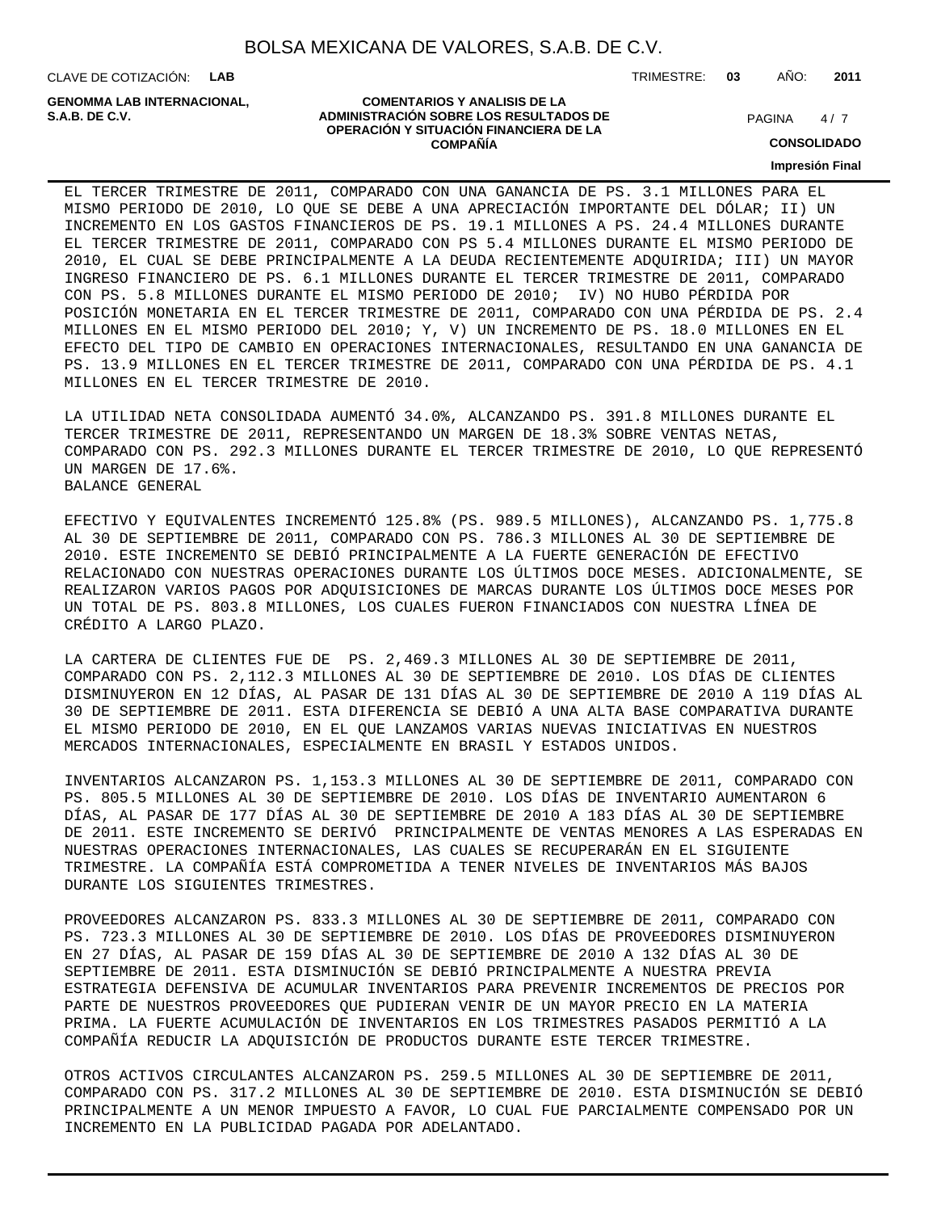EL TERCER TRIMESTRE DE 2011, COMPARADO CON UNA GANANCIA DE PS. 3.1 MILLONES PARA EL MISMO PERIODO DE 2010, LO QUE SE DEBE A UNA APRECIACIÓN IMPORTANTE DEL DÓLAR; II) UN INCREMENTO EN LOS GASTOS FINANCIEROS DE PS. 19.1 MILLONES A PS. 24.4 MILLONES DURANTE EL TERCER TRIMESTRE DE 2011, COMPARADO CON PS 5.4 MILLONES DURANTE EL MISMO PERIODO DE 2010, EL CUAL SE DEBE PRINCIPALMENTE A LA DEUDA RECIENTEMENTE ADQUIRIDA; III) UN MAYOR INGRESO FINANCIERO DE PS. 6.1 MILLONES DURANTE EL TERCER TRIMESTRE DE 2011, COMPARADO CON PS. 5.8 MILLONES DURANTE EL MISMO PERIODO DE 2010; IV) NO HUBO PÉRDIDA POR POSICIÓN MONETARIA EN EL TERCER TRIMESTRE DE 2011, COMPARADO CON UNA PÉRDIDA DE PS. 2.4 MILLONES EN EL MISMO PERIODO DEL 2010; Y, V) UN INCREMENTO DE PS. 18.0 MILLONES EN EL EFECTO DEL TIPO DE CAMBIO EN OPERACIONES INTERNACIONALES, RESULTANDO EN UNA GANANCIA DE PS. 13.9 MILLONES EN EL TERCER TRIMESTRE DE 2011, COMPARADO CON UNA PÉRDIDA DE PS. 4.1 MILLONES EN EL TERCER TRIMESTRE DE 2010.

LA UTILIDAD NETA CONSOLIDADA AUMENTÓ 34.0%, ALCANZANDO PS. 391.8 MILLONES DURANTE EL TERCER TRIMESTRE DE 2011, REPRESENTANDO UN MARGEN DE 18.3% SOBRE VENTAS NETAS, COMPARADO CON PS. 292.3 MILLONES DURANTE EL TERCER TRIMESTRE DE 2010, LO QUE REPRESENTÓ UN MARGEN DE 17.6%.

BALANCE GENERAL

EFECTIVO Y EQUIVALENTES INCREMENTÓ 125.8% (PS. 989.5 MILLONES), ALCANZANDO PS. 1,775.8 AL 30 DE SEPTIEMBRE DE 2011, COMPARADO CON PS. 786.3 MILLONES AL 30 DE SEPTIEMBRE DE 2010. ESTE INCREMENTO SE DEBIÓ PRINCIPALMENTE A LA FUERTE GENERACIÓN DE EFECTIVO RELACIONADO CON NUESTRAS OPERACIONES DURANTE LOS ÚLTIMOS DOCE MESES. ADICIONALMENTE, SE REALIZARON VARIOS PAGOS POR ADQUISICIONES DE MARCAS DURANTE LOS ÚLTIMOS DOCE MESES POR UN TOTAL DE PS. 803.8 MILLONES, LOS CUALES FUERON FINANCIADOS CON NUESTRA LÍNEA DE CRÉDITO A LARGO PLAZO.

LA CARTERA DE CLIENTES FUE DE PS. 2,469.3 MILLONES AL 30 DE SEPTIEMBRE DE 2011, COMPARADO CON PS. 2,112.3 MILLONES AL 30 DE SEPTIEMBRE DE 2010. LOS DÍAS DE CLIENTES DISMINUYERON EN 12 DÍAS, AL PASAR DE 131 DÍAS AL 30 DE SEPTIEMBRE DE 2010 A 119 DÍAS AL 30 DE SEPTIEMBRE DE 2011. ESTA DIFERENCIA SE DEBIÓ A UNA ALTA BASE COMPARATIVA DURANTE EL MISMO PERIODO DE 2010, EN EL QUE LANZAMOS VARIAS NUEVAS INICIATIVAS EN NUESTROS MERCADOS INTERNACIONALES, ESPECIALMENTE EN BRASIL Y ESTADOS UNIDOS.

INVENTARIOS ALCANZARON PS. 1,153.3 MILLONES AL 30 DE SEPTIEMBRE DE 2011, COMPARADO CON PS. 805.5 MILLONES AL 30 DE SEPTIEMBRE DE 2010. LOS DÍAS DE INVENTARIO AUMENTARON 6 DÍAS, AL PASAR DE 177 DÍAS AL 30 DE SEPTIEMBRE DE 2010 A 183 DÍAS AL 30 DE SEPTIEMBRE DE 2011. ESTE INCREMENTO SE DERIVÓ PRINCIPALMENTE DE VENTAS MENORES A LAS ESPERADAS EN NUESTRAS OPERACIONES INTERNACIONALES, LAS CUALES SE RECUPERARÁN EN EL SIGUIENTE TRIMESTRE. LA COMPAÑÍA ESTÁ COMPROMETIDA A TENER NIVELES DE INVENTARIOS MÁS BAJOS DURANTE LOS SIGUIENTES TRIMESTRES.

PROVEEDORES ALCANZARON PS. 833.3 MILLONES AL 30 DE SEPTIEMBRE DE 2011, COMPARADO CON PS. 723.3 MILLONES AL 30 DE SEPTIEMBRE DE 2010. LOS DÍAS DE PROVEEDORES DISMINUYERON EN 27 DÍAS, AL PASAR DE 159 DÍAS AL 30 DE SEPTIEMBRE DE 2010 A 132 DÍAS AL 30 DE SEPTIEMBRE DE 2011. ESTA DISMINUCIÓN SE DEBIÓ PRINCIPALMENTE A NUESTRA PREVIA ESTRATEGIA DEFENSIVA DE ACUMULAR INVENTARIOS PARA PREVENIR INCREMENTOS DE PRECIOS POR PARTE DE NUESTROS PROVEEDORES QUE PUDIERAN VENIR DE UN MAYOR PRECIO EN LA MATERIA PRIMA. LA FUERTE ACUMULACIÓN DE INVENTARIOS EN LOS TRIMESTRES PASADOS PERMITIÓ A LA COMPAÑÍA REDUCIR LA ADQUISICIÓN DE PRODUCTOS DURANTE ESTE TERCER TRIMESTRE.

OTROS ACTIVOS CIRCULANTES ALCANZARON PS. 259.5 MILLONES AL 30 DE SEPTIEMBRE DE 2011, COMPARADO CON PS. 317.2 MILLONES AL 30 DE SEPTIEMBRE DE 2010. ESTA DISMINUCIÓN SE DEBIÓ PRINCIPALMENTE A UN MENOR IMPUESTO A FAVOR, LO CUAL FUE PARCIALMENTE COMPENSADO POR UN INCREMENTO EN LA PUBLICIDAD PAGADA POR ADELANTADO.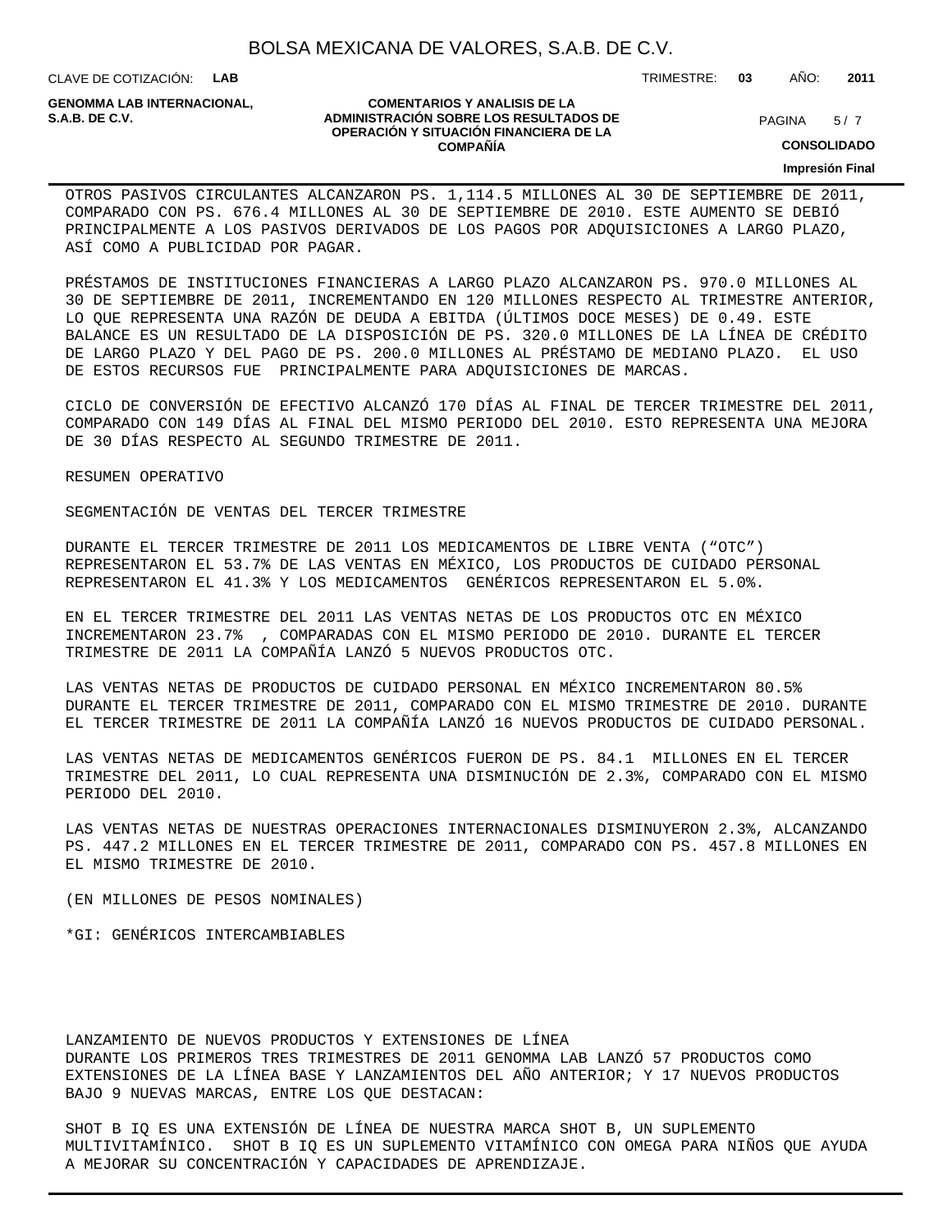OTROS PASIVOS CIRCULANTES ALCANZARON PS. 1,114.5 MILLONES AL 30 DE SEPTIEMBRE DE 2011, COMPARADO CON PS. 676.4 MILLONES AL 30 DE SEPTIEMBRE DE 2010. ESTE AUMENTO SE DEBIÓ PRINCIPALMENTE A LOS PASIVOS DERIVADOS DE LOS PAGOS POR ADQUISICIONES A LARGO PLAZO, ASÍ COMO A PUBLICIDAD POR PAGAR.

PRÉSTAMOS DE INSTITUCIONES FINANCIERAS A LARGO PLAZO ALCANZARON PS. 970.0 MILLONES AL 30 DE SEPTIEMBRE DE 2011, INCREMENTANDO EN 120 MILLONES RESPECTO AL TRIMESTRE ANTERIOR, LO QUE REPRESENTA UNA RAZÓN DE DEUDA A EBITDA (ÚLTIMOS DOCE MESES) DE 0.49. ESTE BALANCE ES UN RESULTADO DE LA DISPOSICIÓN DE PS. 320.0 MILLONES DE LA LÍNEA DE CRÉDITO DE LARGO PLAZO Y DEL PAGO DE PS. 200.0 MILLONES AL PRÉSTAMO DE MEDIANO PLAZO. EL USO DE ESTOS RECURSOS FUE PRINCIPALMENTE PARA ADQUISICIONES DE MARCAS.

CICLO DE CONVERSIÓN DE EFECTIVO ALCANZÓ 170 DÍAS AL FINAL DE TERCER TRIMESTRE DEL 2011, COMPARADO CON 149 DÍAS AL FINAL DEL MISMO PERIODO DEL 2010. ESTO REPRESENTA UNA MEJORA DE 30 DÍAS RESPECTO AL SEGUNDO TRIMESTRE DE 2011.

RESUMEN OPERATIVO

SEGMENTACIÓN DE VENTAS DEL TERCER TRIMESTRE

DURANTE EL TERCER TRIMESTRE DE 2011 LOS MEDICAMENTOS DE LIBRE VENTA (“OTC”) REPRESENTARON EL 53.7% DE LAS VENTAS EN MÉXICO, LOS PRODUCTOS DE CUIDADO PERSONAL REPRESENTARON EL 41.3% Y LOS MEDICAMENTOS GENÉRICOS REPRESENTARON EL 5.0%.

EN EL TERCER TRIMESTRE DEL 2011 LAS VENTAS NETAS DE LOS PRODUCTOS OTC EN MÉXICO INCREMENTARON 23.7% , COMPARADAS CON EL MISMO PERIODO DE 2010. DURANTE EL TERCER TRIMESTRE DE 2011 LA COMPAÑÍA LANZÓ 5 NUEVOS PRODUCTOS OTC.

LAS VENTAS NETAS DE PRODUCTOS DE CUIDADO PERSONAL EN MÉXICO INCREMENTARON 80.5% DURANTE EL TERCER TRIMESTRE DE 2011, COMPARADO CON EL MISMO TRIMESTRE DE 2010. DURANTE EL TERCER TRIMESTRE DE 2011 LA COMPAÑÍA LANZÓ 16 NUEVOS PRODUCTOS DE CUIDADO PERSONAL.

LAS VENTAS NETAS DE MEDICAMENTOS GENÉRICOS FUERON DE PS. 84.1 MILLONES EN EL TERCER TRIMESTRE DEL 2011, LO CUAL REPRESENTA UNA DISMINUCIÓN DE 2.3%, COMPARADO CON EL MISMO PERIODO DEL 2010.

LAS VENTAS NETAS DE NUESTRAS OPERACIONES INTERNACIONALES DISMINUYERON 2.3%, ALCANZANDO PS. 447.2 MILLONES EN EL TERCER TRIMESTRE DE 2011, COMPARADO CON PS. 457.8 MILLONES EN EL MISMO TRIMESTRE DE 2010.

(EN MILLONES DE PESOS NOMINALES)

*GI: GENÉRICOS INTERCAMBIABLES

LANZAMIENTO DE NUEVOS PRODUCTOS Y EXTENSIONES DE LÍNEA

DURANTE LOS PRIMEROS TRES TRIMESTRES DE 2011 GENOMMA LAB LANZÓ 57 PRODUCTOS COMO EXTENSIONES DE LA LÍNEA BASE Y LANZAMIENTOS DEL AÑO ANTERIOR; Y 17 NUEVOS PRODUCTOS BAJO 9 NUEVAS MARCAS, ENTRE LOS QUE DESTACAN:

SHOT B IQ ES UNA EXTENSIÓN DE LÍNEA DE NUESTRA MARCA SHOT B, UN SUPLEMENTO MULTIVITAMÍNICO. SHOT B IQ ES UN SUPLEMENTO VITAMÍNICO CON OMEGA PARA NIÑOS QUE AYUDA A MEJORAR SU CONCENTRACIÓN Y CAPACIDADES DE APRENDIZAJE.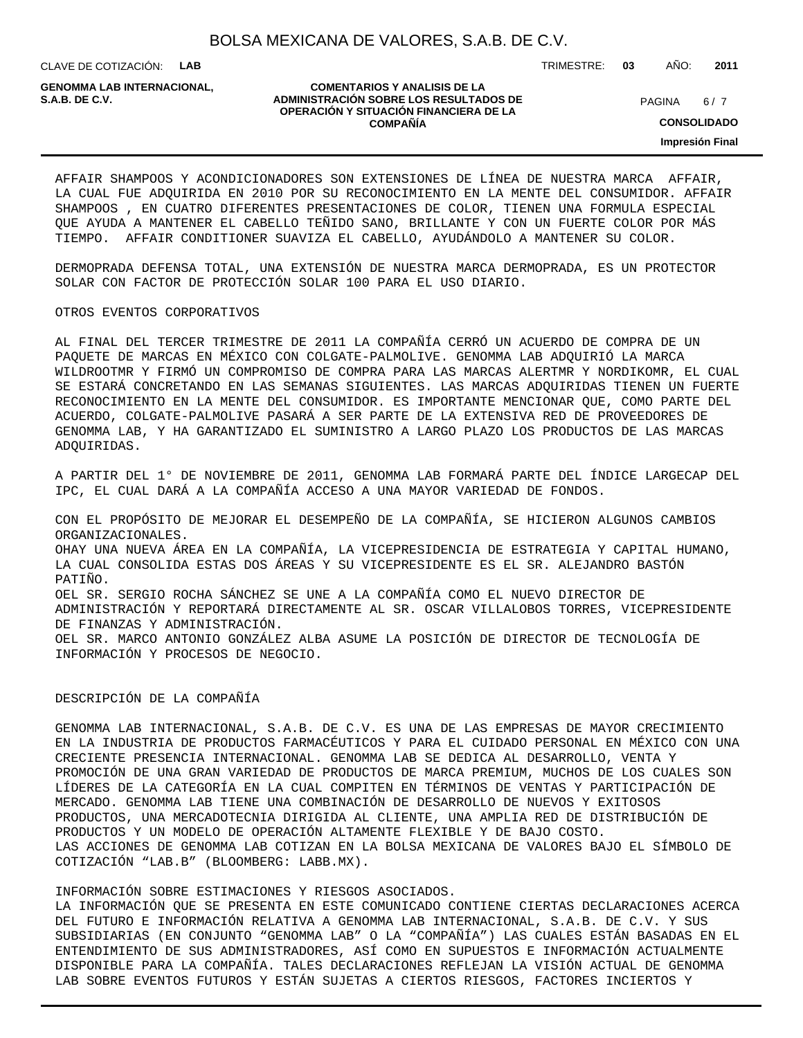AFFAIR SHAMPOOS Y ACONDICIONADORES SON EXTENSIONES DE LÍNEA DE NUESTRA MARCA AFFAIR, LA CUAL FUE ADQUIRIDA EN 2010 POR SU RECONOCIMIENTO EN LA MENTE DEL CONSUMIDOR. AFFAIR SHAMPOOS , EN CUATRO DIFERENTES PRESENTACIONES DE COLOR, TIENEN UNA FORMULA ESPECIAL QUE AYUDA A MANTENER EL CABELLO TEÑIDO SANO, BRILLANTE Y CON UN FUERTE COLOR POR MÁS TIEMPO. AFFAIR CONDITIONER SUAVIZA EL CABELLO, AYUDÁNDOLO A MANTENER SU COLOR.

DERMOPRADA DEFENSA TOTAL, UNA EXTENSIÓN DE NUESTRA MARCA DERMOPRADA, ES UN PROTECTOR SOLAR CON FACTOR DE PROTECCIÓN SOLAR 100 PARA EL USO DIARIO.

OTROS EVENTOS CORPORATIVOS

AL FINAL DEL TERCER TRIMESTRE DE 2011 LA COMPAÑÍA CERRÓ UN ACUERDO DE COMPRA DE UN PAQUETE DE MARCAS EN MÉXICO CON COLGATE-PALMOLIVE. GENOMMA LAB ADQUIRIÓ LA MARCA WILDROOTMR Y FIRMÓ UN COMPROMISO DE COMPRA PARA LAS MARCAS ALERTMR Y NORDIKOMR, EL CUAL SE ESTARÁ CONCRETANDO EN LAS SEMANAS SIGUIENTES. LAS MARCAS ADQUIRIDAS TIENEN UN FUERTE RECONOCIMIENTO EN LA MENTE DEL CONSUMIDOR. ES IMPORTANTE MENCIONAR QUE, COMO PARTE DEL ACUERDO, COLGATE-PALMOLIVE PASARÁ A SER PARTE DE LA EXTENSIVA RED DE PROVEEDORES DE GENOMMA LAB, Y HA GARANTIZADO EL SUMINISTRO A LARGO PLAZO LOS PRODUCTOS DE LAS MARCAS ADQUIRIDAS.

A PARTIR DEL 1° DE NOVIEMBRE DE 2011, GENOMMA LAB FORMARÁ PARTE DEL ÍNDICE LARGECAP DEL IPC, EL CUAL DARÁ A LA COMPAÑÍA ACCESO A UNA MAYOR VARIEDAD DE FONDOS.

CON EL PROPÓSITO DE MEJORAR EL DESEMPEÑO DE LA COMPAÑÍA, SE HICIERON ALGUNOS CAMBIOS ORGANIZACIONALES.
OHAY UNA NUEVA ÁREA EN LA COMPAÑÍA, LA VICEPRESIDENCIA DE ESTRATEGIA Y CAPITAL HUMANO, LA CUAL CONSOLIDA ESTAS DOS ÁREAS Y SU VICEPRESIDENTE ES EL SR. ALEJANDRO BASTÓN PATIÑO.
OEL SR. SERGIO ROCHA SÁNCHEZ SE UNE A LA COMPAÑÍA COMO EL NUEVO DIRECTOR DE ADMINISTRACIÓN Y REPORTARÁ DIRECTAMENTE AL SR. OSCAR VILLALOBOS TORRES, VICEPRESIDENTE DE FINANZAS Y ADMINISTRACIÓN.
OEL SR. MARCO ANTONIO GONZÁLEZ ALBA ASUME LA POSICIÓN DE DIRECTOR DE TECNOLOGÍA DE INFORMACIÓN Y PROCESOS DE NEGOCIO.

DESCRIPCIÓN DE LA COMPAÑÍA

GENOMMA LAB INTERNACIONAL, S.A.B. DE C.V. ES UNA DE LAS EMPRESAS DE MAYOR CRECIMIENTO EN LA INDUSTRIA DE PRODUCTOS FARMACÉUTICOS Y PARA EL CUIDADO PERSONAL EN MÉXICO CON UNA CRECIENTE PRESENCIA INTERNACIONAL. GENOMMA LAB SE DEDICA AL DESARROLLO, VENTA Y PROMOCIÓN DE UNA GRAN VARIEDAD DE PRODUCTOS DE MARCA PREMIUM, MUCHOS DE LOS CUALES SON LÍDERES DE LA CATEGORÍA EN LA CUAL COMPITEN EN TÉRMINOS DE VENTAS Y PARTICIPACIÓN DE MERCADO. GENOMMA LAB TIENE UNA COMBINACIÓN DE DESARROLLO DE NUEVOS Y EXITOSOS PRODUCTOS, UNA MERCADOTECNIA DIRIGIDA AL CLIENTE, UNA AMPLIA RED DE DISTRIBUCIÓN DE PRODUCTOS Y UN MODELO DE OPERACIÓN ALTAMENTE FLEXIBLE Y DE BAJO COSTO.
LAS ACCIONES DE GENOMMA LAB COTIZAN EN LA BOLSA MEXICANA DE VALORES BAJO EL SÍMBOLO DE COTIZACIÓN "LAB.B" (BLOOMBERG: LABB.MX).

INFORMACIÓN SOBRE ESTIMACIONES Y RIESGOS ASOCIADOS.
LA INFORMACIÓN QUE SE PRESENTA EN ESTE COMUNICADO CONTIENE CIERTAS DECLARACIONES ACERCA DEL FUTURO E INFORMACIÓN RELATIVA A GENOMMA LAB INTERNACIONAL, S.A.B. DE C.V. Y SUS SUBSIDIARIAS (EN CONJUNTO "GENOMMA LAB" O LA "COMPAÑÍA") LAS CUALES ESTÁN BASADAS EN EL ENTENDIMIENTO DE SUS ADMINISTRADORES, ASÍ COMO EN SUPUESTOS E INFORMACIÓN ACTUALMENTE DISPONIBLE PARA LA COMPAÑÍA. TALES DECLARACIONES REFLEJAN LA VISIÓN ACTUAL DE GENOMMA LAB SOBRE EVENTOS FUTUROS Y ESTÁN SUJETAS A CIERTOS RIESGOS, FACTORES INCIERTOS Y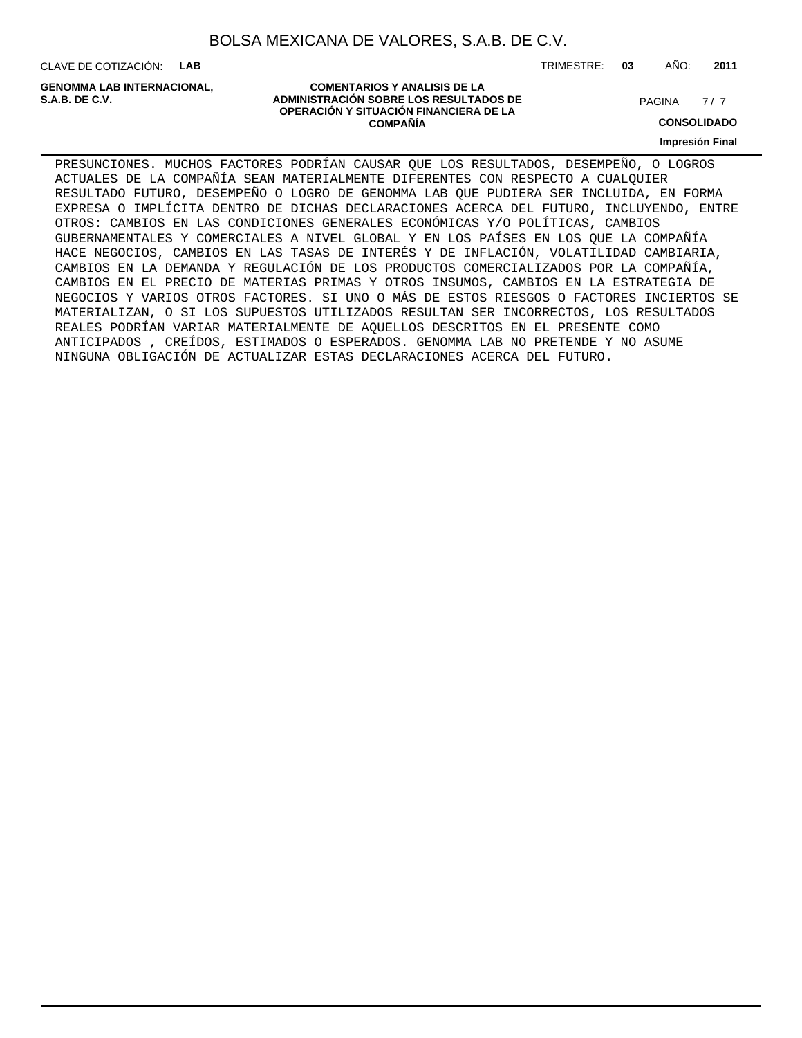PRESUNCIONES. MUCHOS FACTORES PODRÍAN CAUSAR QUE LOS RESULTADOS, DESEMPEÑO, O LOGROS ACTUALES DE LA COMPAÑÍA SEAN MATERIALMENTE DIFERENTES CON RESPECTO A CUALQUIER RESULTADO FUTURO, DESEMPEÑO O LOGRO DE GENOMMA LAB QUE PUDIERA SER INCLUIDA, EN FORMA EXPRESA O IMPLÍCITA DENTRO DE DICHAS DECLARACIONES ACERCA DEL FUTURO, INCLUYENDO, ENTRE OTROS: CAMBIOS EN LAS CONDICIONES GENERALES ECONÓMICAS Y/O POLÍTICAS, CAMBIOS GUBERNAMENTALES Y COMERCIALES A NIVEL GLOBAL Y EN LOS PAÍSES EN LOS QUE LA COMPAÑÍA HACE NEGOCIOS, CAMBIOS EN LAS TASAS DE INTERÉS Y DE INFLACIÓN, VOLATILIDAD CAMBIARIA, CAMBIOS EN LA DEMANDA Y REGULACIÓN DE LOS PRODUCTOS COMERCIALIZADOS POR LA COMPAÑÍA, CAMBIOS EN EL PRECIO DE MATERIAS PRIMAS Y OTROS INSUMOS, CAMBIOS EN LA ESTRATEGIA DE NEGOCIOS Y VARIOS OTROS FACTORES. SI UNO O MÁS DE ESTOS RIESGOS O FACTORES INCIERTOS SE MATERIALIZAN, O SI LOS SUPUESTOS UTILIZADOS RESULTAN SER INCORRECTOS, LOS RESULTADOS REALES PODRÍAN VARIAR MATERIALMENTE DE AQUELLOS DESCRITOS EN EL PRESENTE COMO ANTICIPADOS , CREÍDOS, ESTIMADOS O ESPERADOS. GENOMMA LAB NO PRETENDE Y NO ASUME NINGUNA OBLIGACIÓN DE ACTUALIZAR ESTAS DECLARACIONES ACERCA DEL FUTURO.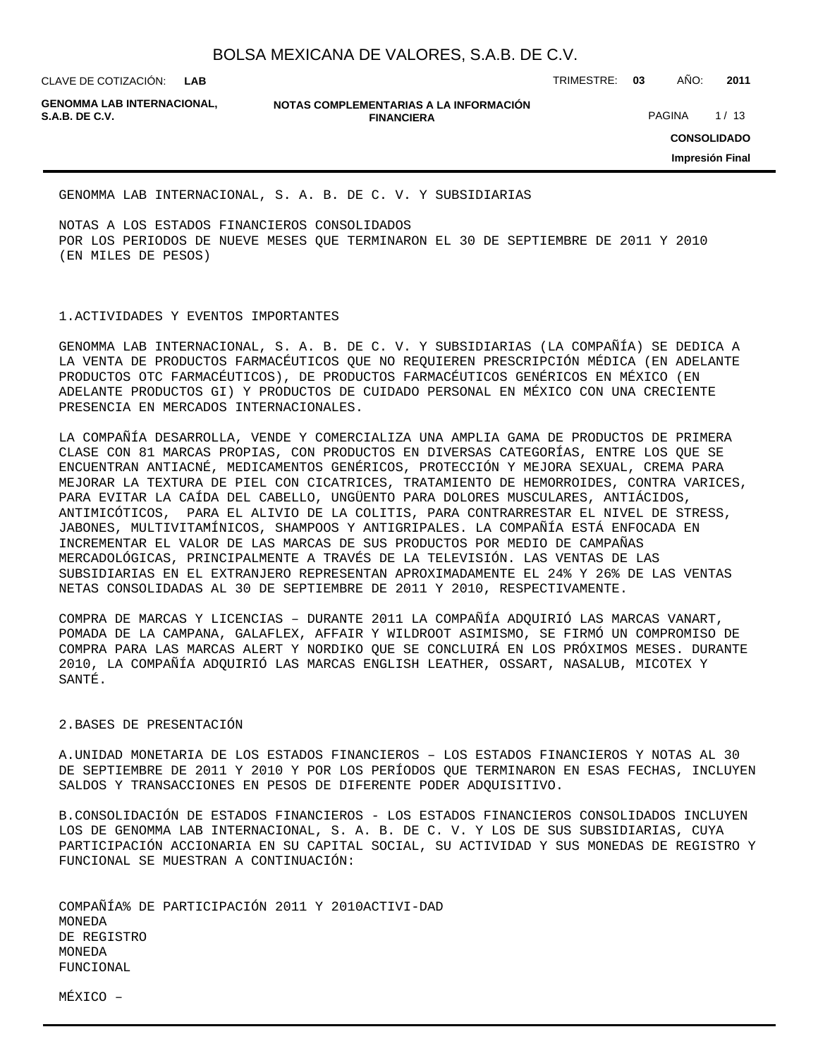GENOMMA LAB INTERNACIONAL, S. A. B. DE C. V. Y SUBSIDIARIAS

NOTAS A LOS ESTADOS FINANCIEROS CONSOLIDADOS
POR LOS PERIODOS DE NUEVE MESES QUE TERMINARON EL 30 DE SEPTIEMBRE DE 2011 Y 2010
(EN MILES DE PESOS)

## 1.ACTIVIDADES Y EVENTOS IMPORTANTES

GENOMMA LAB INTERNACIONAL, S. A. B. DE C. V. Y SUBSIDIARIAS (LA COMPAÑÍA) SE DEDICA A LA VENTA DE PRODUCTOS FARMACÉUTICOS QUE NO REQUIEREN PRESCRIPCIÓN MÉDICA (EN ADELANTE PRODUCTOS OTC FARMACÉUTICOS), DE PRODUCTOS FARMACÉUTICOS GENÉRICOS EN MÉXICO (EN ADELANTE PRODUCTOS GI) Y PRODUCTOS DE CUIDADO PERSONAL EN MÉXICO CON UNA CRECIENTE PRESENCIA EN MERCADOS INTERNACIONALES.

LA COMPAÑÍA DESARROLLA, VENDE Y COMERCIALIZA UNA AMPLIA GAMA DE PRODUCTOS DE PRIMERA CLASE CON 81 MARCAS PROPIAS, CON PRODUCTOS EN DIVERSAS CATEGORÍAS, ENTRE LOS QUE SE ENCUENTRAN ANTIACNÉ, MEDICAMENTOS GENÉRICOS, PROTECCIÓN Y MEJORA SEXUAL, CREMA PARA MEJORAR LA TEXTURA DE PIEL CON CICATRICES, TRATAMIENTO DE HEMORROIDES, CONTRA VARICES, PARA EVITAR LA CAÍDA DEL CABELLO, UNGÜENTO PARA DOLORES MUSCULARES, ANTIÁCIDOS, ANTIMICÓTICOS, PARA EL ALIVIO DE LA COLITIS, PARA CONTRARRESTAR EL NIVEL DE STRESS, JABONES, MULTIVITAMÍNICOS, SHAMPOOS Y ANTIGRIPALES. LA COMPAÑÍA ESTÁ ENFOCADA EN INCREMENTAR EL VALOR DE LAS MARCAS DE SUS PRODUCTOS POR MEDIO DE CAMPAÑAS MERCADOLÓGICAS, PRINCIPALMENTE A TRAVÉS DE LA TELEVISIÓN. LAS VENTAS DE LAS SUBSIDIARIAS EN EL EXTRANJERO REPRESENTAN APROXIMADAMENTE EL 24% Y 26% DE LAS VENTAS NETAS CONSOLIDADAS AL 30 DE SEPTIEMBRE DE 2011 Y 2010, RESPECTIVAMENTE.

COMPRA DE MARCAS Y LICENCIAS – DURANTE 2011 LA COMPAÑÍA ADQUIRIÓ LAS MARCAS VANART, POMADA DE LA CAMPANA, GALAFLEX, AFFAIR Y WILDROOT ASIMISMO, SE FIRMÓ UN COMPROMISO DE COMPRA PARA LAS MARCAS ALERT Y NORDIKO QUE SE CONCLUIRÁ EN LOS PRÓXIMOS MESES. DURANTE 2010, LA COMPAÑÍA ADQUIRIÓ LAS MARCAS ENGLISH LEATHER, OSSART, NASALUB, MICOTEX Y SANTÉ.

## 2.BASES DE PRESENTACIÓN

A.UNIDAD MONETARIA DE LOS ESTADOS FINANCIEROS – LOS ESTADOS FINANCIEROS Y NOTAS AL 30 DE SEPTIEMBRE DE 2011 Y 2010 Y POR LOS PERÍODOS QUE TERMINARON EN ESAS FECHAS, INCLUYEN SALDOS Y TRANSACCIONES EN PESOS DE DIFERENTE PODER ADQUISITIVO.

B.CONSOLIDACIÓN DE ESTADOS FINANCIEROS - LOS ESTADOS FINANCIEROS CONSOLIDADOS INCLUYEN LOS DE GENOMMA LAB INTERNACIONAL, S. A. B. DE C. V. Y LOS DE SUS SUBSIDIARIAS, CUYA PARTICIPACIÓN ACCIONARIA EN SU CAPITAL SOCIAL, SU ACTIVIDAD Y SUS MONEDAS DE REGISTRO Y FUNCIONAL SE MUESTRAN A CONTINUACIÓN:

| COMPAÑÍA | % DE PARTICIPACIÓN 2011 Y 2010 | ACTIVI-DAD | MONEDA DE REGISTRO | MONEDA FUNCIONAL |
|---|---|---|---|---|

MÉXICO –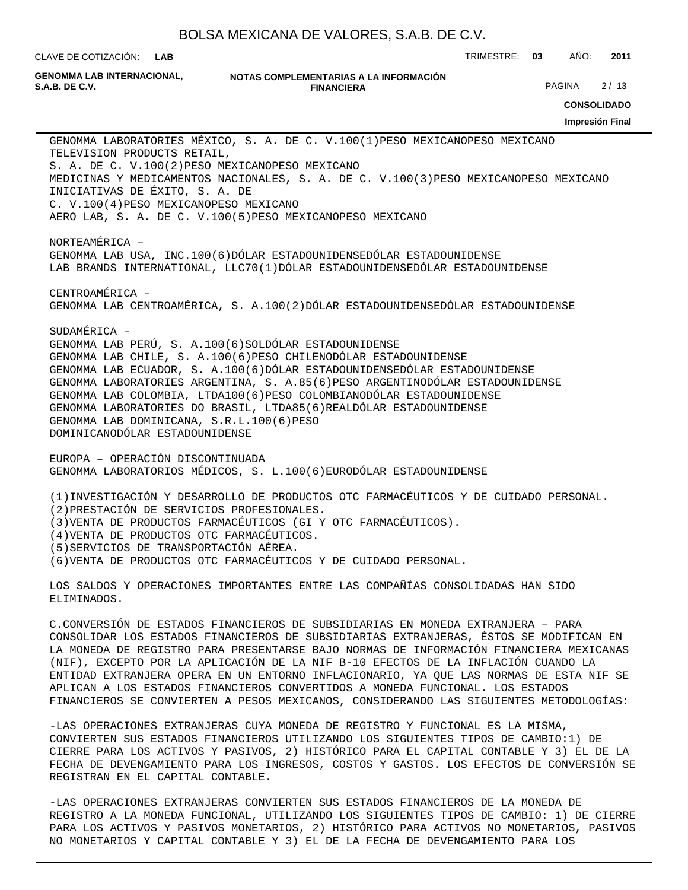GENOMMA LABORATORIES MÉXICO, S. A. DE C. V.100(1)PESO MEXICANOPESO MEXICANO
TELEVISION PRODUCTS RETAIL,
S. A. DE C. V.100(2)PESO MEXICANOPESO MEXICANO
MEDICINAS Y MEDICAMENTOS NACIONALES, S. A. DE C. V.100(3)PESO MEXICANOPESO MEXICANO
INICIATIVAS DE ÉXITO, S. A. DE
C. V.100(4)PESO MEXICANOPESO MEXICANO
AERO LAB, S. A. DE C. V.100(5)PESO MEXICANOPESO MEXICANO

NORTEAMÉRICA –
GENOMMA LAB USA, INC.100(6)DÓLAR ESTADOUNIDENSEDÓLAR ESTADOUNIDENSE
LAB BRANDS INTERNATIONAL, LLC70(1)DÓLAR ESTADOUNIDENSEDÓLAR ESTADOUNIDENSE

CENTROAMÉRICA –
GENOMMA LAB CENTROAMÉRICA, S. A.100(2)DÓLAR ESTADOUNIDENSEDÓLAR ESTADOUNIDENSE

SUDAMÉRICA –
GENOMMA LAB PERÚ, S. A.100(6)SOLDÓLAR ESTADOUNIDENSE
GENOMMA LAB CHILE, S. A.100(6)PESO CHILENODÓLAR ESTADOUNIDENSE
GENOMMA LAB ECUADOR, S. A.100(6)DÓLAR ESTADOUNIDENSEDÓLAR ESTADOUNIDENSE
GENOMMA LABORATORIES ARGENTINA, S. A.85(6)PESO ARGENTINODÓLAR ESTADOUNIDENSE
GENOMMA LAB COLOMBIA, LTDA100(6)PESO COLOMBIANODÓLAR ESTADOUNIDENSE
GENOMMA LABORATORIES DO BRASIL, LTDA85(6)REALDÓLAR ESTADOUNIDENSE
GENOMMA LAB DOMINICANA, S.R.L.100(6)PESO
DOMINICANODÓLAR ESTADOUNIDENSE

EUROPA – OPERACIÓN DISCONTINUADA
GENOMMA LABORATORIOS MÉDICOS, S. L.100(6)EURODÓLAR ESTADOUNIDENSE

(1)INVESTIGACIÓN Y DESARROLLO DE PRODUCTOS OTC FARMACÉUTICOS Y DE CUIDADO PERSONAL.
(2)PRESTACIÓN DE SERVICIOS PROFESIONALES.
(3)VENTA DE PRODUCTOS FARMACÉUTICOS (GI Y OTC FARMACÉUTICOS).
(4)VENTA DE PRODUCTOS OTC FARMACÉUTICOS.
(5)SERVICIOS DE TRANSPORTACIÓN AÉREA.
(6)VENTA DE PRODUCTOS OTC FARMACÉUTICOS Y DE CUIDADO PERSONAL.

LOS SALDOS Y OPERACIONES IMPORTANTES ENTRE LAS COMPAÑÍAS CONSOLIDADAS HAN SIDO ELIMINADOS.

C.CONVERSIÓN DE ESTADOS FINANCIEROS DE SUBSIDIARIAS EN MONEDA EXTRANJERA – PARA CONSOLIDAR LOS ESTADOS FINANCIEROS DE SUBSIDIARIAS EXTRANJERAS, ÉSTOS SE MODIFICAN EN LA MONEDA DE REGISTRO PARA PRESENTARSE BAJO NORMAS DE INFORMACIÓN FINANCIERA MEXICANAS (NIF), EXCEPTO POR LA APLICACIÓN DE LA NIF B-10 EFECTOS DE LA INFLACIÓN CUANDO LA ENTIDAD EXTRANJERA OPERA EN UN ENTORNO INFLACIONARIO, YA QUE LAS NORMAS DE ESTA NIF SE APLICAN A LOS ESTADOS FINANCIEROS CONVERTIDOS A MONEDA FUNCIONAL. LOS ESTADOS FINANCIEROS SE CONVIERTEN A PESOS MEXICANOS, CONSIDERANDO LAS SIGUIENTES METODOLOGÍAS:

-LAS OPERACIONES EXTRANJERAS CUYA MONEDA DE REGISTRO Y FUNCIONAL ES LA MISMA, CONVIERTEN SUS ESTADOS FINANCIEROS UTILIZANDO LOS SIGUIENTES TIPOS DE CAMBIO:1) DE CIERRE PARA LOS ACTIVOS Y PASIVOS, 2) HISTÓRICO PARA EL CAPITAL CONTABLE Y 3) EL DE LA FECHA DE DEVENGAMIENTO PARA LOS INGRESOS, COSTOS Y GASTOS. LOS EFECTOS DE CONVERSIÓN SE REGISTRAN EN EL CAPITAL CONTABLE.

-LAS OPERACIONES EXTRANJERAS CONVIERTEN SUS ESTADOS FINANCIEROS DE LA MONEDA DE REGISTRO A LA MONEDA FUNCIONAL, UTILIZANDO LOS SIGUIENTES TIPOS DE CAMBIO: 1) DE CIERRE PARA LOS ACTIVOS Y PASIVOS MONETARIOS, 2) HISTÓRICO PARA ACTIVOS NO MONETARIOS, PASIVOS NO MONETARIOS Y CAPITAL CONTABLE Y 3) EL DE LA FECHA DE DEVENGAMIENTO PARA LOS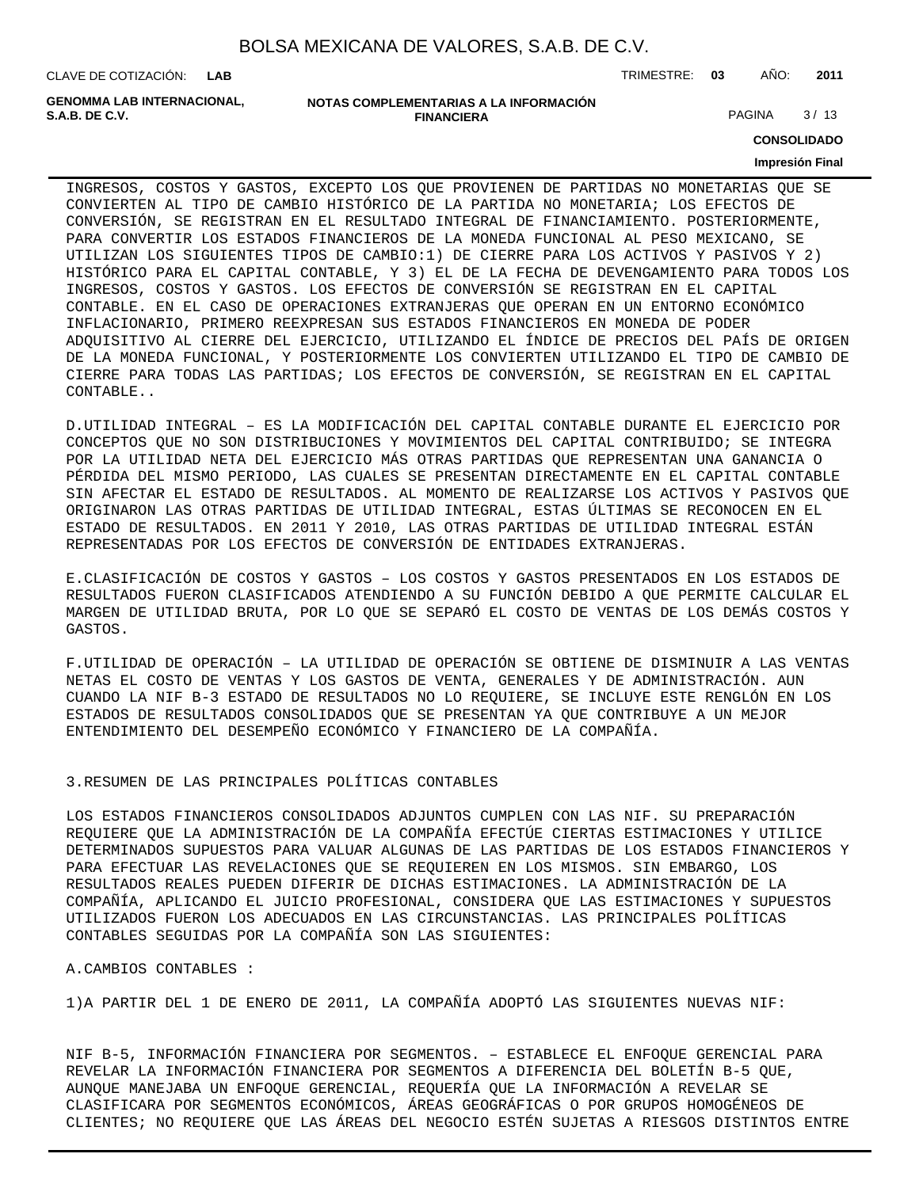INGRESOS, COSTOS Y GASTOS, EXCEPTO LOS QUE PROVIENEN DE PARTIDAS NO MONETARIAS QUE SE CONVIERTEN AL TIPO DE CAMBIO HISTÓRICO DE LA PARTIDA NO MONETARIA; LOS EFECTOS DE CONVERSIÓN, SE REGISTRAN EN EL RESULTADO INTEGRAL DE FINANCIAMIENTO. POSTERIORMENTE, PARA CONVERTIR LOS ESTADOS FINANCIEROS DE LA MONEDA FUNCIONAL AL PESO MEXICANO, SE UTILIZAN LOS SIGUIENTES TIPOS DE CAMBIO:1) DE CIERRE PARA LOS ACTIVOS Y PASIVOS Y 2) HISTÓRICO PARA EL CAPITAL CONTABLE, Y 3) EL DE LA FECHA DE DEVENGAMIENTO PARA TODOS LOS INGRESOS, COSTOS Y GASTOS. LOS EFECTOS DE CONVERSIÓN SE REGISTRAN EN EL CAPITAL CONTABLE. EN EL CASO DE OPERACIONES EXTRANJERAS QUE OPERAN EN UN ENTORNO ECONÓMICO INFLACIONARIO, PRIMERO REEXPRESAN SUS ESTADOS FINANCIEROS EN MONEDA DE PODER ADQUISITIVO AL CIERRE DEL EJERCICIO, UTILIZANDO EL ÍNDICE DE PRECIOS DEL PAÍS DE ORIGEN DE LA MONEDA FUNCIONAL, Y POSTERIORMENTE LOS CONVIERTEN UTILIZANDO EL TIPO DE CAMBIO DE CIERRE PARA TODAS LAS PARTIDAS; LOS EFECTOS DE CONVERSIÓN, SE REGISTRAN EN EL CAPITAL CONTABLE..

D.UTILIDAD INTEGRAL – ES LA MODIFICACIÓN DEL CAPITAL CONTABLE DURANTE EL EJERCICIO POR CONCEPTOS QUE NO SON DISTRIBUCIONES Y MOVIMIENTOS DEL CAPITAL CONTRIBUIDO; SE INTEGRA POR LA UTILIDAD NETA DEL EJERCICIO MÁS OTRAS PARTIDAS QUE REPRESENTAN UNA GANANCIA O PÉRDIDA DEL MISMO PERIODO, LAS CUALES SE PRESENTAN DIRECTAMENTE EN EL CAPITAL CONTABLE SIN AFECTAR EL ESTADO DE RESULTADOS. AL MOMENTO DE REALIZARSE LOS ACTIVOS Y PASIVOS QUE ORIGINARON LAS OTRAS PARTIDAS DE UTILIDAD INTEGRAL, ESTAS ÚLTIMAS SE RECONOCEN EN EL ESTADO DE RESULTADOS. EN 2011 Y 2010, LAS OTRAS PARTIDAS DE UTILIDAD INTEGRAL ESTÁN REPRESENTADAS POR LOS EFECTOS DE CONVERSIÓN DE ENTIDADES EXTRANJERAS.

E.CLASIFICACIÓN DE COSTOS Y GASTOS – LOS COSTOS Y GASTOS PRESENTADOS EN LOS ESTADOS DE RESULTADOS FUERON CLASIFICADOS ATENDIENDO A SU FUNCIÓN DEBIDO A QUE PERMITE CALCULAR EL MARGEN DE UTILIDAD BRUTA, POR LO QUE SE SEPARÓ EL COSTO DE VENTAS DE LOS DEMÁS COSTOS Y GASTOS.

F.UTILIDAD DE OPERACIÓN – LA UTILIDAD DE OPERACIÓN SE OBTIENE DE DISMINUIR A LAS VENTAS NETAS EL COSTO DE VENTAS Y LOS GASTOS DE VENTA, GENERALES Y DE ADMINISTRACIÓN. AUN CUANDO LA NIF B-3 ESTADO DE RESULTADOS NO LO REQUIERE, SE INCLUYE ESTE RENGLÓN EN LOS ESTADOS DE RESULTADOS CONSOLIDADOS QUE SE PRESENTAN YA QUE CONTRIBUYE A UN MEJOR ENTENDIMIENTO DEL DESEMPEÑO ECONÓMICO Y FINANCIERO DE LA COMPAÑÍA.

3.RESUMEN DE LAS PRINCIPALES POLÍTICAS CONTABLES

LOS ESTADOS FINANCIEROS CONSOLIDADOS ADJUNTOS CUMPLEN CON LAS NIF. SU PREPARACIÓN REQUIERE QUE LA ADMINISTRACIÓN DE LA COMPAÑÍA EFECTÚE CIERTAS ESTIMACIONES Y UTILICE DETERMINADOS SUPUESTOS PARA VALUAR ALGUNAS DE LAS PARTIDAS DE LOS ESTADOS FINANCIEROS Y PARA EFECTUAR LAS REVELACIONES QUE SE REQUIEREN EN LOS MISMOS. SIN EMBARGO, LOS RESULTADOS REALES PUEDEN DIFERIR DE DICHAS ESTIMACIONES. LA ADMINISTRACIÓN DE LA COMPAÑÍA, APLICANDO EL JUICIO PROFESIONAL, CONSIDERA QUE LAS ESTIMACIONES Y SUPUESTOS UTILIZADOS FUERON LOS ADECUADOS EN LAS CIRCUNSTANCIAS. LAS PRINCIPALES POLÍTICAS CONTABLES SEGUIDAS POR LA COMPAÑÍA SON LAS SIGUIENTES:

A.CAMBIOS CONTABLES :

1)A PARTIR DEL 1 DE ENERO DE 2011, LA COMPAÑÍA ADOPTÓ LAS SIGUIENTES NUEVAS NIF:

NIF B-5, INFORMACIÓN FINANCIERA POR SEGMENTOS. – ESTABLECE EL ENFOQUE GERENCIAL PARA REVELAR LA INFORMACIÓN FINANCIERA POR SEGMENTOS A DIFERENCIA DEL BOLETÍN B-5 QUE, AUNQUE MANEJABA UN ENFOQUE GERENCIAL, REQUERÍA QUE LA INFORMACIÓN A REVELAR SE CLASIFICARA POR SEGMENTOS ECONÓMICOS, ÁREAS GEOGRÁFICAS O POR GRUPOS HOMOGÉNEOS DE CLIENTES; NO REQUIERE QUE LAS ÁREAS DEL NEGOCIO ESTÉN SUJETAS A RIESGOS DISTINTOS ENTRE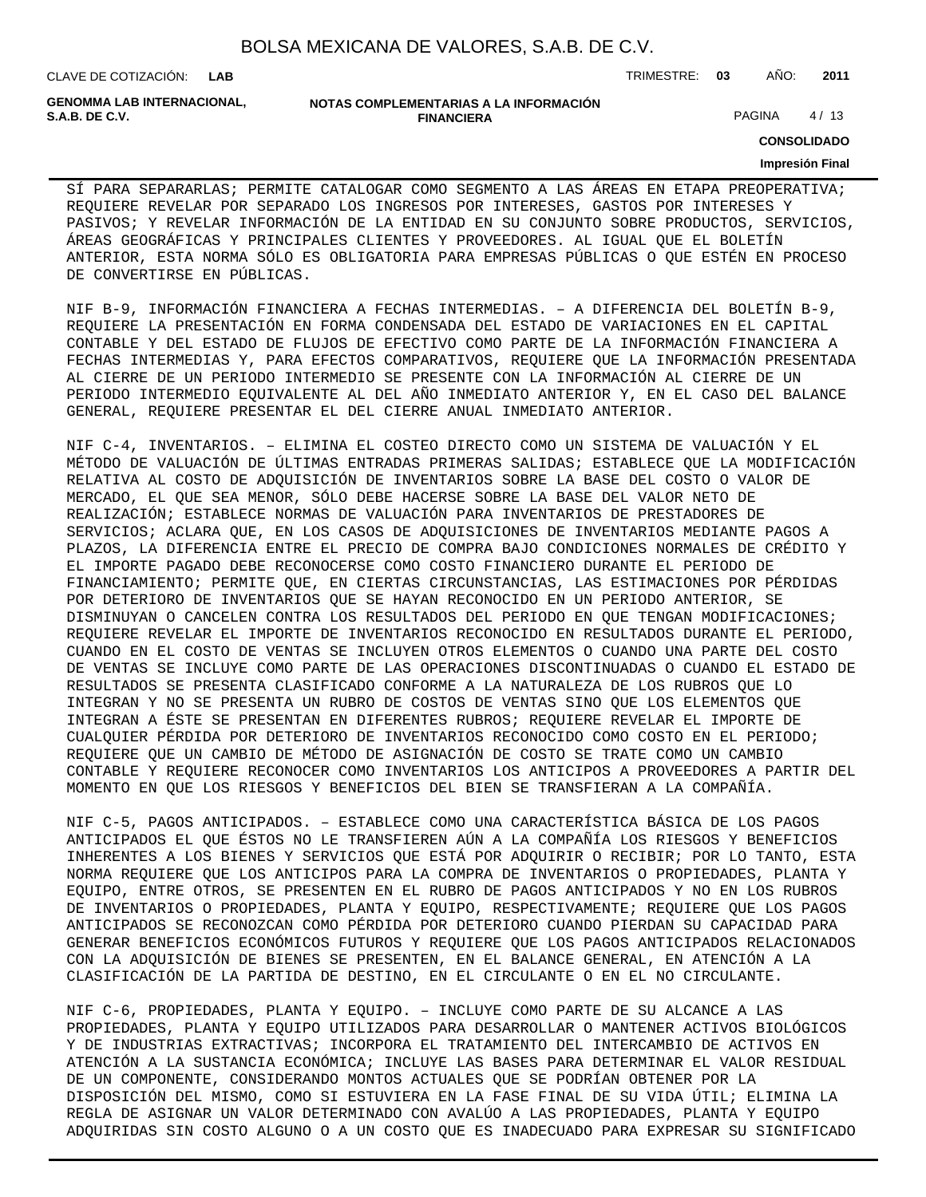SÍ PARA SEPARARLAS; PERMITE CATALOGAR COMO SEGMENTO A LAS ÁREAS EN ETAPA PREOPERATIVA; REQUIERE REVELAR POR SEPARADO LOS INGRESOS POR INTERESES, GASTOS POR INTERESES Y PASIVOS; Y REVELAR INFORMACIÓN DE LA ENTIDAD EN SU CONJUNTO SOBRE PRODUCTOS, SERVICIOS, ÁREAS GEOGRÁFICAS Y PRINCIPALES CLIENTES Y PROVEEDORES. AL IGUAL QUE EL BOLETÍN ANTERIOR, ESTA NORMA SÓLO ES OBLIGATORIA PARA EMPRESAS PÚBLICAS O QUE ESTÉN EN PROCESO DE CONVERTIRSE EN PÚBLICAS.

NIF B-9, INFORMACIÓN FINANCIERA A FECHAS INTERMEDIAS. – A DIFERENCIA DEL BOLETÍN B-9, REQUIERE LA PRESENTACIÓN EN FORMA CONDENSADA DEL ESTADO DE VARIACIONES EN EL CAPITAL CONTABLE Y DEL ESTADO DE FLUJOS DE EFECTIVO COMO PARTE DE LA INFORMACIÓN FINANCIERA A FECHAS INTERMEDIAS Y, PARA EFECTOS COMPARATIVOS, REQUIERE QUE LA INFORMACIÓN PRESENTADA AL CIERRE DE UN PERIODO INTERMEDIO SE PRESENTE CON LA INFORMACIÓN AL CIERRE DE UN PERIODO INTERMEDIO EQUIVALENTE AL DEL AÑO INMEDIATO ANTERIOR Y, EN EL CASO DEL BALANCE GENERAL, REQUIERE PRESENTAR EL DEL CIERRE ANUAL INMEDIATO ANTERIOR.

NIF C-4, INVENTARIOS. – ELIMINA EL COSTEO DIRECTO COMO UN SISTEMA DE VALUACIÓN Y EL MÉTODO DE VALUACIÓN DE ÚLTIMAS ENTRADAS PRIMERAS SALIDAS; ESTABLECE QUE LA MODIFICACIÓN RELATIVA AL COSTO DE ADQUISICIÓN DE INVENTARIOS SOBRE LA BASE DEL COSTO O VALOR DE MERCADO, EL QUE SEA MENOR, SÓLO DEBE HACERSE SOBRE LA BASE DEL VALOR NETO DE REALIZACIÓN; ESTABLECE NORMAS DE VALUACIÓN PARA INVENTARIOS DE PRESTADORES DE SERVICIOS; ACLARA QUE, EN LOS CASOS DE ADQUISICIONES DE INVENTARIOS MEDIANTE PAGOS A PLAZOS, LA DIFERENCIA ENTRE EL PRECIO DE COMPRA BAJO CONDICIONES NORMALES DE CRÉDITO Y EL IMPORTE PAGADO DEBE RECONOCERSE COMO COSTO FINANCIERO DURANTE EL PERIODO DE FINANCIAMIENTO; PERMITE QUE, EN CIERTAS CIRCUNSTANCIAS, LAS ESTIMACIONES POR PÉRDIDAS POR DETERIORO DE INVENTARIOS QUE SE HAYAN RECONOCIDO EN UN PERIODO ANTERIOR, SE DISMINUYAN O CANCELEN CONTRA LOS RESULTADOS DEL PERIODO EN QUE TENGAN MODIFICACIONES; REQUIERE REVELAR EL IMPORTE DE INVENTARIOS RECONOCIDO EN RESULTADOS DURANTE EL PERIODO, CUANDO EN EL COSTO DE VENTAS SE INCLUYEN OTROS ELEMENTOS O CUANDO UNA PARTE DEL COSTO DE VENTAS SE INCLUYE COMO PARTE DE LAS OPERACIONES DISCONTINUADAS O CUANDO EL ESTADO DE RESULTADOS SE PRESENTA CLASIFICADO CONFORME A LA NATURALEZA DE LOS RUBROS QUE LO INTEGRAN Y NO SE PRESENTA UN RUBRO DE COSTOS DE VENTAS SINO QUE LOS ELEMENTOS QUE INTEGRAN A ÉSTE SE PRESENTAN EN DIFERENTES RUBROS; REQUIERE REVELAR EL IMPORTE DE CUALQUIER PÉRDIDA POR DETERIORO DE INVENTARIOS RECONOCIDO COMO COSTO EN EL PERIODO; REQUIERE QUE UN CAMBIO DE MÉTODO DE ASIGNACIÓN DE COSTO SE TRATE COMO UN CAMBIO CONTABLE Y REQUIERE RECONOCER COMO INVENTARIOS LOS ANTICIPOS A PROVEEDORES A PARTIR DEL MOMENTO EN QUE LOS RIESGOS Y BENEFICIOS DEL BIEN SE TRANSFIERAN A LA COMPAÑÍA.

NIF C-5, PAGOS ANTICIPADOS. – ESTABLECE COMO UNA CARACTERÍSTICA BÁSICA DE LOS PAGOS ANTICIPADOS EL QUE ÉSTOS NO LE TRANSFIEREN AÚN A LA COMPAÑÍA LOS RIESGOS Y BENEFICIOS INHERENTES A LOS BIENES Y SERVICIOS QUE ESTÁ POR ADQUIRIR O RECIBIR; POR LO TANTO, ESTA NORMA REQUIERE QUE LOS ANTICIPOS PARA LA COMPRA DE INVENTARIOS O PROPIEDADES, PLANTA Y EQUIPO, ENTRE OTROS, SE PRESENTEN EN EL RUBRO DE PAGOS ANTICIPADOS Y NO EN LOS RUBROS DE INVENTARIOS O PROPIEDADES, PLANTA Y EQUIPO, RESPECTIVAMENTE; REQUIERE QUE LOS PAGOS ANTICIPADOS SE RECONOZCAN COMO PÉRDIDA POR DETERIORO CUANDO PIERDAN SU CAPACIDAD PARA GENERAR BENEFICIOS ECONÓMICOS FUTUROS Y REQUIERE QUE LOS PAGOS ANTICIPADOS RELACIONADOS CON LA ADQUISICIÓN DE BIENES SE PRESENTEN, EN EL BALANCE GENERAL, EN ATENCIÓN A LA CLASIFICACIÓN DE LA PARTIDA DE DESTINO, EN EL CIRCULANTE O EN EL NO CIRCULANTE.

NIF C-6, PROPIEDADES, PLANTA Y EQUIPO. – INCLUYE COMO PARTE DE SU ALCANCE A LAS PROPIEDADES, PLANTA Y EQUIPO UTILIZADOS PARA DESARROLLAR O MANTENER ACTIVOS BIOLÓGICOS Y DE INDUSTRIAS EXTRACTIVAS; INCORPORA EL TRATAMIENTO DEL INTERCAMBIO DE ACTIVOS EN ATENCIÓN A LA SUSTANCIA ECONÓMICA; INCLUYE LAS BASES PARA DETERMINAR EL VALOR RESIDUAL DE UN COMPONENTE, CONSIDERANDO MONTOS ACTUALES QUE SE PODRÍAN OBTENER POR LA DISPOSICIÓN DEL MISMO, COMO SI ESTUVIERA EN LA FASE FINAL DE SU VIDA ÚTIL; ELIMINA LA REGLA DE ASIGNAR UN VALOR DETERMINADO CON AVALÚO A LAS PROPIEDADES, PLANTA Y EQUIPO ADQUIRIDAS SIN COSTO ALGUNO O A UN COSTO QUE ES INADECUADO PARA EXPRESAR SU SIGNIFICADO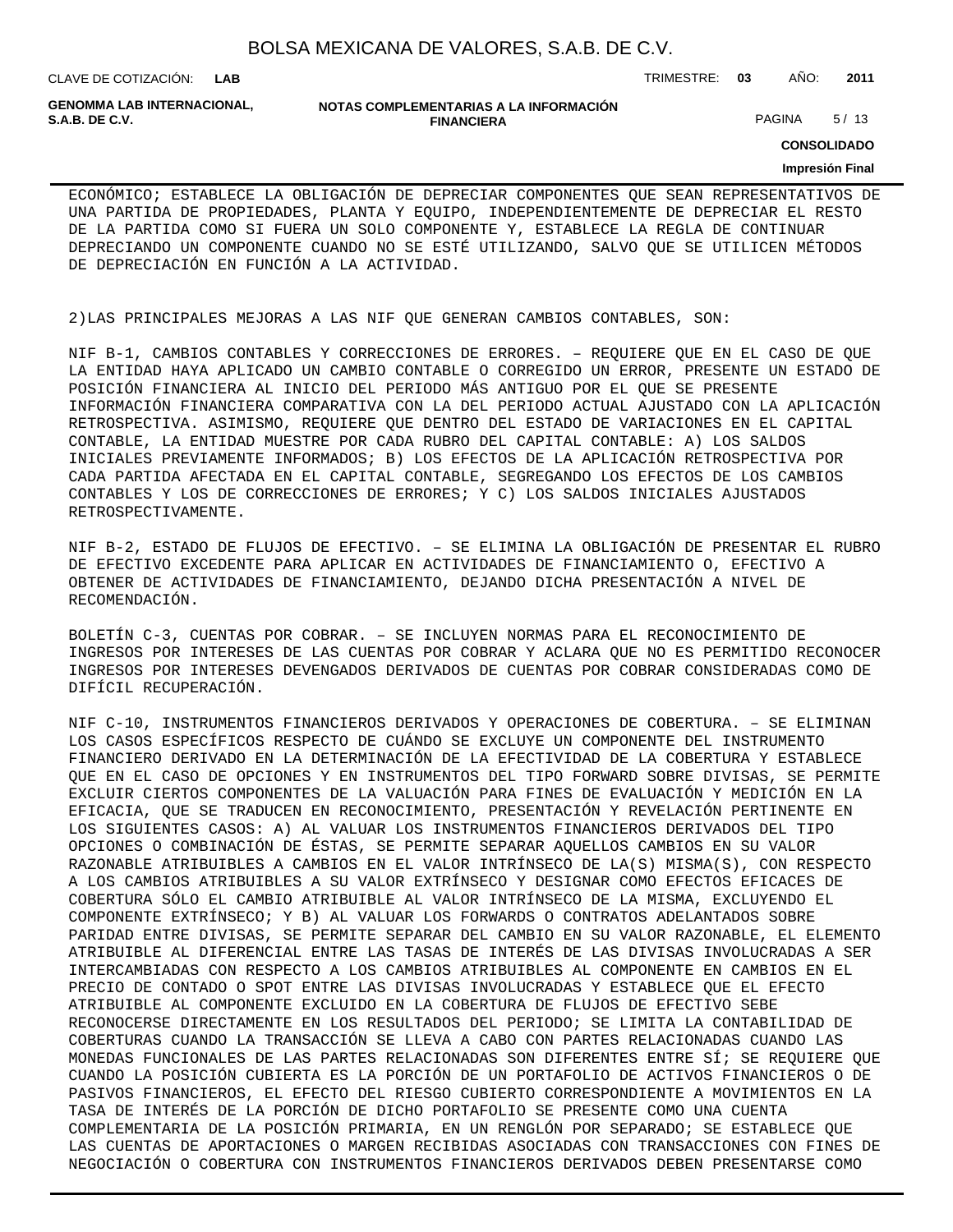ECONÓMICO; ESTABLECE LA OBLIGACIÓN DE DEPRECIAR COMPONENTES QUE SEAN REPRESENTATIVOS DE UNA PARTIDA DE PROPIEDADES, PLANTA Y EQUIPO, INDEPENDIENTEMENTE DE DEPRECIAR EL RESTO DE LA PARTIDA COMO SI FUERA UN SOLO COMPONENTE Y, ESTABLECE LA REGLA DE CONTINUAR DEPRECIANDO UN COMPONENTE CUANDO NO SE ESTÉ UTILIZANDO, SALVO QUE SE UTILICEN MÉTODOS DE DEPRECIACIÓN EN FUNCIÓN A LA ACTIVIDAD.

2)LAS PRINCIPALES MEJORAS A LAS NIF QUE GENERAN CAMBIOS CONTABLES, SON:

NIF B-1, CAMBIOS CONTABLES Y CORRECCIONES DE ERRORES. – REQUIERE QUE EN EL CASO DE QUE LA ENTIDAD HAYA APLICADO UN CAMBIO CONTABLE O CORREGIDO UN ERROR, PRESENTE UN ESTADO DE POSICIÓN FINANCIERA AL INICIO DEL PERIODO MÁS ANTIGUO POR EL QUE SE PRESENTE INFORMACIÓN FINANCIERA COMPARATIVA CON LA DEL PERIODO ACTUAL AJUSTADO CON LA APLICACIÓN RETROSPECTIVA. ASIMISMO, REQUIERE QUE DENTRO DEL ESTADO DE VARIACIONES EN EL CAPITAL CONTABLE, LA ENTIDAD MUESTRE POR CADA RUBRO DEL CAPITAL CONTABLE: A) LOS SALDOS INICIALES PREVIAMENTE INFORMADOS; B) LOS EFECTOS DE LA APLICACIÓN RETROSPECTIVA POR CADA PARTIDA AFECTADA EN EL CAPITAL CONTABLE, SEGREGANDO LOS EFECTOS DE LOS CAMBIOS CONTABLES Y LOS DE CORRECCIONES DE ERRORES; Y C) LOS SALDOS INICIALES AJUSTADOS RETROSPECTIVAMENTE.

NIF B-2, ESTADO DE FLUJOS DE EFECTIVO. – SE ELIMINA LA OBLIGACIÓN DE PRESENTAR EL RUBRO DE EFECTIVO EXCEDENTE PARA APLICAR EN ACTIVIDADES DE FINANCIAMIENTO O, EFECTIVO A OBTENER DE ACTIVIDADES DE FINANCIAMIENTO, DEJANDO DICHA PRESENTACIÓN A NIVEL DE RECOMENDACIÓN.

BOLETÍN C-3, CUENTAS POR COBRAR. – SE INCLUYEN NORMAS PARA EL RECONOCIMIENTO DE INGRESOS POR INTERESES DE LAS CUENTAS POR COBRAR Y ACLARA QUE NO ES PERMITIDO RECONOCER INGRESOS POR INTERESES DEVENGADOS DERIVADOS DE CUENTAS POR COBRAR CONSIDERADAS COMO DE DIFÍCIL RECUPERACIÓN.

NIF C-10, INSTRUMENTOS FINANCIEROS DERIVADOS Y OPERACIONES DE COBERTURA. – SE ELIMINAN LOS CASOS ESPECÍFICOS RESPECTO DE CUÁNDO SE EXCLUYE UN COMPONENTE DEL INSTRUMENTO FINANCIERO DERIVADO EN LA DETERMINACIÓN DE LA EFECTIVIDAD DE LA COBERTURA Y ESTABLECE QUE EN EL CASO DE OPCIONES Y EN INSTRUMENTOS DEL TIPO FORWARD SOBRE DIVISAS, SE PERMITE EXCLUIR CIERTOS COMPONENTES DE LA VALUACIÓN PARA FINES DE EVALUACIÓN Y MEDICIÓN EN LA EFICACIA, QUE SE TRADUCEN EN RECONOCIMIENTO, PRESENTACIÓN Y REVELACIÓN PERTINENTE EN LOS SIGUIENTES CASOS: A) AL VALUAR LOS INSTRUMENTOS FINANCIEROS DERIVADOS DEL TIPO OPCIONES O COMBINACIÓN DE ÉSTAS, SE PERMITE SEPARAR AQUELLOS CAMBIOS EN SU VALOR RAZONABLE ATRIBUIBLES A CAMBIOS EN EL VALOR INTRÍNSECO DE LA(S) MISMA(S), CON RESPECTO A LOS CAMBIOS ATRIBUIBLES A SU VALOR EXTRÍNSECO Y DESIGNAR COMO EFECTOS EFICACES DE COBERTURA SÓLO EL CAMBIO ATRIBUIBLE AL VALOR INTRÍNSECO DE LA MISMA, EXCLUYENDO EL COMPONENTE EXTRÍNSECO; Y B) AL VALUAR LOS FORWARDS O CONTRATOS ADELANTADOS SOBRE PARIDAD ENTRE DIVISAS, SE PERMITE SEPARAR DEL CAMBIO EN SU VALOR RAZONABLE, EL ELEMENTO ATRIBUIBLE AL DIFERENCIAL ENTRE LAS TASAS DE INTERÉS DE LAS DIVISAS INVOLUCRADAS A SER INTERCAMBIADAS CON RESPECTO A LOS CAMBIOS ATRIBUIBLES AL COMPONENTE EN CAMBIOS EN EL PRECIO DE CONTADO O SPOT ENTRE LAS DIVISAS INVOLUCRADAS Y ESTABLECE QUE EL EFECTO ATRIBUIBLE AL COMPONENTE EXCLUIDO EN LA COBERTURA DE FLUJOS DE EFECTIVO SEBE RECONOCERSE DIRECTAMENTE EN LOS RESULTADOS DEL PERIODO; SE LIMITA LA CONTABILIDAD DE COBERTURAS CUANDO LA TRANSACCIÓN SE LLEVA A CABO CON PARTES RELACIONADAS CUANDO LAS MONEDAS FUNCIONALES DE LAS PARTES RELACIONADAS SON DIFERENTES ENTRE SÍ; SE REQUIERE QUE CUANDO LA POSICIÓN CUBIERTA ES LA PORCIÓN DE UN PORTAFOLIO DE ACTIVOS FINANCIEROS O DE PASIVOS FINANCIEROS, EL EFECTO DEL RIESGO CUBIERTO CORRESPONDIENTE A MOVIMIENTOS EN LA TASA DE INTERÉS DE LA PORCIÓN DE DICHO PORTAFOLIO SE PRESENTE COMO UNA CUENTA COMPLEMENTARIA DE LA POSICIÓN PRIMARIA, EN UN RENGLÓN POR SEPARADO; SE ESTABLECE QUE LAS CUENTAS DE APORTACIONES O MARGEN RECIBIDAS ASOCIADAS CON TRANSACCIONES CON FINES DE NEGOCIACIÓN O COBERTURA CON INSTRUMENTOS FINANCIEROS DERIVADOS DEBEN PRESENTARSE COMO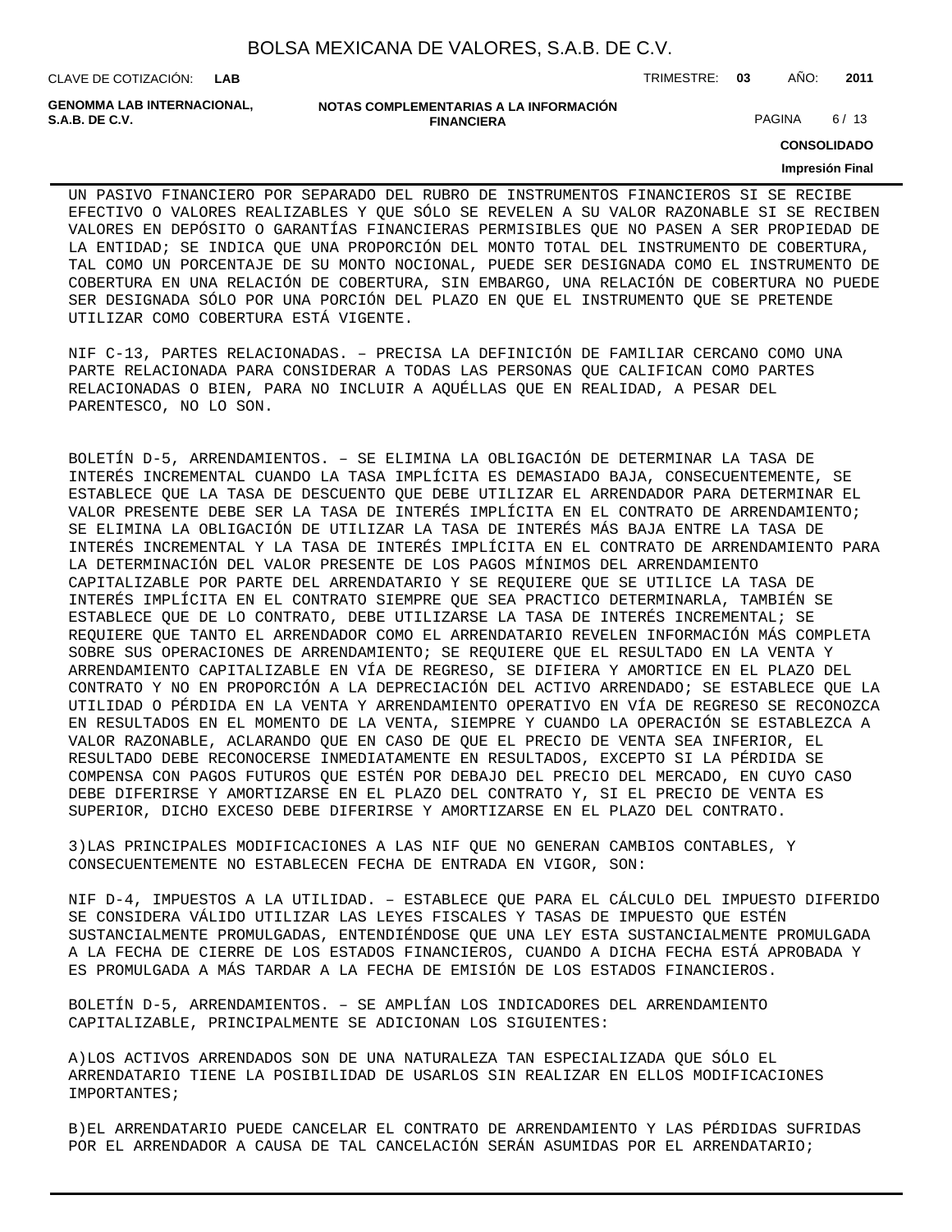UN PASIVO FINANCIERO POR SEPARADO DEL RUBRO DE INSTRUMENTOS FINANCIEROS SI SE RECIBE EFECTIVO O VALORES REALIZABLES Y QUE SÓLO SE REVELEN A SU VALOR RAZONABLE SI SE RECIBEN VALORES EN DEPÓSITO O GARANTÍAS FINANCIERAS PERMISIBLES QUE NO PASEN A SER PROPIEDAD DE LA ENTIDAD; SE INDICA QUE UNA PROPORCIÓN DEL MONTO TOTAL DEL INSTRUMENTO DE COBERTURA, TAL COMO UN PORCENTAJE DE SU MONTO NOCIONAL, PUEDE SER DESIGNADA COMO EL INSTRUMENTO DE COBERTURA EN UNA RELACIÓN DE COBERTURA, SIN EMBARGO, UNA RELACIÓN DE COBERTURA NO PUEDE SER DESIGNADA SÓLO POR UNA PORCIÓN DEL PLAZO EN QUE EL INSTRUMENTO QUE SE PRETENDE UTILIZAR COMO COBERTURA ESTÁ VIGENTE.

NIF C-13, PARTES RELACIONADAS. – PRECISA LA DEFINICIÓN DE FAMILIAR CERCANO COMO UNA PARTE RELACIONADA PARA CONSIDERAR A TODAS LAS PERSONAS QUE CALIFICAN COMO PARTES RELACIONADAS O BIEN, PARA NO INCLUIR A AQUÉLLAS QUE EN REALIDAD, A PESAR DEL PARENTESCO, NO LO SON.

BOLETÍN D-5, ARRENDAMIENTOS. – SE ELIMINA LA OBLIGACIÓN DE DETERMINAR LA TASA DE INTERÉS INCREMENTAL CUANDO LA TASA IMPLÍCITA ES DEMASIADO BAJA, CONSECUENTEMENTE, SE ESTABLECE QUE LA TASA DE DESCUENTO QUE DEBE UTILIZAR EL ARRENDADOR PARA DETERMINAR EL VALOR PRESENTE DEBE SER LA TASA DE INTERÉS IMPLÍCITA EN EL CONTRATO DE ARRENDAMIENTO; SE ELIMINA LA OBLIGACIÓN DE UTILIZAR LA TASA DE INTERÉS MÁS BAJA ENTRE LA TASA DE INTERÉS INCREMENTAL Y LA TASA DE INTERÉS IMPLÍCITA EN EL CONTRATO DE ARRENDAMIENTO PARA LA DETERMINACIÓN DEL VALOR PRESENTE DE LOS PAGOS MÍNIMOS DEL ARRENDAMIENTO CAPITALIZABLE POR PARTE DEL ARRENDATARIO Y SE REQUIERE QUE SE UTILICE LA TASA DE INTERÉS IMPLÍCITA EN EL CONTRATO SIEMPRE QUE SEA PRACTICO DETERMINARLA, TAMBIÉN SE ESTABLECE QUE DE LO CONTRATO, DEBE UTILIZARSE LA TASA DE INTERÉS INCREMENTAL; SE REQUIERE QUE TANTO EL ARRENDADOR COMO EL ARRENDATARIO REVELEN INFORMACIÓN MÁS COMPLETA SOBRE SUS OPERACIONES DE ARRENDAMIENTO; SE REQUIERE QUE EL RESULTADO EN LA VENTA Y ARRENDAMIENTO CAPITALIZABLE EN VÍA DE REGRESO, SE DIFIERA Y AMORTICE EN EL PLAZO DEL CONTRATO Y NO EN PROPORCIÓN A LA DEPRECIACIÓN DEL ACTIVO ARRENDADO; SE ESTABLECE QUE LA UTILIDAD O PÉRDIDA EN LA VENTA Y ARRENDAMIENTO OPERATIVO EN VÍA DE REGRESO SE RECONOZCA EN RESULTADOS EN EL MOMENTO DE LA VENTA, SIEMPRE Y CUANDO LA OPERACIÓN SE ESTABLEZCA A VALOR RAZONABLE, ACLARANDO QUE EN CASO DE QUE EL PRECIO DE VENTA SEA INFERIOR, EL RESULTADO DEBE RECONOCERSE INMEDIATAMENTE EN RESULTADOS, EXCEPTO SI LA PÉRDIDA SE COMPENSA CON PAGOS FUTUROS QUE ESTÉN POR DEBAJO DEL PRECIO DEL MERCADO, EN CUYO CASO DEBE DIFERIRSE Y AMORTIZARSE EN EL PLAZO DEL CONTRATO Y, SI EL PRECIO DE VENTA ES SUPERIOR, DICHO EXCESO DEBE DIFERIRSE Y AMORTIZARSE EN EL PLAZO DEL CONTRATO.

3)LAS PRINCIPALES MODIFICACIONES A LAS NIF QUE NO GENERAN CAMBIOS CONTABLES, Y CONSECUENTEMENTE NO ESTABLECEN FECHA DE ENTRADA EN VIGOR, SON:

NIF D-4, IMPUESTOS A LA UTILIDAD. – ESTABLECE QUE PARA EL CÁLCULO DEL IMPUESTO DIFERIDO SE CONSIDERA VÁLIDO UTILIZAR LAS LEYES FISCALES Y TASAS DE IMPUESTO QUE ESTÉN SUSTANCIALMENTE PROMULGADAS, ENTENDIÉNDOSE QUE UNA LEY ESTA SUSTANCIALMENTE PROMULGADA A LA FECHA DE CIERRE DE LOS ESTADOS FINANCIEROS, CUANDO A DICHA FECHA ESTÁ APROBADA Y ES PROMULGADA A MÁS TARDAR A LA FECHA DE EMISIÓN DE LOS ESTADOS FINANCIEROS.

BOLETÍN D-5, ARRENDAMIENTOS. – SE AMPLÍAN LOS INDICADORES DEL ARRENDAMIENTO CAPITALIZABLE, PRINCIPALMENTE SE ADICIONAN LOS SIGUIENTES:

A)LOS ACTIVOS ARRENDADOS SON DE UNA NATURALEZA TAN ESPECIALIZADA QUE SÓLO EL ARRENDATARIO TIENE LA POSIBILIDAD DE USARLOS SIN REALIZAR EN ELLOS MODIFICACIONES IMPORTANTES;

B)EL ARRENDATARIO PUEDE CANCELAR EL CONTRATO DE ARRENDAMIENTO Y LAS PÉRDIDAS SUFRIDAS POR EL ARRENDADOR A CAUSA DE TAL CANCELACIÓN SERÁN ASUMIDAS POR EL ARRENDATARIO;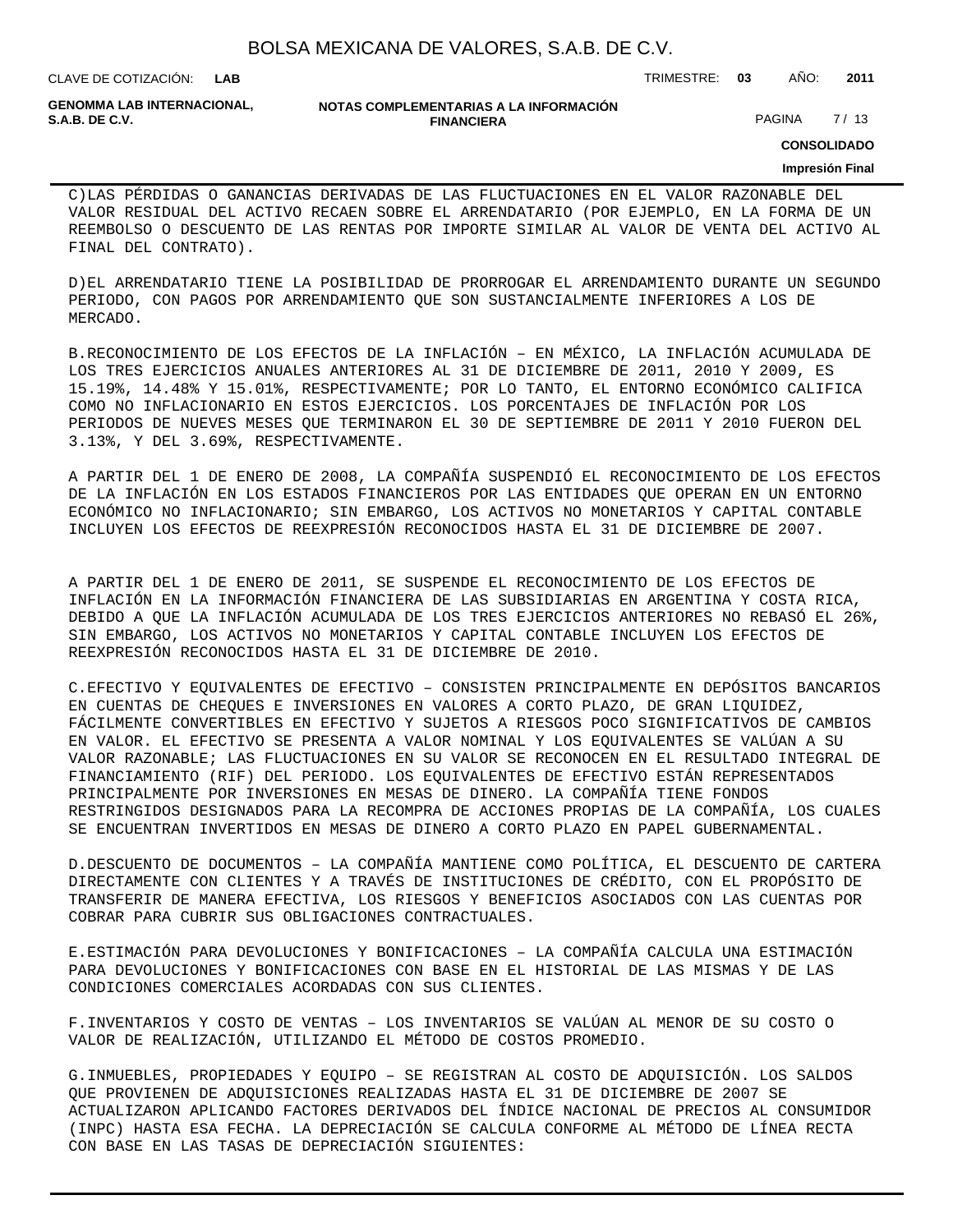C)LAS PÉRDIDAS O GANANCIAS DERIVADAS DE LAS FLUCTUACIONES EN EL VALOR RAZONABLE DEL VALOR RESIDUAL DEL ACTIVO RECAEN SOBRE EL ARRENDATARIO (POR EJEMPLO, EN LA FORMA DE UN REEMBOLSO O DESCUENTO DE LAS RENTAS POR IMPORTE SIMILAR AL VALOR DE VENTA DEL ACTIVO AL FINAL DEL CONTRATO).

D)EL ARRENDATARIO TIENE LA POSIBILIDAD DE PRORROGAR EL ARRENDAMIENTO DURANTE UN SEGUNDO PERIODO, CON PAGOS POR ARRENDAMIENTO QUE SON SUSTANCIALMENTE INFERIORES A LOS DE MERCADO.

B.RECONOCIMIENTO DE LOS EFECTOS DE LA INFLACIÓN – EN MÉXICO, LA INFLACIÓN ACUMULADA DE LOS TRES EJERCICIOS ANUALES ANTERIORES AL 31 DE DICIEMBRE DE 2011, 2010 Y 2009, ES 15.19%, 14.48% Y 15.01%, RESPECTIVAMENTE; POR LO TANTO, EL ENTORNO ECONÓMICO CALIFICA COMO NO INFLACIONARIO EN ESTOS EJERCICIOS. LOS PORCENTAJES DE INFLACIÓN POR LOS PERIODOS DE NUEVES MESES QUE TERMINARON EL 30 DE SEPTIEMBRE DE 2011 Y 2010 FUERON DEL 3.13%, Y DEL 3.69%, RESPECTIVAMENTE.

A PARTIR DEL 1 DE ENERO DE 2008, LA COMPAÑÍA SUSPENDIÓ EL RECONOCIMIENTO DE LOS EFECTOS DE LA INFLACIÓN EN LOS ESTADOS FINANCIEROS POR LAS ENTIDADES QUE OPERAN EN UN ENTORNO ECONÓMICO NO INFLACIONARIO; SIN EMBARGO, LOS ACTIVOS NO MONETARIOS Y CAPITAL CONTABLE INCLUYEN LOS EFECTOS DE REEXPRESIÓN RECONOCIDOS HASTA EL 31 DE DICIEMBRE DE 2007.

A PARTIR DEL 1 DE ENERO DE 2011, SE SUSPENDE EL RECONOCIMIENTO DE LOS EFECTOS DE INFLACIÓN EN LA INFORMACIÓN FINANCIERA DE LAS SUBSIDIARIAS EN ARGENTINA Y COSTA RICA, DEBIDO A QUE LA INFLACIÓN ACUMULADA DE LOS TRES EJERCICIOS ANTERIORES NO REBASÓ EL 26%, SIN EMBARGO, LOS ACTIVOS NO MONETARIOS Y CAPITAL CONTABLE INCLUYEN LOS EFECTOS DE REEXPRESIÓN RECONOCIDOS HASTA EL 31 DE DICIEMBRE DE 2010.

C.EFECTIVO Y EQUIVALENTES DE EFECTIVO – CONSISTEN PRINCIPALMENTE EN DEPÓSITOS BANCARIOS EN CUENTAS DE CHEQUES E INVERSIONES EN VALORES A CORTO PLAZO, DE GRAN LIQUIDEZ, FÁCILMENTE CONVERTIBLES EN EFECTIVO Y SUJETOS A RIESGOS POCO SIGNIFICATIVOS DE CAMBIOS EN VALOR. EL EFECTIVO SE PRESENTA A VALOR NOMINAL Y LOS EQUIVALENTES SE VALÚAN A SU VALOR RAZONABLE; LAS FLUCTUACIONES EN SU VALOR SE RECONOCEN EN EL RESULTADO INTEGRAL DE FINANCIAMIENTO (RIF) DEL PERIODO. LOS EQUIVALENTES DE EFECTIVO ESTÁN REPRESENTADOS PRINCIPALMENTE POR INVERSIONES EN MESAS DE DINERO. LA COMPAÑÍA TIENE FONDOS RESTRINGIDOS DESIGNADOS PARA LA RECOMPRA DE ACCIONES PROPIAS DE LA COMPAÑÍA, LOS CUALES SE ENCUENTRAN INVERTIDOS EN MESAS DE DINERO A CORTO PLAZO EN PAPEL GUBERNAMENTAL.

D.DESCUENTO DE DOCUMENTOS – LA COMPAÑÍA MANTIENE COMO POLÍTICA, EL DESCUENTO DE CARTERA DIRECTAMENTE CON CLIENTES Y A TRAVÉS DE INSTITUCIONES DE CRÉDITO, CON EL PROPÓSITO DE TRANSFERIR DE MANERA EFECTIVA, LOS RIESGOS Y BENEFICIOS ASOCIADOS CON LAS CUENTAS POR COBRAR PARA CUBRIR SUS OBLIGACIONES CONTRACTUALES.

E.ESTIMACIÓN PARA DEVOLUCIONES Y BONIFICACIONES – LA COMPAÑÍA CALCULA UNA ESTIMACIÓN PARA DEVOLUCIONES Y BONIFICACIONES CON BASE EN EL HISTORIAL DE LAS MISMAS Y DE LAS CONDICIONES COMERCIALES ACORDADAS CON SUS CLIENTES.

F.INVENTARIOS Y COSTO DE VENTAS – LOS INVENTARIOS SE VALÚAN AL MENOR DE SU COSTO O VALOR DE REALIZACIÓN, UTILIZANDO EL MÉTODO DE COSTOS PROMEDIO.

G.INMUEBLES, PROPIEDADES Y EQUIPO – SE REGISTRAN AL COSTO DE ADQUISICIÓN. LOS SALDOS QUE PROVIENEN DE ADQUISICIONES REALIZADAS HASTA EL 31 DE DICIEMBRE DE 2007 SE ACTUALIZARON APLICANDO FACTORES DERIVADOS DEL ÍNDICE NACIONAL DE PRECIOS AL CONSUMIDOR (INPC) HASTA ESA FECHA. LA DEPRECIACIÓN SE CALCULA CONFORME AL MÉTODO DE LÍNEA RECTA CON BASE EN LAS TASAS DE DEPRECIACIÓN SIGUIENTES: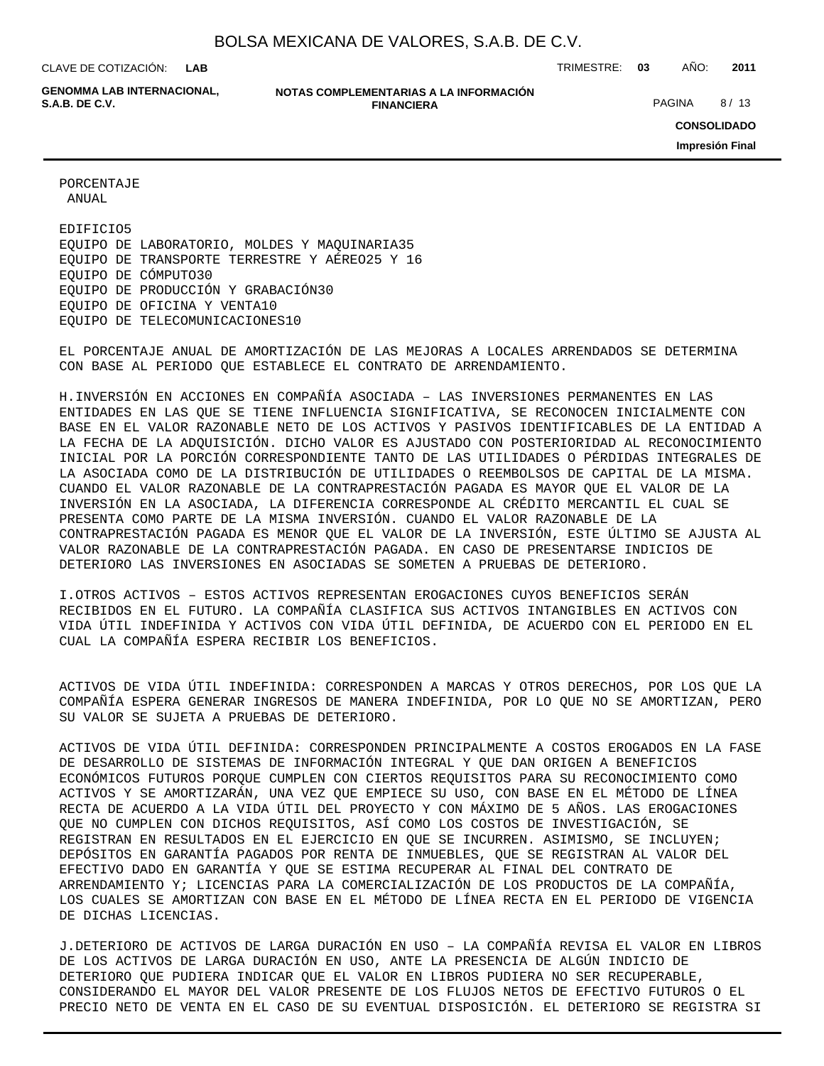| | PORCENTAJE ANUAL |
|---|---|
| EDIFICIO | 5 |
| EQUIPO DE LABORATORIO, MOLDES Y MAQUINARIA | 35 |
| EQUIPO DE TRANSPORTE TERRESTRE Y AÉREO | 25 Y 16 |
| EQUIPO DE CÓMPUTO | 30 |
| EQUIPO DE PRODUCCIÓN Y GRABACIÓN | 30 |
| EQUIPO DE OFICINA Y VENTA | 10 |
| EQUIPO DE TELECOMUNICACIONES | 10 |

EL PORCENTAJE ANUAL DE AMORTIZACIÓN DE LAS MEJORAS A LOCALES ARRENDADOS SE DETERMINA CON BASE AL PERIODO QUE ESTABLECE EL CONTRATO DE ARRENDAMIENTO.

H.INVERSIÓN EN ACCIONES EN COMPAÑÍA ASOCIADA – LAS INVERSIONES PERMANENTES EN LAS ENTIDADES EN LAS QUE SE TIENE INFLUENCIA SIGNIFICATIVA, SE RECONOCEN INICIALMENTE CON BASE EN EL VALOR RAZONABLE NETO DE LOS ACTIVOS Y PASIVOS IDENTIFICABLES DE LA ENTIDAD A LA FECHA DE LA ADQUISICIÓN. DICHO VALOR ES AJUSTADO CON POSTERIORIDAD AL RECONOCIMIENTO INICIAL POR LA PORCIÓN CORRESPONDIENTE TANTO DE LAS UTILIDADES O PÉRDIDAS INTEGRALES DE LA ASOCIADA COMO DE LA DISTRIBUCIÓN DE UTILIDADES O REEMBOLSOS DE CAPITAL DE LA MISMA. CUANDO EL VALOR RAZONABLE DE LA CONTRAPRESTACIÓN PAGADA ES MAYOR QUE EL VALOR DE LA INVERSIÓN EN LA ASOCIADA, LA DIFERENCIA CORRESPONDE AL CRÉDITO MERCANTIL EL CUAL SE PRESENTA COMO PARTE DE LA MISMA INVERSIÓN. CUANDO EL VALOR RAZONABLE DE LA CONTRAPRESTACIÓN PAGADA ES MENOR QUE EL VALOR DE LA INVERSIÓN, ESTE ÚLTIMO SE AJUSTA AL VALOR RAZONABLE DE LA CONTRAPRESTACIÓN PAGADA. EN CASO DE PRESENTARSE INDICIOS DE DETERIORO LAS INVERSIONES EN ASOCIADAS SE SOMETEN A PRUEBAS DE DETERIORO.

I.OTROS ACTIVOS – ESTOS ACTIVOS REPRESENTAN EROGACIONES CUYOS BENEFICIOS SERÁN RECIBIDOS EN EL FUTURO. LA COMPAÑÍA CLASIFICA SUS ACTIVOS INTANGIBLES EN ACTIVOS CON VIDA ÚTIL INDEFINIDA Y ACTIVOS CON VIDA ÚTIL DEFINIDA, DE ACUERDO CON EL PERIODO EN EL CUAL LA COMPAÑÍA ESPERA RECIBIR LOS BENEFICIOS.

ACTIVOS DE VIDA ÚTIL INDEFINIDA: CORRESPONDEN A MARCAS Y OTROS DERECHOS, POR LOS QUE LA COMPAÑÍA ESPERA GENERAR INGRESOS DE MANERA INDEFINIDA, POR LO QUE NO SE AMORTIZAN, PERO SU VALOR SE SUJETA A PRUEBAS DE DETERIORO.

ACTIVOS DE VIDA ÚTIL DEFINIDA: CORRESPONDEN PRINCIPALMENTE A COSTOS EROGADOS EN LA FASE DE DESARROLLO DE SISTEMAS DE INFORMACIÓN INTEGRAL Y QUE DAN ORIGEN A BENEFICIOS ECONÓMICOS FUTUROS PORQUE CUMPLEN CON CIERTOS REQUISITOS PARA SU RECONOCIMIENTO COMO ACTIVOS Y SE AMORTIZARÁN, UNA VEZ QUE EMPIECE SU USO, CON BASE EN EL MÉTODO DE LÍNEA RECTA DE ACUERDO A LA VIDA ÚTIL DEL PROYECTO Y CON MÁXIMO DE 5 AÑOS. LAS EROGACIONES QUE NO CUMPLEN CON DICHOS REQUISITOS, ASÍ COMO LOS COSTOS DE INVESTIGACIÓN, SE REGISTRAN EN RESULTADOS EN EL EJERCICIO EN QUE SE INCURREN. ASIMISMO, SE INCLUYEN; DEPÓSITOS EN GARANTÍA PAGADOS POR RENTA DE INMUEBLES, QUE SE REGISTRAN AL VALOR DEL EFECTIVO DADO EN GARANTÍA Y QUE SE ESTIMA RECUPERAR AL FINAL DEL CONTRATO DE ARRENDAMIENTO Y; LICENCIAS PARA LA COMERCIALIZACIÓN DE LOS PRODUCTOS DE LA COMPAÑÍA, LOS CUALES SE AMORTIZAN CON BASE EN EL MÉTODO DE LÍNEA RECTA EN EL PERIODO DE VIGENCIA DE DICHAS LICENCIAS.

J.DETERIORO DE ACTIVOS DE LARGA DURACIÓN EN USO – LA COMPAÑÍA REVISA EL VALOR EN LIBROS DE LOS ACTIVOS DE LARGA DURACIÓN EN USO, ANTE LA PRESENCIA DE ALGÚN INDICIO DE DETERIORO QUE PUDIERA INDICAR QUE EL VALOR EN LIBROS PUDIERA NO SER RECUPERABLE, CONSIDERANDO EL MAYOR DEL VALOR PRESENTE DE LOS FLUJOS NETOS DE EFECTIVO FUTUROS O EL PRECIO NETO DE VENTA EN EL CASO DE SU EVENTUAL DISPOSICIÓN. EL DETERIORO SE REGISTRA SI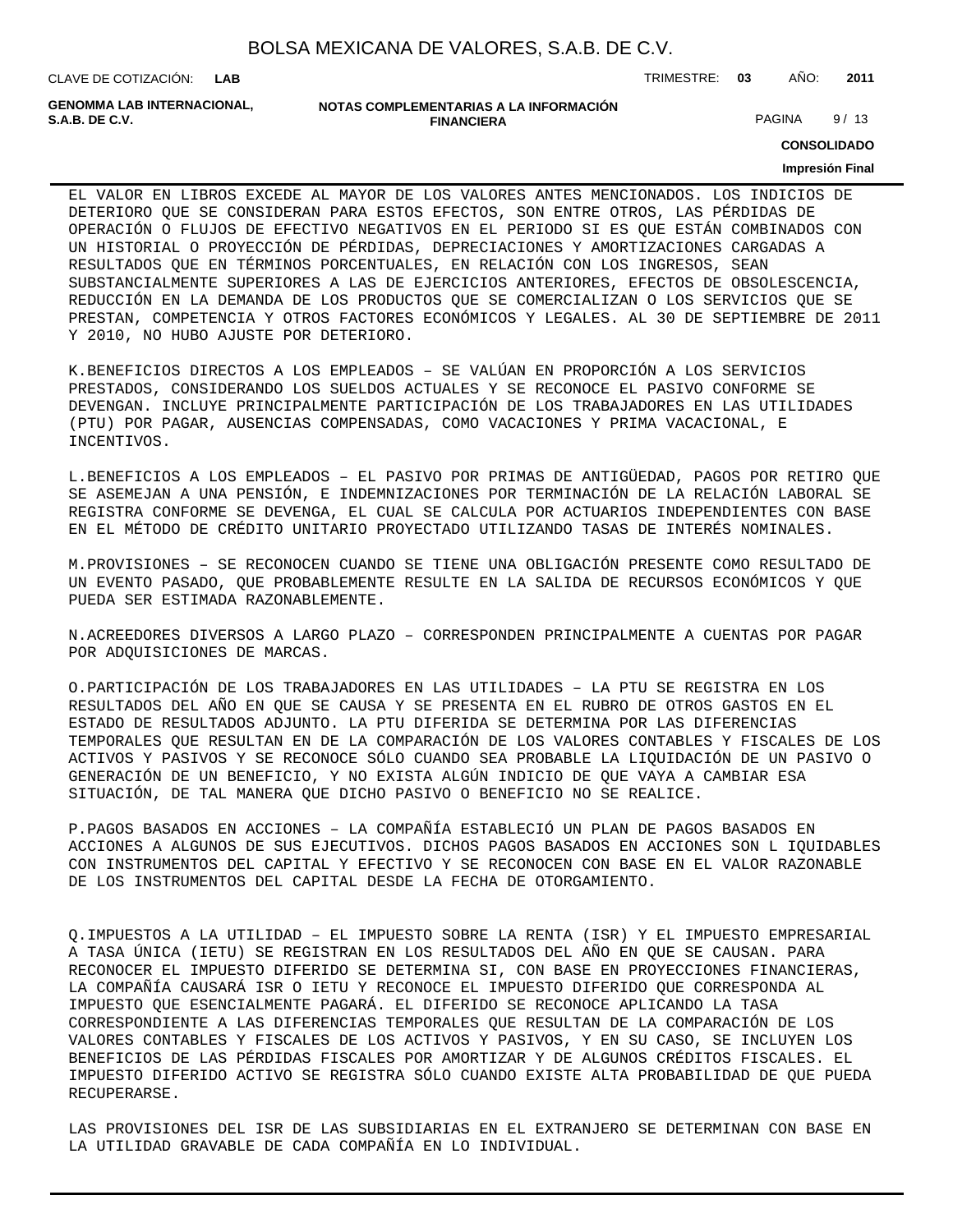EL VALOR EN LIBROS EXCEDE AL MAYOR DE LOS VALORES ANTES MENCIONADOS. LOS INDICIOS DE DETERIORO QUE SE CONSIDERAN PARA ESTOS EFECTOS, SON ENTRE OTROS, LAS PÉRDIDAS DE OPERACIÓN O FLUJOS DE EFECTIVO NEGATIVOS EN EL PERIODO SI ES QUE ESTÁN COMBINADOS CON UN HISTORIAL O PROYECCIÓN DE PÉRDIDAS, DEPRECIACIONES Y AMORTIZACIONES CARGADAS A RESULTADOS QUE EN TÉRMINOS PORCENTUALES, EN RELACIÓN CON LOS INGRESOS, SEAN SUBSTANCIALMENTE SUPERIORES A LAS DE EJERCICIOS ANTERIORES, EFECTOS DE OBSOLESCENCIA, REDUCCIÓN EN LA DEMANDA DE LOS PRODUCTOS QUE SE COMERCIALIZAN O LOS SERVICIOS QUE SE PRESTAN, COMPETENCIA Y OTROS FACTORES ECONÓMICOS Y LEGALES. AL 30 DE SEPTIEMBRE DE 2011 Y 2010, NO HUBO AJUSTE POR DETERIORO.

K.BENEFICIOS DIRECTOS A LOS EMPLEADOS – SE VALÚAN EN PROPORCIÓN A LOS SERVICIOS PRESTADOS, CONSIDERANDO LOS SUELDOS ACTUALES Y SE RECONOCE EL PASIVO CONFORME SE DEVENGAN. INCLUYE PRINCIPALMENTE PARTICIPACIÓN DE LOS TRABAJADORES EN LAS UTILIDADES (PTU) POR PAGAR, AUSENCIAS COMPENSADAS, COMO VACACIONES Y PRIMA VACACIONAL, E INCENTIVOS.

L.BENEFICIOS A LOS EMPLEADOS – EL PASIVO POR PRIMAS DE ANTIGÜEDAD, PAGOS POR RETIRO QUE SE ASEMEJAN A UNA PENSIÓN, E INDEMNIZACIONES POR TERMINACIÓN DE LA RELACIÓN LABORAL SE REGISTRA CONFORME SE DEVENGA, EL CUAL SE CALCULA POR ACTUARIOS INDEPENDIENTES CON BASE EN EL MÉTODO DE CRÉDITO UNITARIO PROYECTADO UTILIZANDO TASAS DE INTERÉS NOMINALES.

M.PROVISIONES – SE RECONOCEN CUANDO SE TIENE UNA OBLIGACIÓN PRESENTE COMO RESULTADO DE UN EVENTO PASADO, QUE PROBABLEMENTE RESULTE EN LA SALIDA DE RECURSOS ECONÓMICOS Y QUE PUEDA SER ESTIMADA RAZONABLEMENTE.

N.ACREEDORES DIVERSOS A LARGO PLAZO – CORRESPONDEN PRINCIPALMENTE A CUENTAS POR PAGAR POR ADQUISICIONES DE MARCAS.

O.PARTICIPACIÓN DE LOS TRABAJADORES EN LAS UTILIDADES – LA PTU SE REGISTRA EN LOS RESULTADOS DEL AÑO EN QUE SE CAUSA Y SE PRESENTA EN EL RUBRO DE OTROS GASTOS EN EL ESTADO DE RESULTADOS ADJUNTO. LA PTU DIFERIDA SE DETERMINA POR LAS DIFERENCIAS TEMPORALES QUE RESULTAN EN DE LA COMPARACIÓN DE LOS VALORES CONTABLES Y FISCALES DE LOS ACTIVOS Y PASIVOS Y SE RECONOCE SÓLO CUANDO SEA PROBABLE LA LIQUIDACIÓN DE UN PASIVO O GENERACIÓN DE UN BENEFICIO, Y NO EXISTA ALGÚN INDICIO DE QUE VAYA A CAMBIAR ESA SITUACIÓN, DE TAL MANERA QUE DICHO PASIVO O BENEFICIO NO SE REALICE.

P.PAGOS BASADOS EN ACCIONES – LA COMPAÑÍA ESTABLECIÓ UN PLAN DE PAGOS BASADOS EN ACCIONES A ALGUNOS DE SUS EJECUTIVOS. DICHOS PAGOS BASADOS EN ACCIONES SON L IQUIDABLES CON INSTRUMENTOS DEL CAPITAL Y EFECTIVO Y SE RECONOCEN CON BASE EN EL VALOR RAZONABLE DE LOS INSTRUMENTOS DEL CAPITAL DESDE LA FECHA DE OTORGAMIENTO.

Q.IMPUESTOS A LA UTILIDAD – EL IMPUESTO SOBRE LA RENTA (ISR) Y EL IMPUESTO EMPRESARIAL A TASA ÚNICA (IETU) SE REGISTRAN EN LOS RESULTADOS DEL AÑO EN QUE SE CAUSAN. PARA RECONOCER EL IMPUESTO DIFERIDO SE DETERMINA SI, CON BASE EN PROYECCIONES FINANCIERAS, LA COMPAÑÍA CAUSARÁ ISR O IETU Y RECONOCE EL IMPUESTO DIFERIDO QUE CORRESPONDA AL IMPUESTO QUE ESENCIALMENTE PAGARÁ. EL DIFERIDO SE RECONOCE APLICANDO LA TASA CORRESPONDIENTE A LAS DIFERENCIAS TEMPORALES QUE RESULTAN DE LA COMPARACIÓN DE LOS VALORES CONTABLES Y FISCALES DE LOS ACTIVOS Y PASIVOS, Y EN SU CASO, SE INCLUYEN LOS BENEFICIOS DE LAS PÉRDIDAS FISCALES POR AMORTIZAR Y DE ALGUNOS CRÉDITOS FISCALES. EL IMPUESTO DIFERIDO ACTIVO SE REGISTRA SÓLO CUANDO EXISTE ALTA PROBABILIDAD DE QUE PUEDA RECUPERARSE.

LAS PROVISIONES DEL ISR DE LAS SUBSIDIARIAS EN EL EXTRANJERO SE DETERMINAN CON BASE EN LA UTILIDAD GRAVABLE DE CADA COMPAÑÍA EN LO INDIVIDUAL.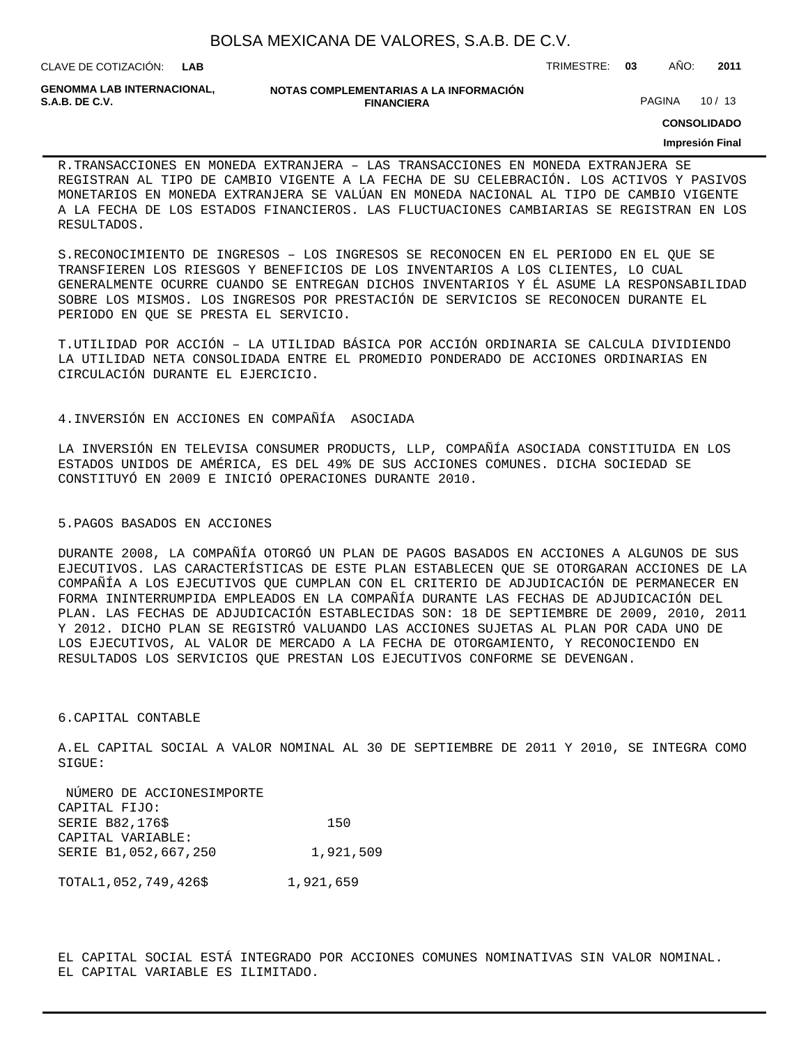R.TRANSACCIONES EN MONEDA EXTRANJERA – LAS TRANSACCIONES EN MONEDA EXTRANJERA SE REGISTRAN AL TIPO DE CAMBIO VIGENTE A LA FECHA DE SU CELEBRACIÓN. LOS ACTIVOS Y PASIVOS MONETARIOS EN MONEDA EXTRANJERA SE VALÚAN EN MONEDA NACIONAL AL TIPO DE CAMBIO VIGENTE A LA FECHA DE LOS ESTADOS FINANCIEROS. LAS FLUCTUACIONES CAMBIARIAS SE REGISTRAN EN LOS RESULTADOS.

S.RECONOCIMIENTO DE INGRESOS – LOS INGRESOS SE RECONOCEN EN EL PERIODO EN EL QUE SE TRANSFIEREN LOS RIESGOS Y BENEFICIOS DE LOS INVENTARIOS A LOS CLIENTES, LO CUAL GENERALMENTE OCURRE CUANDO SE ENTREGAN DICHOS INVENTARIOS Y ÉL ASUME LA RESPONSABILIDAD SOBRE LOS MISMOS. LOS INGRESOS POR PRESTACIÓN DE SERVICIOS SE RECONOCEN DURANTE EL PERIODO EN QUE SE PRESTA EL SERVICIO.

T.UTILIDAD POR ACCIÓN – LA UTILIDAD BÁSICA POR ACCIÓN ORDINARIA SE CALCULA DIVIDIENDO LA UTILIDAD NETA CONSOLIDADA ENTRE EL PROMEDIO PONDERADO DE ACCIONES ORDINARIAS EN CIRCULACIÓN DURANTE EL EJERCICIO.

## 4.INVERSIÓN EN ACCIONES EN COMPAÑÍA ASOCIADA

LA INVERSIÓN EN TELEVISA CONSUMER PRODUCTS, LLP, COMPAÑÍA ASOCIADA CONSTITUIDA EN LOS ESTADOS UNIDOS DE AMÉRICA, ES DEL 49% DE SUS ACCIONES COMUNES. DICHA SOCIEDAD SE CONSTITUYÓ EN 2009 E INICIÓ OPERACIONES DURANTE 2010.

## 5.PAGOS BASADOS EN ACCIONES

DURANTE 2008, LA COMPAÑÍA OTORGÓ UN PLAN DE PAGOS BASADOS EN ACCIONES A ALGUNOS DE SUS EJECUTIVOS. LAS CARACTERÍSTICAS DE ESTE PLAN ESTABLECEN QUE SE OTORGARAN ACCIONES DE LA COMPAÑÍA A LOS EJECUTIVOS QUE CUMPLAN CON EL CRITERIO DE ADJUDICACIÓN DE PERMANECER EN FORMA ININTERRUMPIDA EMPLEADOS EN LA COMPAÑÍA DURANTE LAS FECHAS DE ADJUDICACIÓN DEL PLAN. LAS FECHAS DE ADJUDICACIÓN ESTABLECIDAS SON: 18 DE SEPTIEMBRE DE 2009, 2010, 2011 Y 2012. DICHO PLAN SE REGISTRÓ VALUANDO LAS ACCIONES SUJETAS AL PLAN POR CADA UNO DE LOS EJECUTIVOS, AL VALOR DE MERCADO A LA FECHA DE OTORGAMIENTO, Y RECONOCIENDO EN RESULTADOS LOS SERVICIOS QUE PRESTAN LOS EJECUTIVOS CONFORME SE DEVENGAN.

## 6.CAPITAL CONTABLE

A.EL CAPITAL SOCIAL A VALOR NOMINAL AL 30 DE SEPTIEMBRE DE 2011 Y 2010, SE INTEGRA COMO SIGUE:

| | NÚMERO DE ACCIONES | IMPORTE |
|---|---|---|
| CAPITAL FIJO: | | |
| SERIE B | 82,176 | $ 150 |
| CAPITAL VARIABLE: | | |
| SERIE B | 1,052,667,250 | 1,921,509 |
| TOTAL | 1,052,749,426 | $ 1,921,659 |

EL CAPITAL SOCIAL ESTÁ INTEGRADO POR ACCIONES COMUNES NOMINATIVAS SIN VALOR NOMINAL. EL CAPITAL VARIABLE ES ILIMITADO.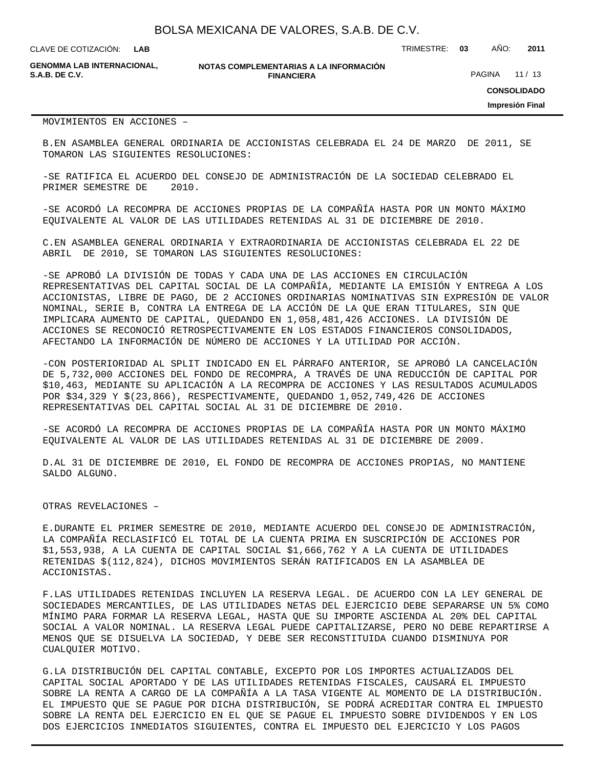MOVIMIENTOS EN ACCIONES –

B.EN ASAMBLEA GENERAL ORDINARIA DE ACCIONISTAS CELEBRADA EL 24 DE MARZO DE 2011, SE TOMARON LAS SIGUIENTES RESOLUCIONES:

-SE RATIFICA EL ACUERDO DEL CONSEJO DE ADMINISTRACIÓN DE LA SOCIEDAD CELEBRADO EL PRIMER SEMESTRE DE 2010.

-SE ACORDÓ LA RECOMPRA DE ACCIONES PROPIAS DE LA COMPAÑÍA HASTA POR UN MONTO MÁXIMO EQUIVALENTE AL VALOR DE LAS UTILIDADES RETENIDAS AL 31 DE DICIEMBRE DE 2010.

C.EN ASAMBLEA GENERAL ORDINARIA Y EXTRAORDINARIA DE ACCIONISTAS CELEBRADA EL 22 DE ABRIL DE 2010, SE TOMARON LAS SIGUIENTES RESOLUCIONES:

-SE APROBÓ LA DIVISIÓN DE TODAS Y CADA UNA DE LAS ACCIONES EN CIRCULACIÓN REPRESENTATIVAS DEL CAPITAL SOCIAL DE LA COMPAÑÍA, MEDIANTE LA EMISIÓN Y ENTREGA A LOS ACCIONISTAS, LIBRE DE PAGO, DE 2 ACCIONES ORDINARIAS NOMINATIVAS SIN EXPRESIÓN DE VALOR NOMINAL, SERIE B, CONTRA LA ENTREGA DE LA ACCIÓN DE LA QUE ERAN TITULARES, SIN QUE IMPLICARA AUMENTO DE CAPITAL, QUEDANDO EN 1,058,481,426 ACCIONES. LA DIVISIÓN DE ACCIONES SE RECONOCIÓ RETROSPECTIVAMENTE EN LOS ESTADOS FINANCIEROS CONSOLIDADOS, AFECTANDO LA INFORMACIÓN DE NÚMERO DE ACCIONES Y LA UTILIDAD POR ACCIÓN.

-CON POSTERIORIDAD AL SPLIT INDICADO EN EL PÁRRAFO ANTERIOR, SE APROBÓ LA CANCELACIÓN DE 5,732,000 ACCIONES DEL FONDO DE RECOMPRA, A TRAVÉS DE UNA REDUCCIÓN DE CAPITAL POR $10,463, MEDIANTE SU APLICACIÓN A LA RECOMPRA DE ACCIONES Y LAS RESULTADOS ACUMULADOS POR $34,329 Y $(23,866), RESPECTIVAMENTE, QUEDANDO 1,052,749,426 DE ACCIONES REPRESENTATIVAS DEL CAPITAL SOCIAL AL 31 DE DICIEMBRE DE 2010.

-SE ACORDÓ LA RECOMPRA DE ACCIONES PROPIAS DE LA COMPAÑÍA HASTA POR UN MONTO MÁXIMO EQUIVALENTE AL VALOR DE LAS UTILIDADES RETENIDAS AL 31 DE DICIEMBRE DE 2009.

D.AL 31 DE DICIEMBRE DE 2010, EL FONDO DE RECOMPRA DE ACCIONES PROPIAS, NO MANTIENE SALDO ALGUNO.

OTRAS REVELACIONES –

E.DURANTE EL PRIMER SEMESTRE DE 2010, MEDIANTE ACUERDO DEL CONSEJO DE ADMINISTRACIÓN, LA COMPAÑÍA RECLASIFICÓ EL TOTAL DE LA CUENTA PRIMA EN SUSCRIPCIÓN DE ACCIONES POR $1,553,938, A LA CUENTA DE CAPITAL SOCIAL $1,666,762 Y A LA CUENTA DE UTILIDADES RETENIDAS $(112,824), DICHOS MOVIMIENTOS SERÁN RATIFICADOS EN LA ASAMBLEA DE ACCIONISTAS.

F.LAS UTILIDADES RETENIDAS INCLUYEN LA RESERVA LEGAL. DE ACUERDO CON LA LEY GENERAL DE SOCIEDADES MERCANTILES, DE LAS UTILIDADES NETAS DEL EJERCICIO DEBE SEPARARSE UN 5% COMO MÍNIMO PARA FORMAR LA RESERVA LEGAL, HASTA QUE SU IMPORTE ASCIENDA AL 20% DEL CAPITAL SOCIAL A VALOR NOMINAL. LA RESERVA LEGAL PUEDE CAPITALIZARSE, PERO NO DEBE REPARTIRSE A MENOS QUE SE DISUELVA LA SOCIEDAD, Y DEBE SER RECONSTITUIDA CUANDO DISMINUYA POR CUALQUIER MOTIVO.

G.LA DISTRIBUCIÓN DEL CAPITAL CONTABLE, EXCEPTO POR LOS IMPORTES ACTUALIZADOS DEL CAPITAL SOCIAL APORTADO Y DE LAS UTILIDADES RETENIDAS FISCALES, CAUSARÁ EL IMPUESTO SOBRE LA RENTA A CARGO DE LA COMPAÑÍA A LA TASA VIGENTE AL MOMENTO DE LA DISTRIBUCIÓN. EL IMPUESTO QUE SE PAGUE POR DICHA DISTRIBUCIÓN, SE PODRÁ ACREDITAR CONTRA EL IMPUESTO SOBRE LA RENTA DEL EJERCICIO EN EL QUE SE PAGUE EL IMPUESTO SOBRE DIVIDENDOS Y EN LOS DOS EJERCICIOS INMEDIATOS SIGUIENTES, CONTRA EL IMPUESTO DEL EJERCICIO Y LOS PAGOS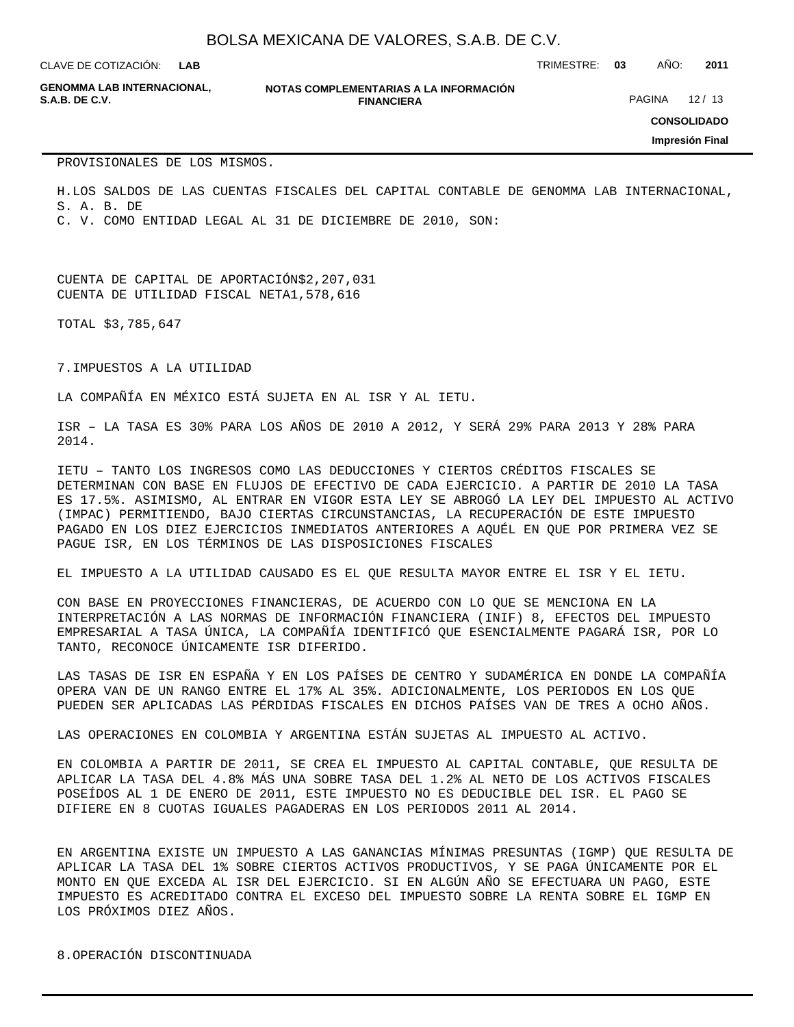PROVISIONALES DE LOS MISMOS.

H.LOS SALDOS DE LAS CUENTAS FISCALES DEL CAPITAL CONTABLE DE GENOMMA LAB INTERNACIONAL, S. A. B. DE
C. V. COMO ENTIDAD LEGAL AL 31 DE DICIEMBRE DE 2010, SON:

| | |
|---|---|
| CUENTA DE CAPITAL DE APORTACIÓN | $2,207,031 |
| CUENTA DE UTILIDAD FISCAL NETA | 1,578,616 |
| TOTAL | $3,785,647 |

7.IMPUESTOS A LA UTILIDAD

LA COMPAÑÍA EN MÉXICO ESTÁ SUJETA EN AL ISR Y AL IETU.

ISR – LA TASA ES 30% PARA LOS AÑOS DE 2010 A 2012, Y SERÁ 29% PARA 2013 Y 28% PARA 2014.

IETU – TANTO LOS INGRESOS COMO LAS DEDUCCIONES Y CIERTOS CRÉDITOS FISCALES SE DETERMINAN CON BASE EN FLUJOS DE EFECTIVO DE CADA EJERCICIO. A PARTIR DE 2010 LA TASA ES 17.5%. ASIMISMO, AL ENTRAR EN VIGOR ESTA LEY SE ABROGÓ LA LEY DEL IMPUESTO AL ACTIVO (IMPAC) PERMITIENDO, BAJO CIERTAS CIRCUNSTANCIAS, LA RECUPERACIÓN DE ESTE IMPUESTO PAGADO EN LOS DIEZ EJERCICIOS INMEDIATOS ANTERIORES A AQUÉL EN QUE POR PRIMERA VEZ SE PAGUE ISR, EN LOS TÉRMINOS DE LAS DISPOSICIONES FISCALES

EL IMPUESTO A LA UTILIDAD CAUSADO ES EL QUE RESULTA MAYOR ENTRE EL ISR Y EL IETU.

CON BASE EN PROYECCIONES FINANCIERAS, DE ACUERDO CON LO QUE SE MENCIONA EN LA INTERPRETACIÓN A LAS NORMAS DE INFORMACIÓN FINANCIERA (INIF) 8, EFECTOS DEL IMPUESTO EMPRESARIAL A TASA ÚNICA, LA COMPAÑÍA IDENTIFICÓ QUE ESENCIALMENTE PAGARÁ ISR, POR LO TANTO, RECONOCE ÚNICAMENTE ISR DIFERIDO.

LAS TASAS DE ISR EN ESPAÑA Y EN LOS PAÍSES DE CENTRO Y SUDAMÉRICA EN DONDE LA COMPAÑÍA OPERA VAN DE UN RANGO ENTRE EL 17% AL 35%. ADICIONALMENTE, LOS PERIODOS EN LOS QUE PUEDEN SER APLICADAS LAS PÉRDIDAS FISCALES EN DICHOS PAÍSES VAN DE TRES A OCHO AÑOS.

LAS OPERACIONES EN COLOMBIA Y ARGENTINA ESTÁN SUJETAS AL IMPUESTO AL ACTIVO.

EN COLOMBIA A PARTIR DE 2011, SE CREA EL IMPUESTO AL CAPITAL CONTABLE, QUE RESULTA DE APLICAR LA TASA DEL 4.8% MÁS UNA SOBRE TASA DEL 1.2% AL NETO DE LOS ACTIVOS FISCALES POSEÍDOS AL 1 DE ENERO DE 2011, ESTE IMPUESTO NO ES DEDUCIBLE DEL ISR. EL PAGO SE DIFIERE EN 8 CUOTAS IGUALES PAGADERAS EN LOS PERIODOS 2011 AL 2014.

EN ARGENTINA EXISTE UN IMPUESTO A LAS GANANCIAS MÍNIMAS PRESUNTAS (IGMP) QUE RESULTA DE APLICAR LA TASA DEL 1% SOBRE CIERTOS ACTIVOS PRODUCTIVOS, Y SE PAGA ÚNICAMENTE POR EL MONTO EN QUE EXCEDA AL ISR DEL EJERCICIO. SI EN ALGÚN AÑO SE EFECTUARA UN PAGO, ESTE IMPUESTO ES ACREDITADO CONTRA EL EXCESO DEL IMPUESTO SOBRE LA RENTA SOBRE EL IGMP EN LOS PRÓXIMOS DIEZ AÑOS.

8.OPERACIÓN DISCONTINUADA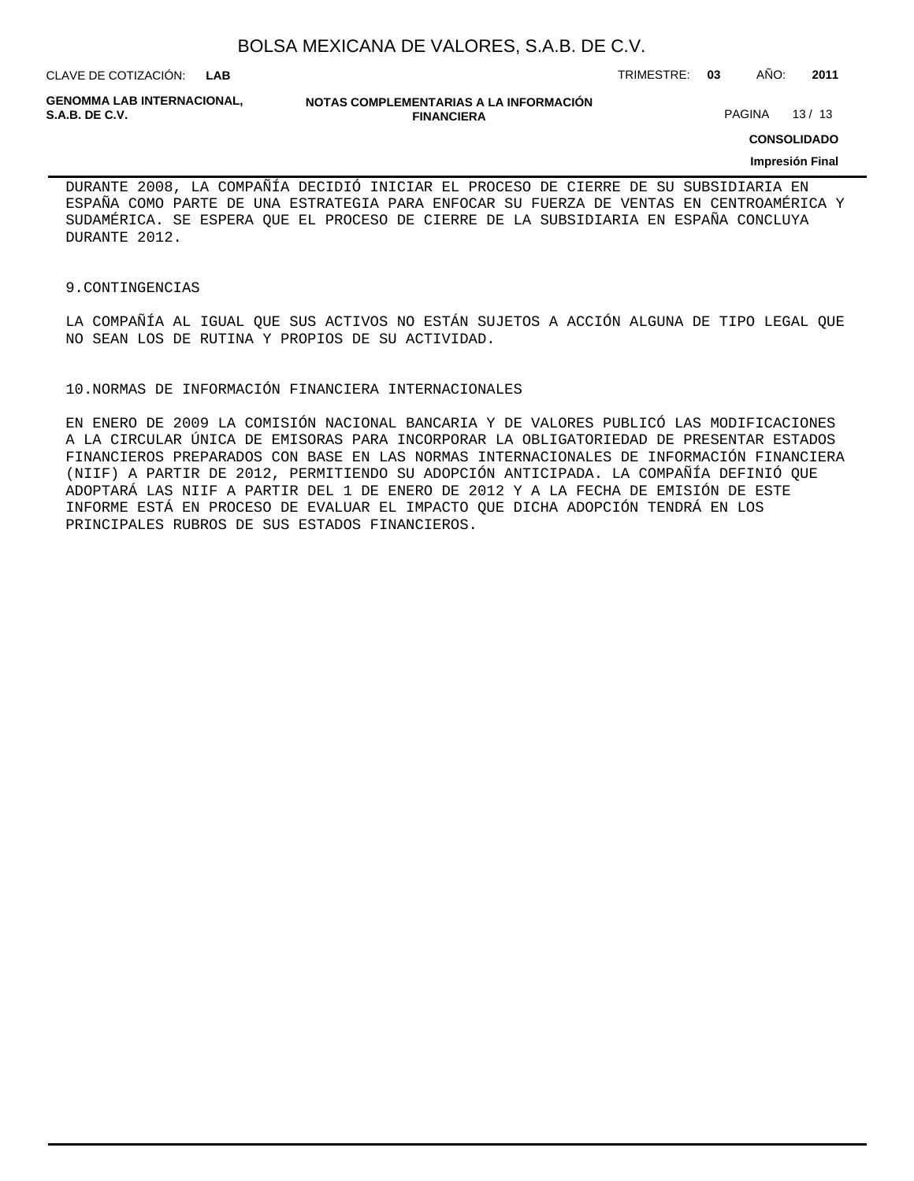DURANTE 2008, LA COMPAÑÍA DECIDIÓ INICIAR EL PROCESO DE CIERRE DE SU SUBSIDIARIA EN ESPAÑA COMO PARTE DE UNA ESTRATEGIA PARA ENFOCAR SU FUERZA DE VENTAS EN CENTROAMÉRICA Y SUDAMÉRICA. SE ESPERA QUE EL PROCESO DE CIERRE DE LA SUBSIDIARIA EN ESPAÑA CONCLUYA DURANTE 2012.

## 9.CONTINGENCIAS

LA COMPAÑÍA AL IGUAL QUE SUS ACTIVOS NO ESTÁN SUJETOS A ACCIÓN ALGUNA DE TIPO LEGAL QUE NO SEAN LOS DE RUTINA Y PROPIOS DE SU ACTIVIDAD.

## 10.NORMAS DE INFORMACIÓN FINANCIERA INTERNACIONALES

EN ENERO DE 2009 LA COMISIÓN NACIONAL BANCARIA Y DE VALORES PUBLICÓ LAS MODIFICACIONES A LA CIRCULAR ÚNICA DE EMISORAS PARA INCORPORAR LA OBLIGATORIEDAD DE PRESENTAR ESTADOS FINANCIEROS PREPARADOS CON BASE EN LAS NORMAS INTERNACIONALES DE INFORMACIÓN FINANCIERA (NIIF) A PARTIR DE 2012, PERMITIENDO SU ADOPCIÓN ANTICIPADA. LA COMPAÑÍA DEFINIÓ QUE ADOPTARÁ LAS NIIF A PARTIR DEL 1 DE ENERO DE 2012 Y A LA FECHA DE EMISIÓN DE ESTE INFORME ESTÁ EN PROCESO DE EVALUAR EL IMPACTO QUE DICHA ADOPCIÓN TENDRÁ EN LOS PRINCIPALES RUBROS DE SUS ESTADOS FINANCIEROS.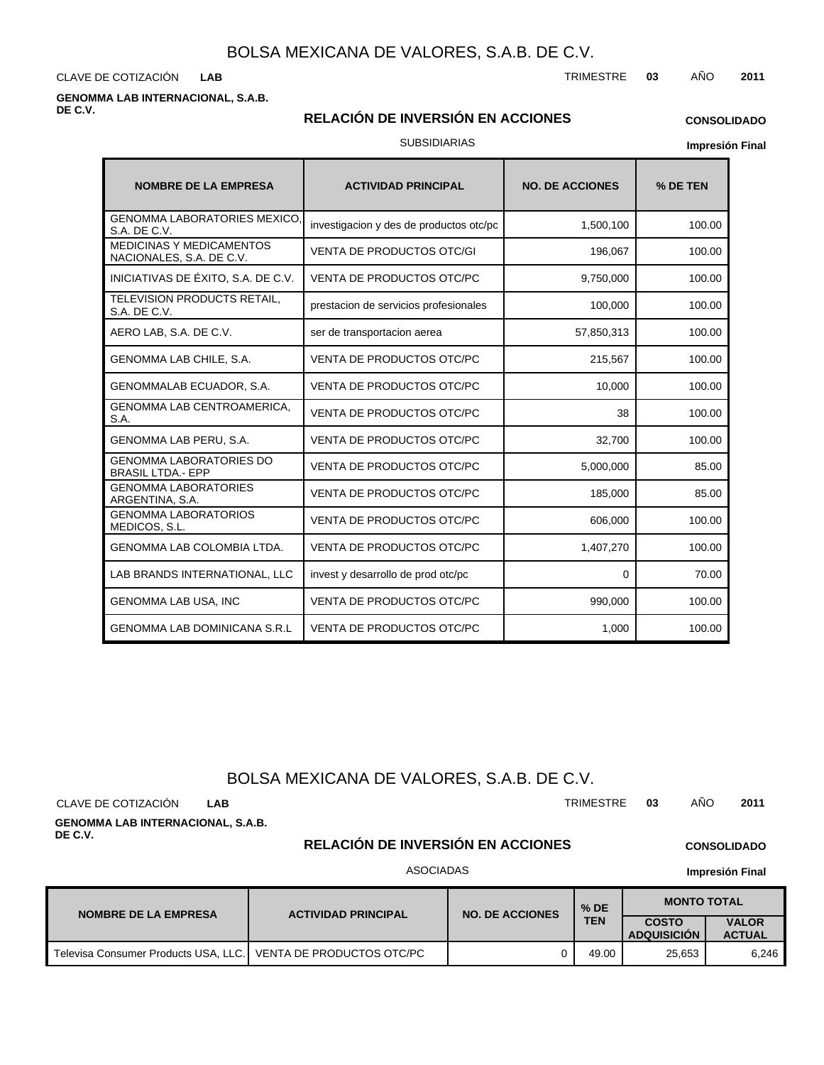# BOLSA MEXICANA DE VALORES, S.A.B. DE C.V.

CLAVE DE COTIZACIÓN **LAB**

TRIMESTRE **03** AÑO **2011**

**GENOMMA LAB INTERNACIONAL, S.A.B. DE C.V.**

## RELACIÓN DE INVERSIÓN EN ACCIONES

**CONSOLIDADO**

SUBSIDIARIAS

**Impresión Final**

| NOMBRE DE LA EMPRESA | ACTIVIDAD PRINCIPAL | NO. DE ACCIONES | % DE TEN |
|---|---|---|---|
| GENOMMA LABORATORIES MEXICO, S.A. DE C.V. | investigacion y des de productos otc/pc | 1,500,100 | 100.00 |
| MEDICINAS Y MEDICAMENTOS NACIONALES, S.A. DE C.V. | VENTA DE PRODUCTOS OTC/GI | 196,067 | 100.00 |
| INICIATIVAS DE ÉXITO, S.A. DE C.V. | VENTA DE PRODUCTOS OTC/PC | 9,750,000 | 100.00 |
| TELEVISION PRODUCTS RETAIL, S.A. DE C.V. | prestacion de servicios profesionales | 100,000 | 100.00 |
| AERO LAB, S.A. DE C.V. | ser de transportacion aerea | 57,850,313 | 100.00 |
| GENOMMA LAB CHILE, S.A. | VENTA DE PRODUCTOS OTC/PC | 215,567 | 100.00 |
| GENOMMALAB ECUADOR, S.A. | VENTA DE PRODUCTOS OTC/PC | 10,000 | 100.00 |
| GENOMMA LAB CENTROAMERICA, S.A. | VENTA DE PRODUCTOS OTC/PC | 38 | 100.00 |
| GENOMMA LAB PERU, S.A. | VENTA DE PRODUCTOS OTC/PC | 32,700 | 100.00 |
| GENOMMA LABORATORIES DO BRASIL LTDA.- EPP | VENTA DE PRODUCTOS OTC/PC | 5,000,000 | 85.00 |
| GENOMMA LABORATORIES ARGENTINA, S.A. | VENTA DE PRODUCTOS OTC/PC | 185,000 | 85.00 |
| GENOMMA LABORATORIOS MEDICOS, S.L. | VENTA DE PRODUCTOS OTC/PC | 606,000 | 100.00 |
| GENOMMA LAB COLOMBIA LTDA. | VENTA DE PRODUCTOS OTC/PC | 1,407,270 | 100.00 |
| LAB BRANDS INTERNATIONAL, LLC | invest y desarrollo de prod otc/pc | 0 | 70.00 |
| GENOMMA LAB USA, INC | VENTA DE PRODUCTOS OTC/PC | 990,000 | 100.00 |
| GENOMMA LAB DOMINICANA S.R.L | VENTA DE PRODUCTOS OTC/PC | 1,000 | 100.00 |

# BOLSA MEXICANA DE VALORES, S.A.B. DE C.V.

CLAVE DE COTIZACIÓN **LAB**

TRIMESTRE **03** AÑO **2011**

**GENOMMA LAB INTERNACIONAL, S.A.B. DE C.V.**

## RELACIÓN DE INVERSIÓN EN ACCIONES

**CONSOLIDADO**

ASOCIADAS

**Impresión Final**

| NOMBRE DE LA EMPRESA | ACTIVIDAD PRINCIPAL | NO. DE ACCIONES | % DE TEN | MONTO TOTAL | |
|---|---|---|---|---|---|
| | | | | COSTO ADQUISICIÓN | VALOR ACTUAL |
| Televisa Consumer Products USA, LLC. | VENTA DE PRODUCTOS OTC/PC | 0 | 49.00 | 25,653 | 6,246 |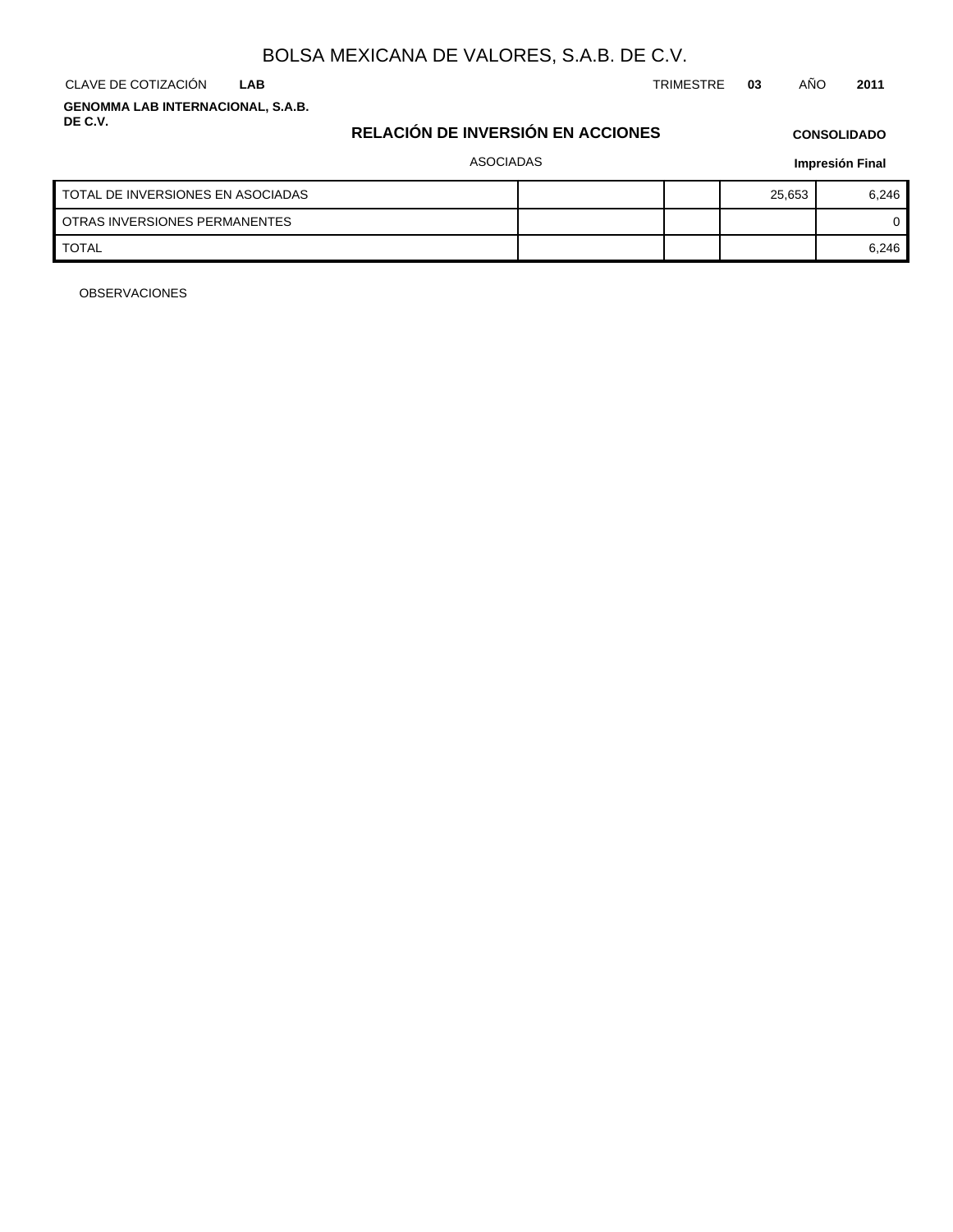# BOLSA MEXICANA DE VALORES, S.A.B. DE C.V.

CLAVE DE COTIZACIÓN **LAB** TRIMESTRE **03** AÑO **2011**

**GENOMMA LAB INTERNACIONAL, S.A.B. DE C.V.**

## RELACIÓN DE INVERSIÓN EN ACCIONES

**CONSOLIDADO**

ASOCIADAS

**Impresión Final**

| | | | | |
|---|---|---|---|---|
| TOTAL DE INVERSIONES EN ASOCIADAS | | | 25,653 | 6,246 |
| OTRAS INVERSIONES PERMANENTES | | | | 0 |
| TOTAL | | | | 6,246 |

OBSERVACIONES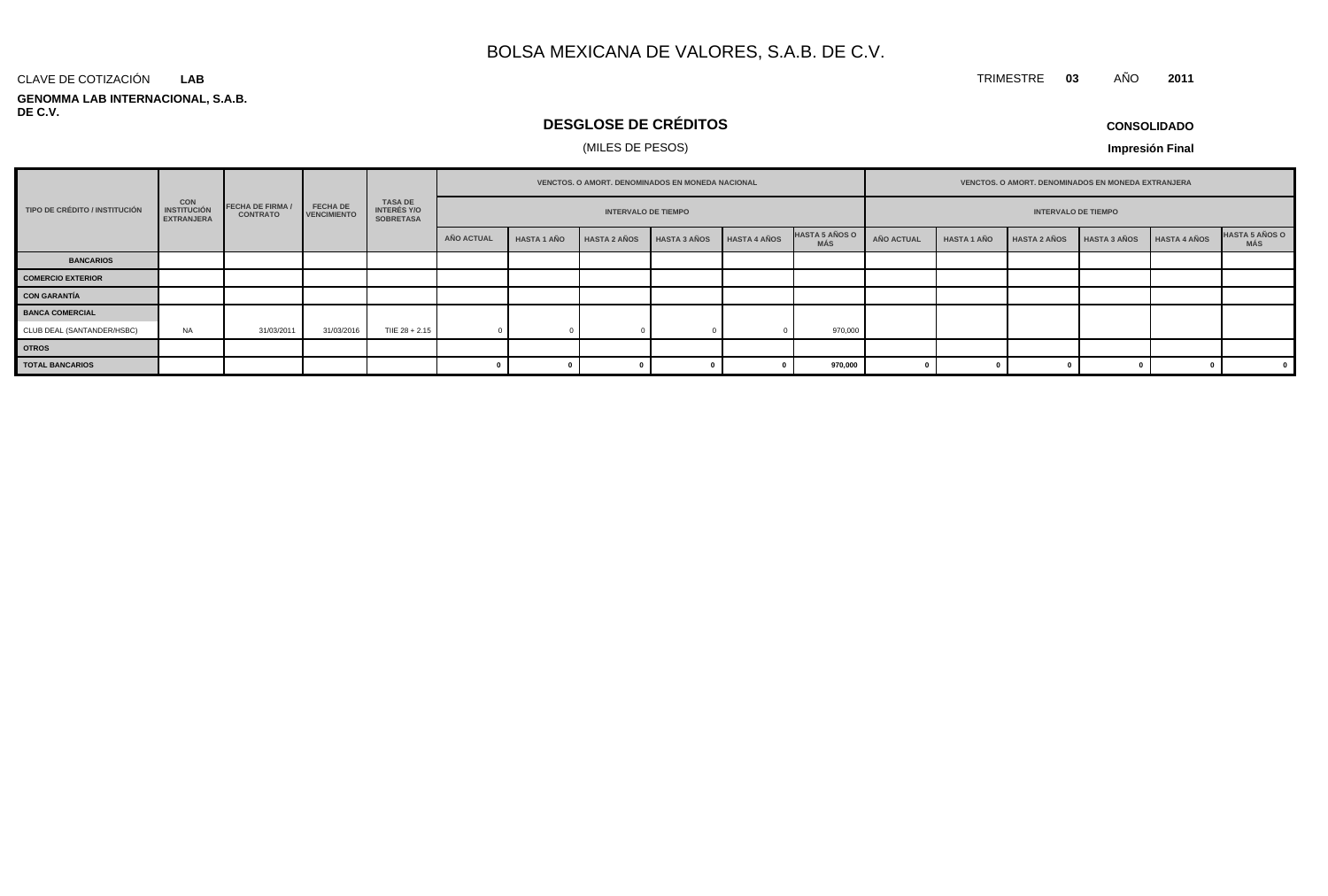# BOLSA MEXICANA DE VALORES, S.A.B. DE C.V.

CLAVE DE COTIZACIÓN **LAB**

TRIMESTRE **03** AÑO **2011**

**GENOMMA LAB INTERNACIONAL, S.A.B. DE C.V.**

## DESGLOSE DE CRÉDITOS

(MILES DE PESOS)

**CONSOLIDADO**

**Impresión Final**

| TIPO DE CRÉDITO / INSTITUCIÓN | CON INSTITUCIÓN EXTRANJERA | FECHA DE FIRMA / CONTRATO | FECHA DE VENCIMIENTO | TASA DE INTERÉS Y/O SOBRETASA | VENCTOS. O AMORT. DENOMINADOS EN MONEDA NACIONAL | | | | | | VENCTOS. O AMORT. DENOMINADOS EN MONEDA EXTRANJERA | | | | | |
|---|---|---|---|---|---|---|---|---|---|---|---|---|---|---|---|---|
| | | | | | INTERVALO DE TIEMPO | | | | | | INTERVALO DE TIEMPO | | | | | |
| | | | | | AÑO ACTUAL | HASTA 1 AÑO | HASTA 2 AÑOS | HASTA 3 AÑOS | HASTA 4 AÑOS | HASTA 5 AÑOS O MÁS | AÑO ACTUAL | HASTA 1 AÑO | HASTA 2 AÑOS | HASTA 3 AÑOS | HASTA 4 AÑOS | HASTA 5 AÑOS O MÁS |
| **BANCARIOS** | | | | | | | | | | | | | | | | |
| **COMERCIO EXTERIOR** | | | | | | | | | | | | | | | | |
| **CON GARANTÍA** | | | | | | | | | | | | | | | | |
| **BANCA COMERCIAL** | | | | | | | | | | | | | | | | |
| CLUB DEAL (SANTANDER/HSBC) | NA | 31/03/2011 | 31/03/2016 | TIIE 28 + 2.15 | 0 | 0 | 0 | 0 | 0 | 970,000 | | | | | | |
| **OTROS** | | | | | | | | | | | | | | | | |
| **TOTAL BANCARIOS** | | | | | **0** | **0** | **0** | **0** | **0** | **970,000** | **0** | **0** | **0** | **0** | **0** | **0** |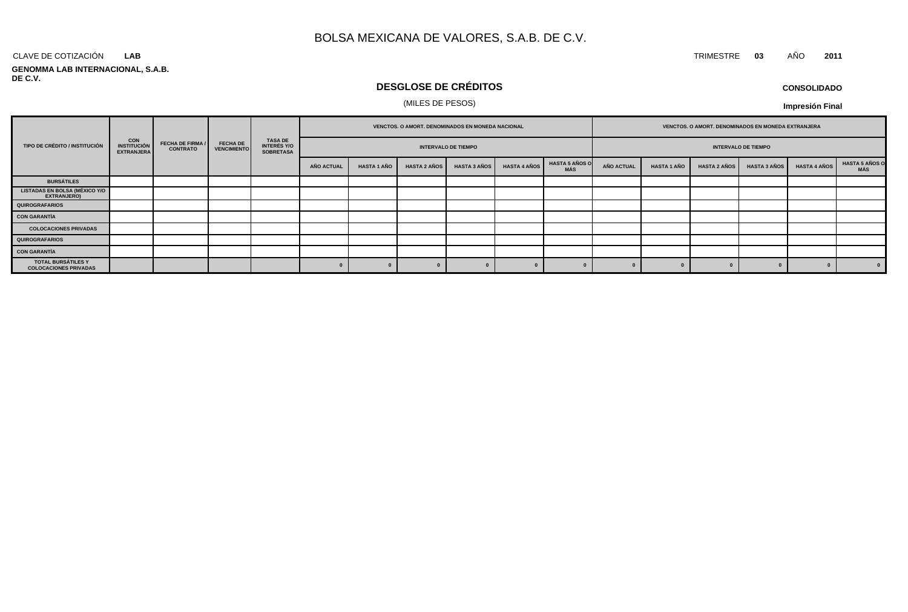# BOLSA MEXICANA DE VALORES, S.A.B. DE C.V.

CLAVE DE COTIZACIÓN **LAB**

TRIMESTRE **03** AÑO **2011**

**GENOMMA LAB INTERNACIONAL, S.A.B. DE C.V.**

## DESGLOSE DE CRÉDITOS

(MILES DE PESOS)

**CONSOLIDADO**

**Impresión Final**

| TIPO DE CRÉDITO / INSTITUCIÓN | CON INSTITUCIÓN EXTRANJERA | FECHA DE FIRMA / CONTRATO | FECHA DE VENCIMIENTO | TASA DE INTERÉS Y/O SOBRETASA | VENCTOS. O AMORT. DENOMINADOS EN MONEDA NACIONAL | | | | | | VENCTOS. O AMORT. DENOMINADOS EN MONEDA EXTRANJERA | | | | | |
|---|---|---|---|---|---|---|---|---|---|---|---|---|---|---|---|---|
| | | | | | INTERVALO DE TIEMPO | | | | | | INTERVALO DE TIEMPO | | | | | |
| | | | | | AÑO ACTUAL | HASTA 1 AÑO | HASTA 2 AÑOS | HASTA 3 AÑOS | HASTA 4 AÑOS | HASTA 5 AÑOS O MÁS | AÑO ACTUAL | HASTA 1 AÑO | HASTA 2 AÑOS | HASTA 3 AÑOS | HASTA 4 AÑOS | HASTA 5 AÑOS O MÁS |
| BURSÁTILES | | | | | | | | | | | | | | | | |
| LISTADAS EN BOLSA (MÉXICO Y/O EXTRANJERO) | | | | | | | | | | | | | | | | |
| QUIROGRAFARIOS | | | | | | | | | | | | | | | | |
| CON GARANTÍA | | | | | | | | | | | | | | | | |
| COLOCACIONES PRIVADAS | | | | | | | | | | | | | | | | |
| QUIROGRAFARIOS | | | | | | | | | | | | | | | | |
| CON GARANTÍA | | | | | | | | | | | | | | | | |
| TOTAL BURSÁTILES Y COLOCACIONES PRIVADAS | | | | | 0 | 0 | 0 | 0 | 0 | 0 | 0 | 0 | 0 | 0 | 0 | 0 |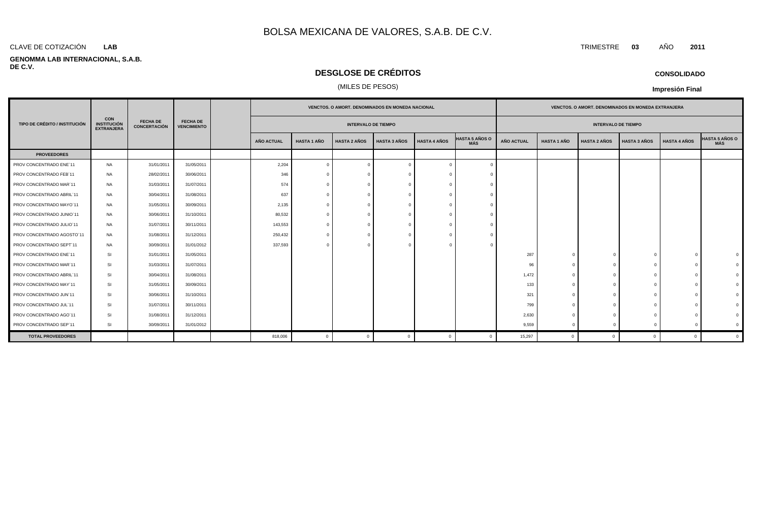# BOLSA MEXICANA DE VALORES, S.A.B. DE C.V.

CLAVE DE COTIZACIÓN **LAB**

TRIMESTRE **03** AÑO **2011**

**GENOMMA LAB INTERNACIONAL, S.A.B. DE C.V.**

## DESGLOSE DE CRÉDITOS

(MILES DE PESOS)

**CONSOLIDADO**

**Impresión Final**

| TIPO DE CRÉDITO / INSTITUCIÓN | CON INSTITUCIÓN EXTRANJERA | FECHA DE CONCERTACIÓN | FECHA DE VENCIMIENTO | | VENCTOS. O AMORT. DENOMINADOS EN MONEDA NACIONAL | | | | | | VENCTOS. O AMORT. DENOMINADOS EN MONEDA EXTRANJERA | | | | | |
|---|---|---|---|---|---|---|---|---|---|---|---|---|---|---|---|---|
| | | | | | INTERVALO DE TIEMPO | | | | | | INTERVALO DE TIEMPO | | | | | |
| | | | | | AÑO ACTUAL | HASTA 1 AÑO | HASTA 2 AÑOS | HASTA 3 AÑOS | HASTA 4 AÑOS | HASTA 5 AÑOS O MÁS | AÑO ACTUAL | HASTA 1 AÑO | HASTA 2 AÑOS | HASTA 3 AÑOS | HASTA 4 AÑOS | HASTA 5 AÑOS O MÁS |
| **PROVEEDORES** | | | | | | | | | | | | | | | | |
| PROV CONCENTRADO ENE´11 | NA | 31/01/2011 | 31/05/2011 | | 2,204 | 0 | 0 | 0 | 0 | 0 | | | | | | |
| PROV CONCENTRADO FEB´11 | NA | 28/02/2011 | 30/06/2011 | | 346 | 0 | 0 | 0 | 0 | 0 | | | | | | |
| PROV CONCENTRADO MAR´11 | NA | 31/03/2011 | 31/07/2011 | | 574 | 0 | 0 | 0 | 0 | 0 | | | | | | |
| PROV CONCENTRADO ABRIL´11 | NA | 30/04/2011 | 31/08/2011 | | 637 | 0 | 0 | 0 | 0 | 0 | | | | | | |
| PROV CONCENTRADO MAYO´11 | NA | 31/05/2011 | 30/09/2011 | | 2,135 | 0 | 0 | 0 | 0 | 0 | | | | | | |
| PROV CONCENTRADO JUNIO´11 | NA | 30/06/2011 | 31/10/2011 | | 80,532 | 0 | 0 | 0 | 0 | 0 | | | | | | |
| PROV CONCENTRADO JULIO´11 | NA | 31/07/2011 | 30/11/2011 | | 143,553 | 0 | 0 | 0 | 0 | 0 | | | | | | |
| PROV CONCENTRADO AGOSTO´11 | NA | 31/08/2011 | 31/12/2011 | | 250,432 | 0 | 0 | 0 | 0 | 0 | | | | | | |
| PROV CONCENTRADO SEPT´11 | NA | 30/09/2011 | 31/01/2012 | | 337,593 | 0 | 0 | 0 | 0 | 0 | | | | | | |
| PROV CONCENTRADO ENE´11 | SI | 31/01/2011 | 31/05/2011 | | | | | | | | 287 | 0 | 0 | 0 | 0 | 0 |
| PROV CONCENTRADO MAR´11 | SI | 31/03/2011 | 31/07/2011 | | | | | | | | 96 | 0 | 0 | 0 | 0 | 0 |
| PROV CONCENTRADO ABRIL´11 | SI | 30/04/2011 | 31/08/2011 | | | | | | | | 1,472 | 0 | 0 | 0 | 0 | 0 |
| PROV CONCENTRADO MAY´11 | SI | 31/05/2011 | 30/09/2011 | | | | | | | | 133 | 0 | 0 | 0 | 0 | 0 |
| PROV CONCENTRADO JUN´11 | SI | 30/06/2011 | 31/10/2011 | | | | | | | | 321 | 0 | 0 | 0 | 0 | 0 |
| PROV CONCENTRADO JUL´11 | SI | 31/07/2011 | 30/11/2011 | | | | | | | | 799 | 0 | 0 | 0 | 0 | 0 |
| PROV CONCENTRADO AGO´11 | SI | 31/08/2011 | 31/12/2011 | | | | | | | | 2,630 | 0 | 0 | 0 | 0 | 0 |
| PROV CONCENTRADO SEP´11 | SI | 30/09/2011 | 31/01/2012 | | | | | | | | 9,559 | 0 | 0 | 0 | 0 | 0 |
| **TOTAL PROVEEDORES** | | | | | 818,006 | 0 | 0 | 0 | 0 | 0 | 15,297 | 0 | 0 | 0 | 0 | 0 |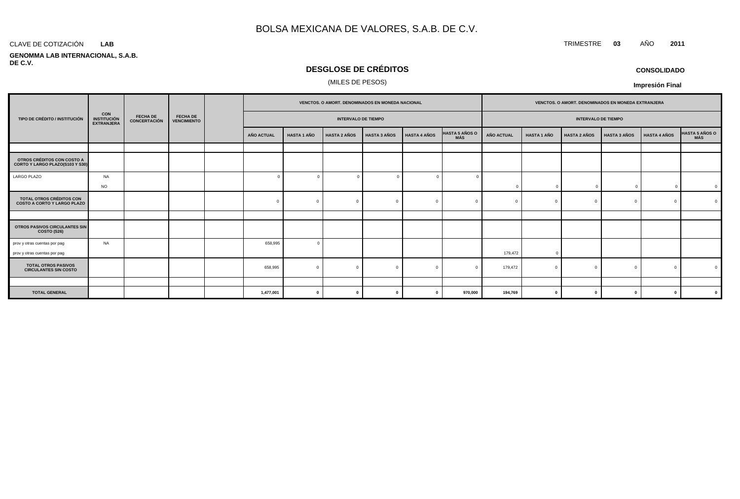# BOLSA MEXICANA DE VALORES, S.A.B. DE C.V.

CLAVE DE COTIZACIÓN **LAB**

TRIMESTRE **03** AÑO **2011**

**GENOMMA LAB INTERNACIONAL, S.A.B. DE C.V.**

## DESGLOSE DE CRÉDITOS

(MILES DE PESOS)

**CONSOLIDADO**

**Impresión Final**

| TIPO DE CRÉDITO / INSTITUCIÓN | CON INSTITUCIÓN EXTRANJERA | FECHA DE CONCERTACIÓN | FECHA DE VENCIMIENTO | | VENCTOS. O AMORT. DENOMINADOS EN MONEDA NACIONAL | | | | | | VENCTOS. O AMORT. DENOMINADOS EN MONEDA EXTRANJERA | | | | | |
|---|---|---|---|---|---|---|---|---|---|---|---|---|---|---|---|---|
| | | | | | INTERVALO DE TIEMPO | | | | | | INTERVALO DE TIEMPO | | | | | |
| | | | | | AÑO ACTUAL | HASTA 1 AÑO | HASTA 2 AÑOS | HASTA 3 AÑOS | HASTA 4 AÑOS | HASTA 5 AÑOS O MÁS | AÑO ACTUAL | HASTA 1 AÑO | HASTA 2 AÑOS | HASTA 3 AÑOS | HASTA 4 AÑOS | HASTA 5 AÑOS O MÁS |
| | | | | | | | | | | | | | | | | |
| **OTROS CRÉDITOS CON COSTO A CORTO Y LARGO PLAZO(S103 Y S30)** | | | | | | | | | | | | | | | | |
| LARGO PLAZO | NA | | | | 0 | 0 | 0 | 0 | 0 | 0 | | | | | | |
| | NO | | | | | | | | | | 0 | 0 | 0 | 0 | 0 | 0 |
| **TOTAL OTROS CRÉDITOS CON COSTO A CORTO Y LARGO PLAZO** | | | | | 0 | 0 | 0 | 0 | 0 | 0 | 0 | 0 | 0 | 0 | 0 | 0 |
| | | | | | | | | | | | | | | | | |
| **OTROS PASIVOS CIRCULANTES SIN COSTO (S26)** | | | | | | | | | | | | | | | | |
| prov y otras cuentas por pag | NA | | | | 658,995 | 0 | | | | | | | | | | |
| prov y otras cuentas por pag | | | | | | | | | | | 179,472 | 0 | | | | |
| **TOTAL OTROS PASIVOS CIRCULANTES SIN COSTO** | | | | | 658,995 | 0 | 0 | 0 | 0 | 0 | 179,472 | 0 | 0 | 0 | 0 | 0 |
| | | | | | | | | | | | | | | | | |
| **TOTAL GENERAL** | | | | | **1,477,001** | **0** | **0** | **0** | **0** | **970,000** | **194,769** | **0** | **0** | **0** | **0** | **0** |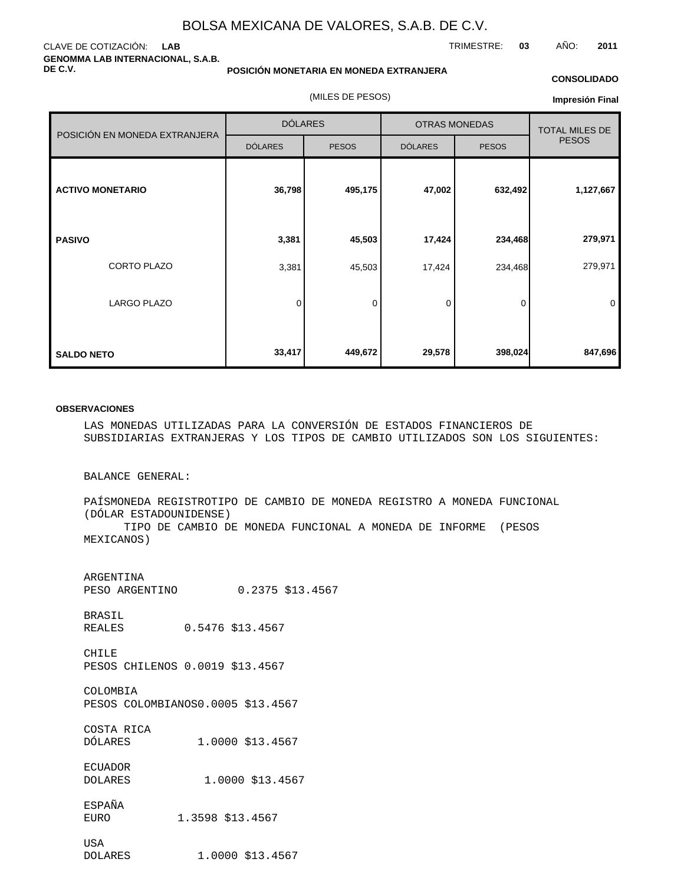# BOLSA MEXICANA DE VALORES, S.A.B. DE C.V.

CLAVE DE COTIZACIÓN: **LAB**

TRIMESTRE: **03** AÑO: **2011**

**GENOMMA LAB INTERNACIONAL, S.A.B. DE C.V.**

**POSICIÓN MONETARIA EN MONEDA EXTRANJERA**

**CONSOLIDADO**

(MILES DE PESOS)

**Impresión Final**

| POSICIÓN EN MONEDA EXTRANJERA | DÓLARES | | OTRAS MONEDAS | | TOTAL MILES DE PESOS |
|---|---|---|---|---|---|
| | DÓLARES | PESOS | DÓLARES | PESOS | |
| **ACTIVO MONETARIO** | **36,798** | **495,175** | **47,002** | **632,492** | **1,127,667** |
| **PASIVO** | **3,381** | **45,503** | **17,424** | **234,468** | **279,971** |
| CORTO PLAZO | 3,381 | 45,503 | 17,424 | 234,468 | 279,971 |
| LARGO PLAZO | 0 | 0 | 0 | 0 | 0 |
| **SALDO NETO** | **33,417** | **449,672** | **29,578** | **398,024** | **847,696** |

**OBSERVACIONES**

LAS MONEDAS UTILIZADAS PARA LA CONVERSIÓN DE ESTADOS FINANCIEROS DE SUBSIDIARIAS EXTRANJERAS Y LOS TIPOS DE CAMBIO UTILIZADOS SON LOS SIGUIENTES:

BALANCE GENERAL:

PAÍSMONEDA REGISTROTIPO DE CAMBIO DE MONEDA REGISTRO A MONEDA FUNCIONAL (DÓLAR ESTADOUNIDENSE) TIPO DE CAMBIO DE MONEDA FUNCIONAL A MONEDA DE INFORME (PESOS MEXICANOS)

ARGENTINA
PESO ARGENTINO 0.2375 $13.4567

BRASIL
REALES 0.5476 $13.4567

CHILE
PESOS CHILENOS 0.0019 $13.4567

COLOMBIA
PESOS COLOMBIANOS0.0005 $13.4567

COSTA RICA
DÓLARES 1.0000 $13.4567

ECUADOR
DOLARES 1.0000 $13.4567

ESPAÑA
EURO 1.3598 $13.4567

USA
DOLARES 1.0000 $13.4567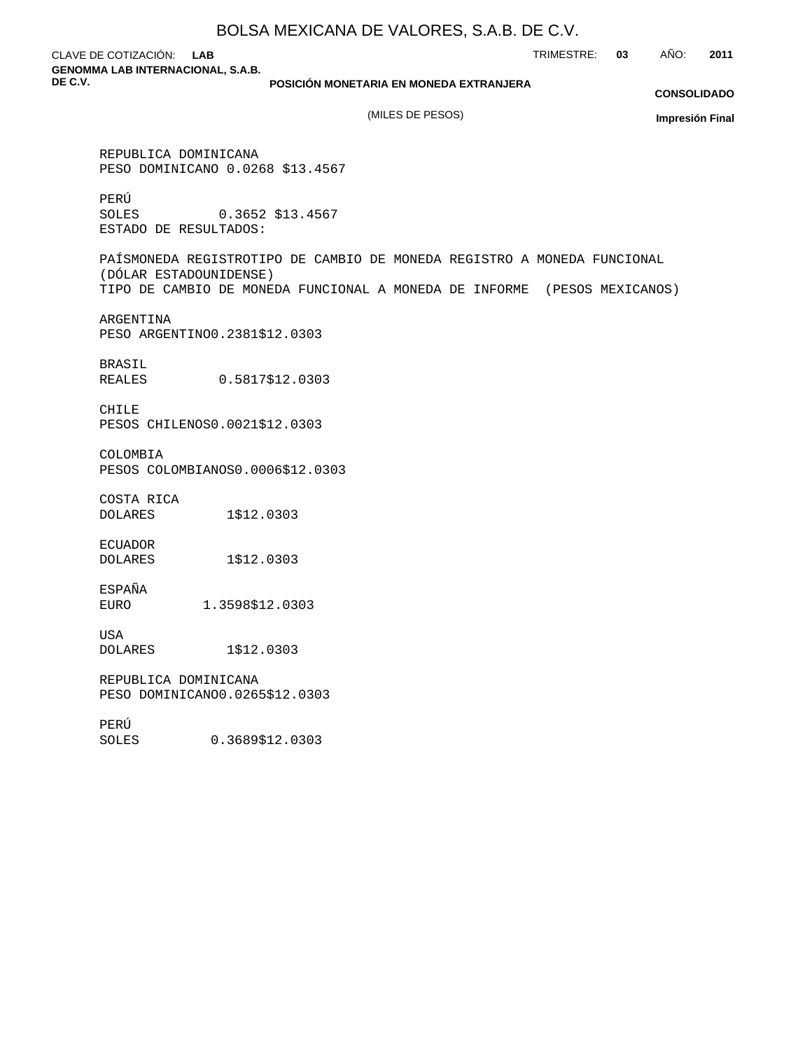REPUBLICA DOMINICANA
PESO DOMINICANO 0.0268 $13.4567

PERÚ
SOLES 0.3652 $13.4567

ESTADO DE RESULTADOS:

PAÍSMONEDA REGISTROTIPO DE CAMBIO DE MONEDA REGISTRO A MONEDA FUNCIONAL (DÓLAR ESTADOUNIDENSE)
TIPO DE CAMBIO DE MONEDA FUNCIONAL A MONEDA DE INFORME (PESOS MEXICANOS)

ARGENTINA
PESO ARGENTINO0.2381$12.0303

BRASIL
REALES 0.5817$12.0303

CHILE
PESOS CHILENOS0.0021$12.0303

COLOMBIA
PESOS COLOMBIANOS0.0006$12.0303

COSTA RICA
DOLARES 1$12.0303

ECUADOR
DOLARES 1$12.0303

ESPAÑA
EURO 1.3598$12.0303

USA
DOLARES 1$12.0303

REPUBLICA DOMINICANA
PESO DOMINICANO0.0265$12.0303

PERÚ
SOLES 0.3689$12.0303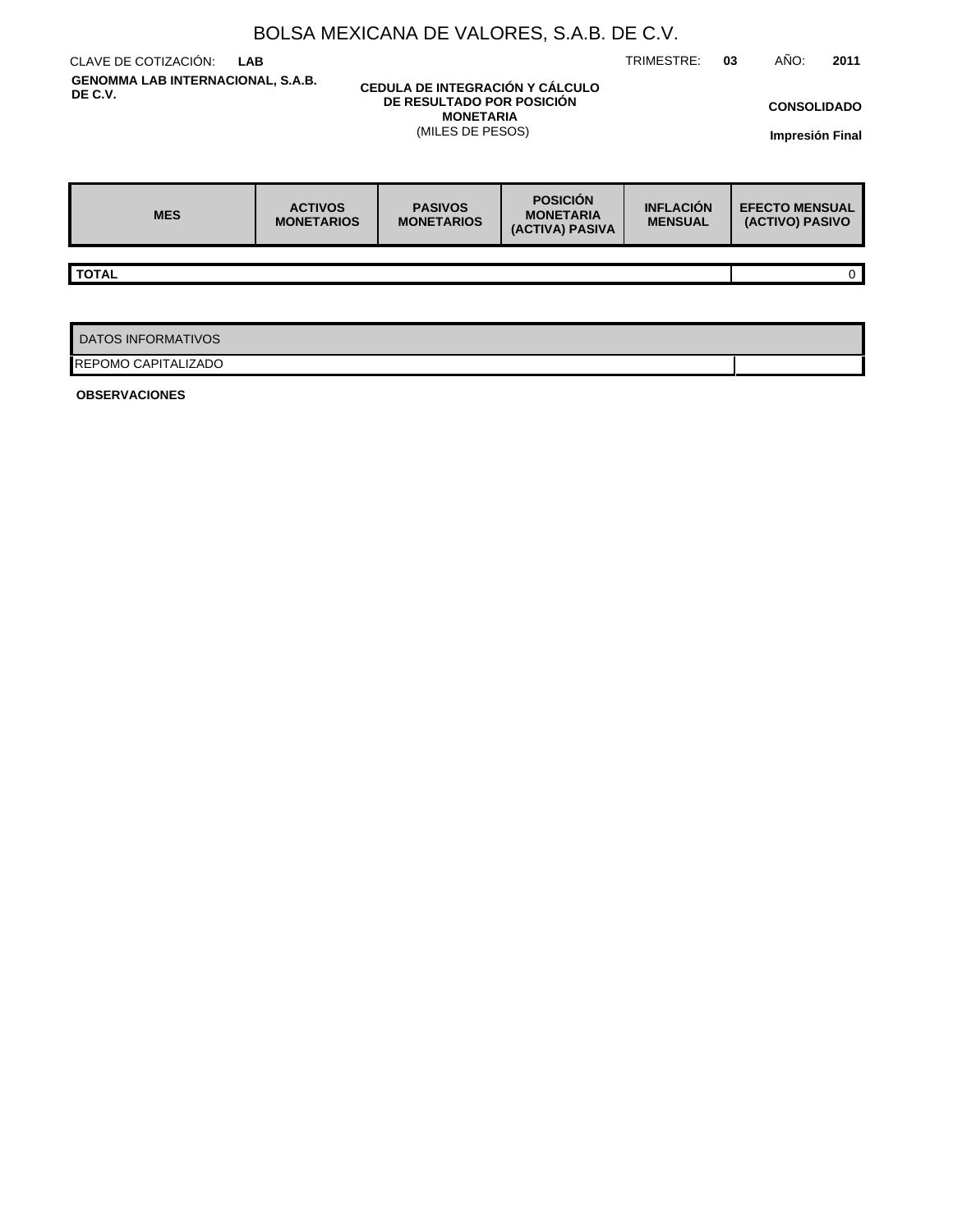# BOLSA MEXICANA DE VALORES, S.A.B. DE C.V.

CLAVE DE COTIZACIÓN: **LAB**

TRIMESTRE: **03** AÑO: **2011**

**GENOMMA LAB INTERNACIONAL, S.A.B. DE C.V.**

**CEDULA DE INTEGRACIÓN Y CÁLCULO DE RESULTADO POR POSICIÓN MONETARIA**
(MILES DE PESOS)

**CONSOLIDADO**

**Impresión Final**

| MES | ACTIVOS MONETARIOS | PASIVOS MONETARIOS | POSICIÓN MONETARIA (ACTIVA) PASIVA | INFLACIÓN MENSUAL | EFECTO MENSUAL (ACTIVO) PASIVO |
|---|---|---|---|---|---|
| **TOTAL** | | | | | 0 |

| DATOS INFORMATIVOS | |
|---|---|
| REPOMO CAPITALIZADO | |

**OBSERVACIONES**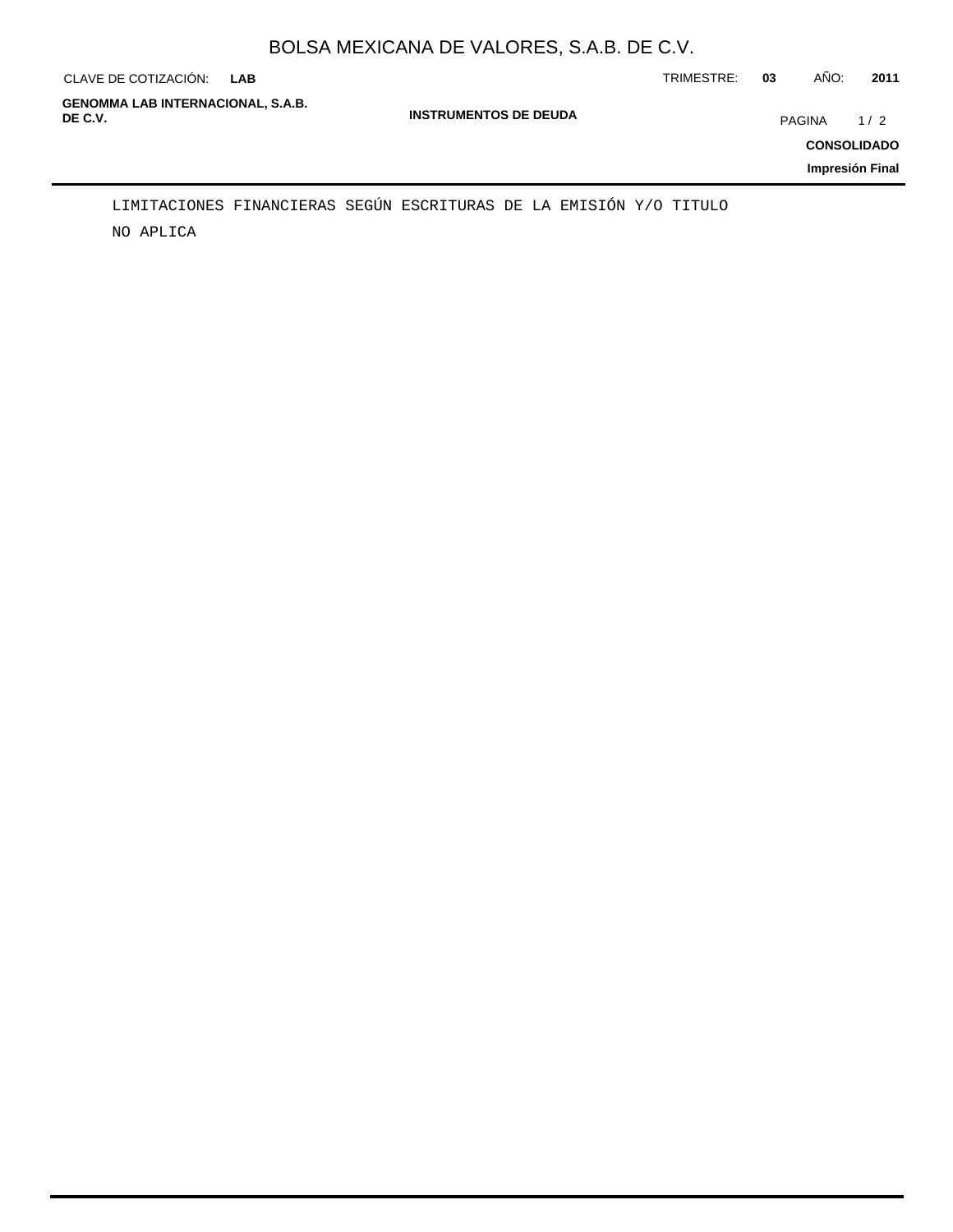LIMITACIONES FINANCIERAS SEGÚN ESCRITURAS DE LA EMISIÓN Y/O TITULO

NO APLICA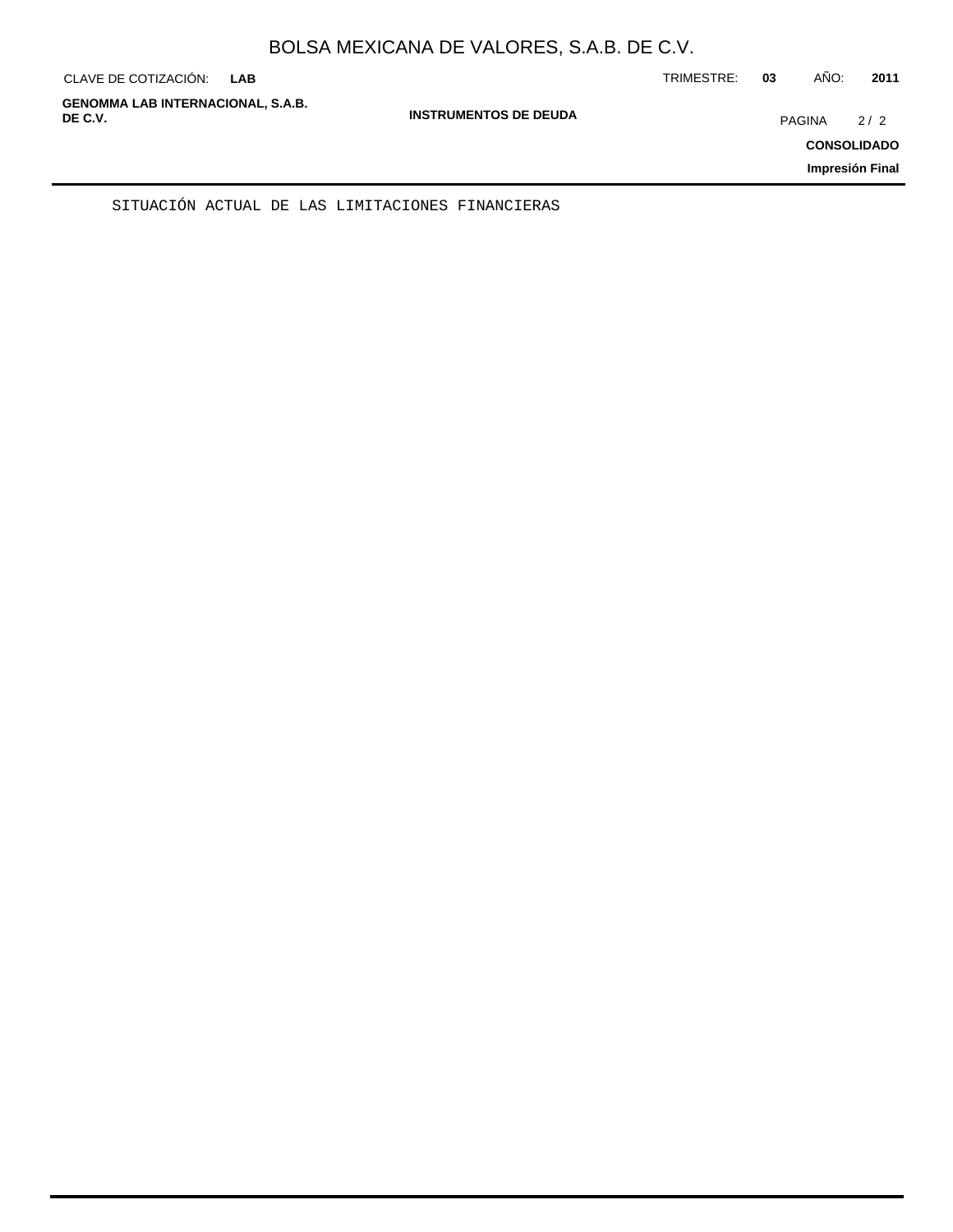SITUACIÓN ACTUAL DE LAS LIMITACIONES FINANCIERAS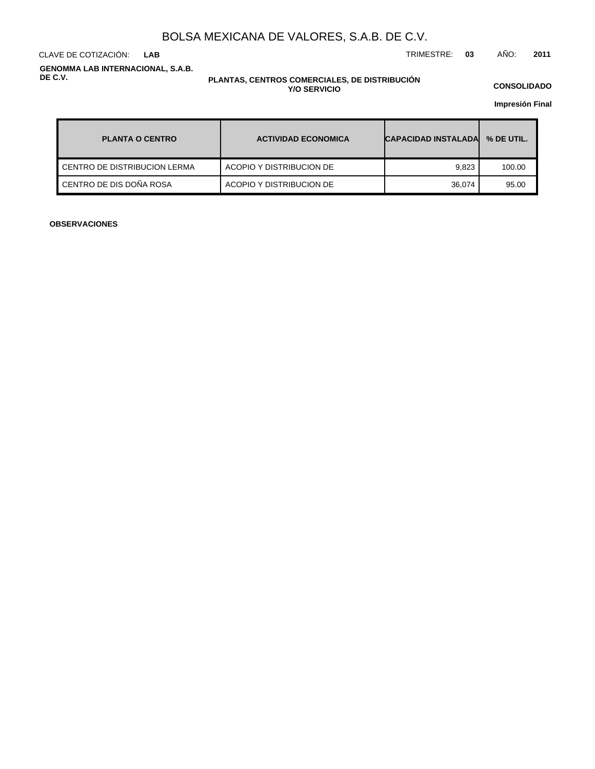# BOLSA MEXICANA DE VALORES, S.A.B. DE C.V.

CLAVE DE COTIZACIÓN: **LAB**

TRIMESTRE: **03** AÑO: **2011**

**GENOMMA LAB INTERNACIONAL, S.A.B. DE C.V.**

**PLANTAS, CENTROS COMERCIALES, DE DISTRIBUCIÓN Y/O SERVICIO**

**CONSOLIDADO**

**Impresión Final**

| PLANTA O CENTRO | ACTIVIDAD ECONOMICA | CAPACIDAD INSTALADA | % DE UTIL. |
|---|---|---|---|
| CENTRO DE DISTRIBUCION LERMA | ACOPIO Y DISTRIBUCION DE | 9,823 | 100.00 |
| CENTRO DE DIS DOÑA ROSA | ACOPIO Y DISTRIBUCION DE | 36,074 | 95.00 |

**OBSERVACIONES**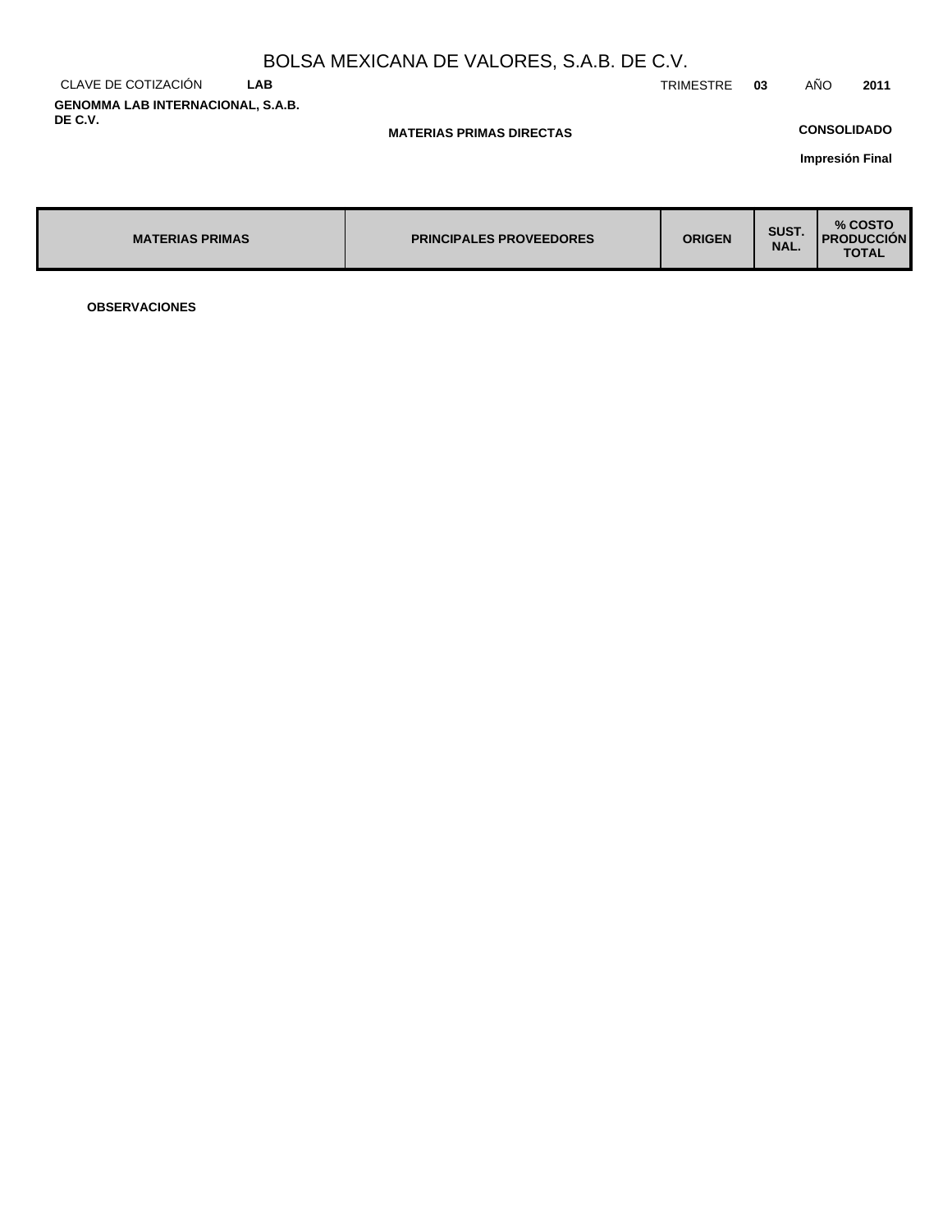# BOLSA MEXICANA DE VALORES, S.A.B. DE C.V.

CLAVE DE COTIZACIÓN **LAB** TRIMESTRE **03** AÑO **2011**

**GENOMMA LAB INTERNACIONAL, S.A.B. DE C.V.**

**MATERIAS PRIMAS DIRECTAS**

**CONSOLIDADO**

**Impresión Final**

| MATERIAS PRIMAS | PRINCIPALES PROVEEDORES | ORIGEN | SUST. NAL. | % COSTO PRODUCCIÓN TOTAL |
|---|---|---|---|---|

**OBSERVACIONES**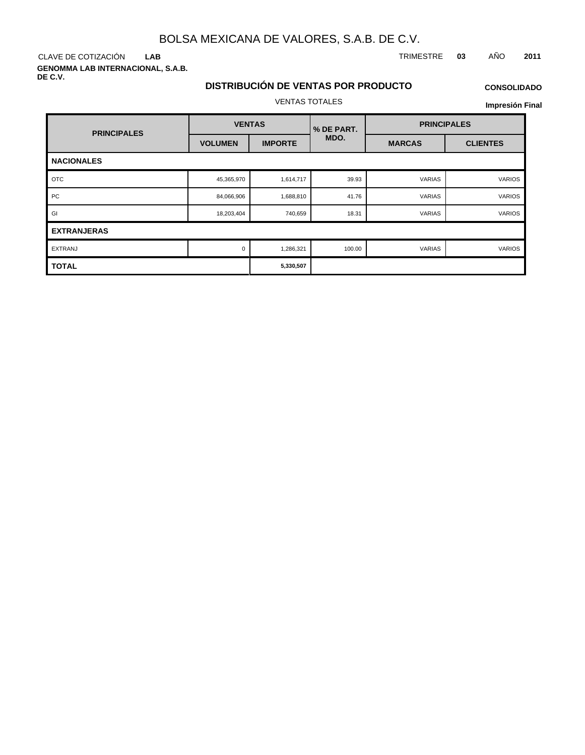# BOLSA MEXICANA DE VALORES, S.A.B. DE C.V.

CLAVE DE COTIZACIÓN **LAB**

TRIMESTRE **03** AÑO **2011**

**GENOMMA LAB INTERNACIONAL, S.A.B. DE C.V.**

## DISTRIBUCIÓN DE VENTAS POR PRODUCTO

**CONSOLIDADO**

VENTAS TOTALES

**Impresión Final**

| PRINCIPALES | VENTAS | | % DE PART. MDO. | PRINCIPALES | |
|---|---|---|---|---|---|
| | VOLUMEN | IMPORTE | | MARCAS | CLIENTES |
| **NACIONALES** | | | | | |
| OTC | 45,365,970 | 1,614,717 | 39.93 | VARIAS | VARIOS |
| PC | 84,066,906 | 1,688,810 | 41.76 | VARIAS | VARIOS |
| GI | 18,203,404 | 740,659 | 18.31 | VARIAS | VARIOS |
| **EXTRANJERAS** | | | | | |
| EXTRANJ | 0 | 1,286,321 | 100.00 | VARIAS | VARIOS |
| **TOTAL** | | **5,330,507** | | | |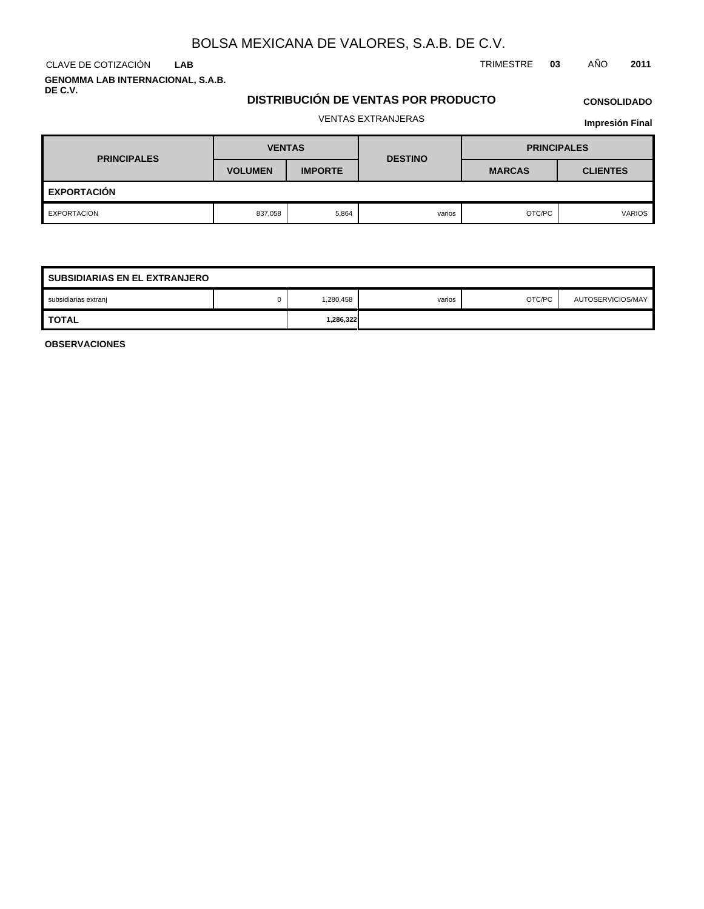# BOLSA MEXICANA DE VALORES, S.A.B. DE C.V.

CLAVE DE COTIZACIÓN **LAB**

TRIMESTRE **03** AÑO **2011**

**GENOMMA LAB INTERNACIONAL, S.A.B. DE C.V.**

## DISTRIBUCIÓN DE VENTAS POR PRODUCTO

**CONSOLIDADO**

VENTAS EXTRANJERAS

**Impresión Final**

| PRINCIPALES | VENTAS | | DESTINO | PRINCIPALES | |
|---|---|---|---|---|---|
| | VOLUMEN | IMPORTE | | MARCAS | CLIENTES |
| **EXPORTACIÓN** | | | | | |
| EXPORTACION | 837,058 | 5,864 | varios | OTC/PC | VARIOS |
| **SUBSIDIARIAS EN EL EXTRANJERO** | | | | | |
| subsidiarias extranj | 0 | 1,280,458 | varios | OTC/PC | AUTOSERVICIOS/MAY |
| **TOTAL** | | **1,286,322** | | | |

**OBSERVACIONES**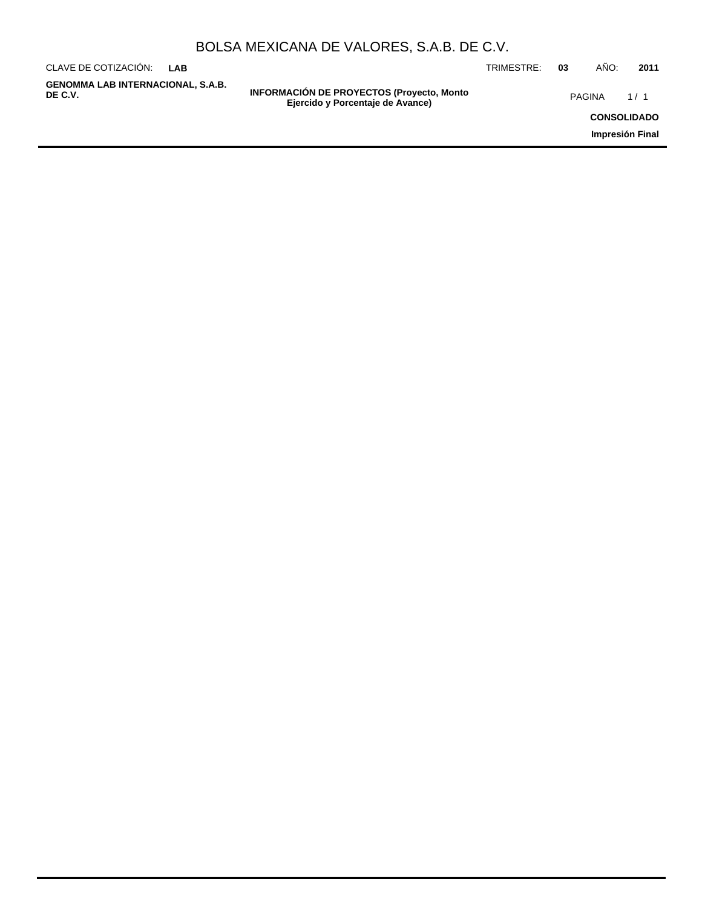# BOLSA MEXICANA DE VALORES, S.A.B. DE C.V.

CLAVE DE COTIZACIÓN: **LAB**

TRIMESTRE: **03** AÑO: **2011**

**GENOMMA LAB INTERNACIONAL, S.A.B. DE C.V.**

**INFORMACIÓN DE PROYECTOS (Proyecto, Monto Ejercido y Porcentaje de Avance)**

**CONSOLIDADO**

**Impresión Final**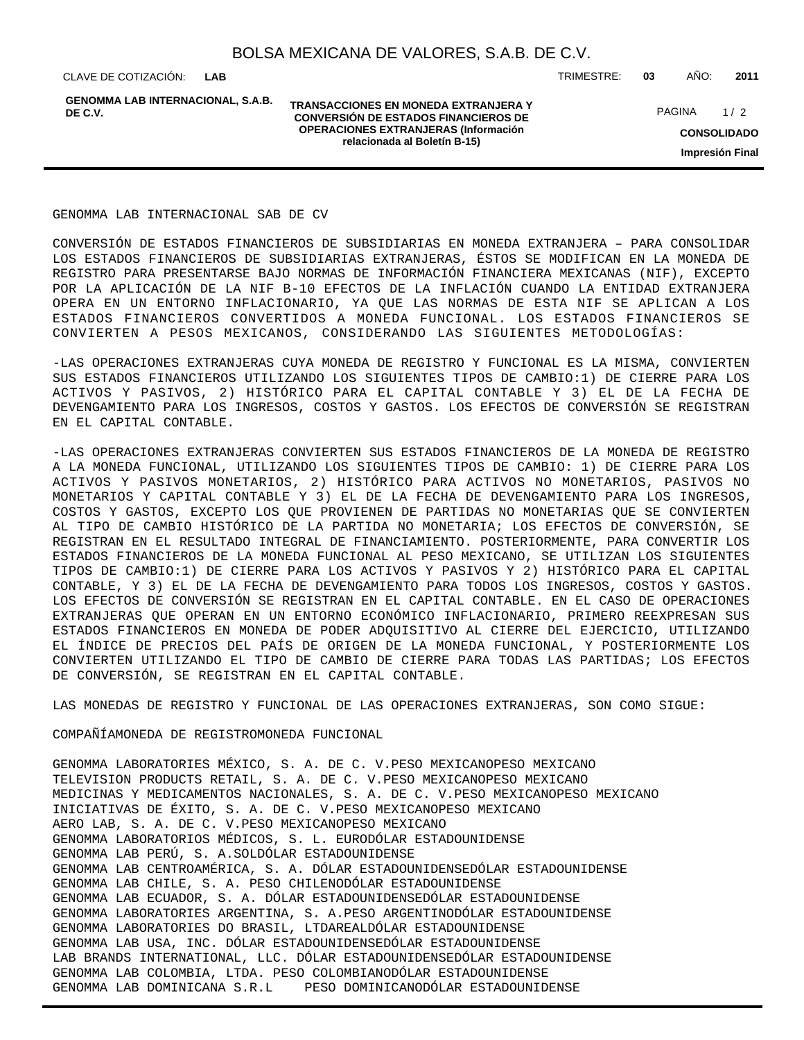GENOMMA LAB INTERNACIONAL SAB DE CV

CONVERSIÓN DE ESTADOS FINANCIEROS DE SUBSIDIARIAS EN MONEDA EXTRANJERA – PARA CONSOLIDAR LOS ESTADOS FINANCIEROS DE SUBSIDIARIAS EXTRANJERAS, ÉSTOS SE MODIFICAN EN LA MONEDA DE REGISTRO PARA PRESENTARSE BAJO NORMAS DE INFORMACIÓN FINANCIERA MEXICANAS (NIF), EXCEPTO POR LA APLICACIÓN DE LA NIF B-10 EFECTOS DE LA INFLACIÓN CUANDO LA ENTIDAD EXTRANJERA OPERA EN UN ENTORNO INFLACIONARIO, YA QUE LAS NORMAS DE ESTA NIF SE APLICAN A LOS ESTADOS FINANCIEROS CONVERTIDOS A MONEDA FUNCIONAL. LOS ESTADOS FINANCIEROS SE CONVIERTEN A PESOS MEXICANOS, CONSIDERANDO LAS SIGUIENTES METODOLOGÍAS:

-LAS OPERACIONES EXTRANJERAS CUYA MONEDA DE REGISTRO Y FUNCIONAL ES LA MISMA, CONVIERTEN SUS ESTADOS FINANCIEROS UTILIZANDO LOS SIGUIENTES TIPOS DE CAMBIO:1) DE CIERRE PARA LOS ACTIVOS Y PASIVOS, 2) HISTÓRICO PARA EL CAPITAL CONTABLE Y 3) EL DE LA FECHA DE DEVENGAMIENTO PARA LOS INGRESOS, COSTOS Y GASTOS. LOS EFECTOS DE CONVERSIÓN SE REGISTRAN EN EL CAPITAL CONTABLE.

-LAS OPERACIONES EXTRANJERAS CONVIERTEN SUS ESTADOS FINANCIEROS DE LA MONEDA DE REGISTRO A LA MONEDA FUNCIONAL, UTILIZANDO LOS SIGUIENTES TIPOS DE CAMBIO: 1) DE CIERRE PARA LOS ACTIVOS Y PASIVOS MONETARIOS, 2) HISTÓRICO PARA ACTIVOS NO MONETARIOS, PASIVOS NO MONETARIOS Y CAPITAL CONTABLE Y 3) EL DE LA FECHA DE DEVENGAMIENTO PARA LOS INGRESOS, COSTOS Y GASTOS, EXCEPTO LOS QUE PROVIENEN DE PARTIDAS NO MONETARIAS QUE SE CONVIERTEN AL TIPO DE CAMBIO HISTÓRICO DE LA PARTIDA NO MONETARIA; LOS EFECTOS DE CONVERSIÓN, SE REGISTRAN EN EL RESULTADO INTEGRAL DE FINANCIAMIENTO. POSTERIORMENTE, PARA CONVERTIR LOS ESTADOS FINANCIEROS DE LA MONEDA FUNCIONAL AL PESO MEXICANO, SE UTILIZAN LOS SIGUIENTES TIPOS DE CAMBIO:1) DE CIERRE PARA LOS ACTIVOS Y PASIVOS Y 2) HISTÓRICO PARA EL CAPITAL CONTABLE, Y 3) EL DE LA FECHA DE DEVENGAMIENTO PARA TODOS LOS INGRESOS, COSTOS Y GASTOS. LOS EFECTOS DE CONVERSIÓN SE REGISTRAN EN EL CAPITAL CONTABLE. EN EL CASO DE OPERACIONES EXTRANJERAS QUE OPERAN EN UN ENTORNO ECONÓMICO INFLACIONARIO, PRIMERO REEXPRESAN SUS ESTADOS FINANCIEROS EN MONEDA DE PODER ADQUISITIVO AL CIERRE DEL EJERCICIO, UTILIZANDO EL ÍNDICE DE PRECIOS DEL PAÍS DE ORIGEN DE LA MONEDA FUNCIONAL, Y POSTERIORMENTE LOS CONVIERTEN UTILIZANDO EL TIPO DE CAMBIO DE CIERRE PARA TODAS LAS PARTIDAS; LOS EFECTOS DE CONVERSIÓN, SE REGISTRAN EN EL CAPITAL CONTABLE.

LAS MONEDAS DE REGISTRO Y FUNCIONAL DE LAS OPERACIONES EXTRANJERAS, SON COMO SIGUE:

| COMPAÑÍA | MONEDA DE REGISTRO | MONEDA FUNCIONAL |
|---|---|---|
| GENOMMA LABORATORIES MÉXICO, S. A. DE C. V. | PESO MEXICANO | PESO MEXICANO |
| TELEVISION PRODUCTS RETAIL, S. A. DE C. V. | PESO MEXICANO | PESO MEXICANO |
| MEDICINAS Y MEDICAMENTOS NACIONALES, S. A. DE C. V. | PESO MEXICANO | PESO MEXICANO |
| INICIATIVAS DE ÉXITO, S. A. DE C. V. | PESO MEXICANO | PESO MEXICANO |
| AERO LAB, S. A. DE C. V. | PESO MEXICANO | PESO MEXICANO |
| GENOMMA LABORATORIOS MÉDICOS, S. L. | EURO | DÓLAR ESTADOUNIDENSE |
| GENOMMA LAB PERÚ, S. A. | SOL | DÓLAR ESTADOUNIDENSE |
| GENOMMA LAB CENTROAMÉRICA, S. A. | DÓLAR ESTADOUNIDENSE | DÓLAR ESTADOUNIDENSE |
| GENOMMA LAB CHILE, S. A. | PESO CHILENO | DÓLAR ESTADOUNIDENSE |
| GENOMMA LAB ECUADOR, S. A. | DÓLAR ESTADOUNIDENSE | DÓLAR ESTADOUNIDENSE |
| GENOMMA LABORATORIES ARGENTINA, S. A. | PESO ARGENTINO | DÓLAR ESTADOUNIDENSE |
| GENOMMA LABORATORIES DO BRASIL, LTDA | REAL | DÓLAR ESTADOUNIDENSE |
| GENOMMA LAB USA, INC. | DÓLAR ESTADOUNIDENSE | DÓLAR ESTADOUNIDENSE |
| LAB BRANDS INTERNATIONAL, LLC. | DÓLAR ESTADOUNIDENSE | DÓLAR ESTADOUNIDENSE |
| GENOMMA LAB COLOMBIA, LTDA. | PESO COLOMBIANO | DÓLAR ESTADOUNIDENSE |
| GENOMMA LAB DOMINICANA S.R.L | PESO DOMINICANO | DÓLAR ESTADOUNIDENSE |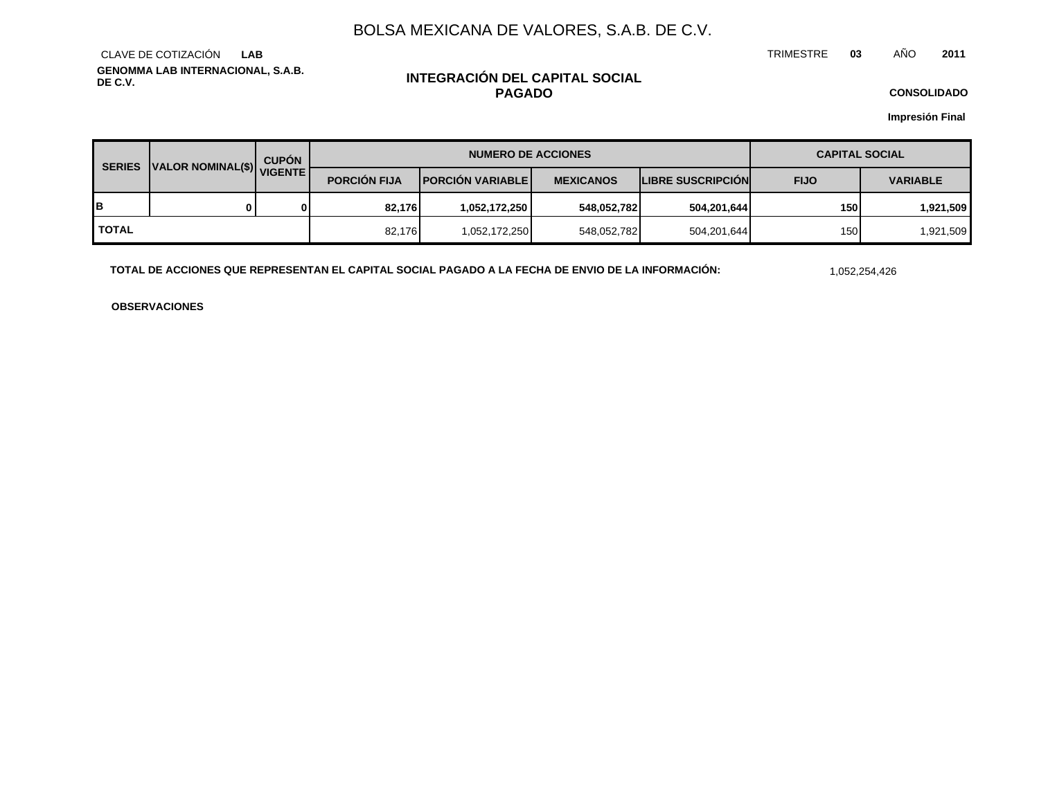# BOLSA MEXICANA DE VALORES, S.A.B. DE C.V.

CLAVE DE COTIZACIÓN **LAB**

TRIMESTRE **03** AÑO **2011**

**GENOMMA LAB INTERNACIONAL, S.A.B. DE C.V.**

## INTEGRACIÓN DEL CAPITAL SOCIAL PAGADO

**CONSOLIDADO**

**Impresión Final**

| SERIES | VALOR NOMINAL($) | CUPÓN VIGENTE | NUMERO DE ACCIONES | | | | CAPITAL SOCIAL | |
|---|---|---|---|---|---|---|---|---|
| | | | PORCIÓN FIJA | PORCIÓN VARIABLE | MEXICANOS | LIBRE SUSCRIPCIÓN | FIJO | VARIABLE |
| **B** | **0** | **0** | **82,176** | **1,052,172,250** | **548,052,782** | **504,201,644** | **150** | **1,921,509** |
| **TOTAL** | | | 82,176 | 1,052,172,250 | 548,052,782 | 504,201,644 | 150 | 1,921,509 |

**TOTAL DE ACCIONES QUE REPRESENTAN EL CAPITAL SOCIAL PAGADO A LA FECHA DE ENVIO DE LA INFORMACIÓN:** 1,052,254,426

**OBSERVACIONES**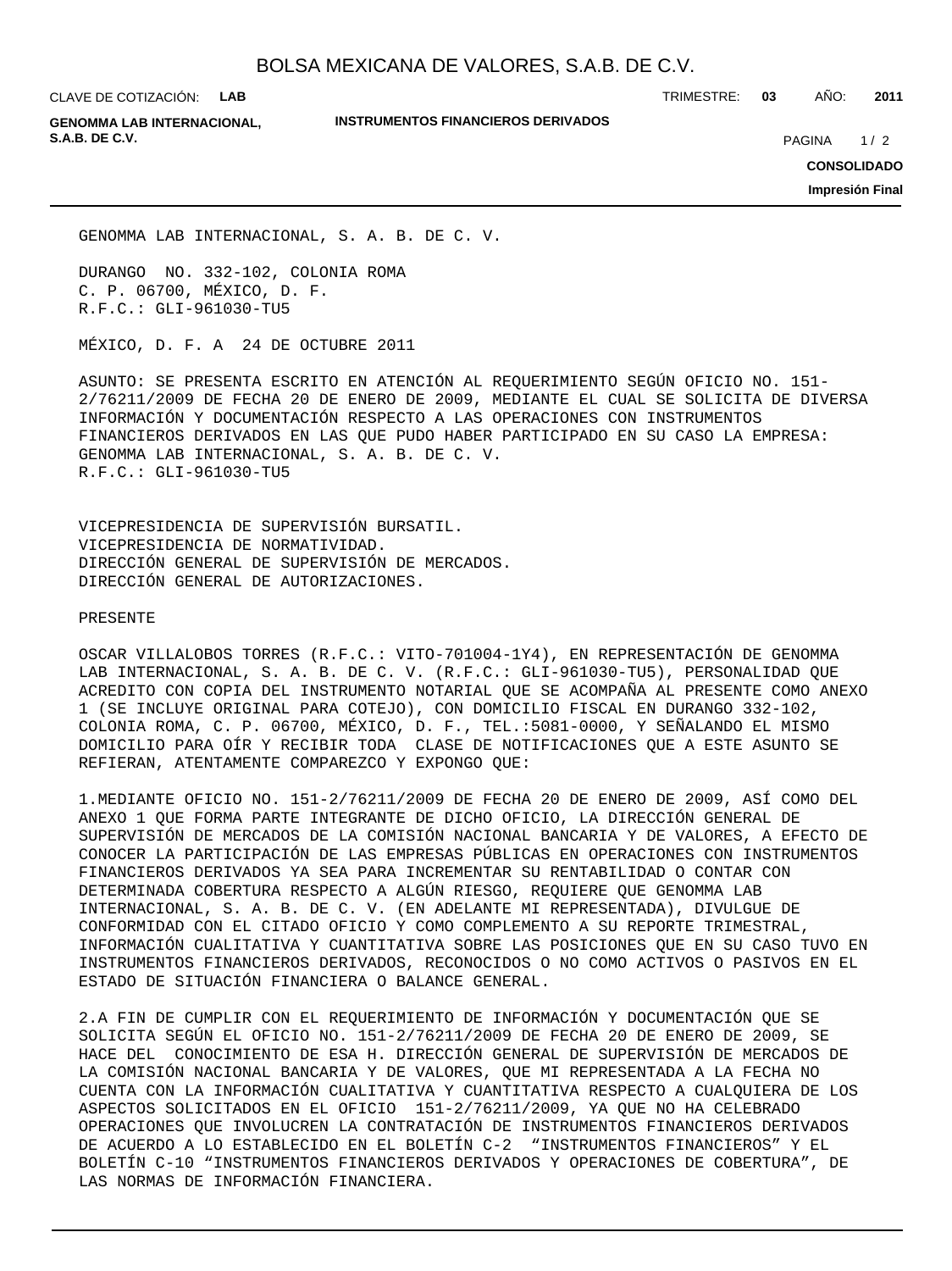GENOMMA LAB INTERNACIONAL, S. A. B. DE C. V.

DURANGO NO. 332-102, COLONIA ROMA
C. P. 06700, MÉXICO, D. F.
R.F.C.: GLI-961030-TU5

MÉXICO, D. F. A 24 DE OCTUBRE 2011

ASUNTO: SE PRESENTA ESCRITO EN ATENCIÓN AL REQUERIMIENTO SEGÚN OFICIO NO. 151-2/76211/2009 DE FECHA 20 DE ENERO DE 2009, MEDIANTE EL CUAL SE SOLICITA DE DIVERSA INFORMACIÓN Y DOCUMENTACIÓN RESPECTO A LAS OPERACIONES CON INSTRUMENTOS FINANCIEROS DERIVADOS EN LAS QUE PUDO HABER PARTICIPADO EN SU CASO LA EMPRESA: GENOMMA LAB INTERNACIONAL, S. A. B. DE C. V.
R.F.C.: GLI-961030-TU5

VICEPRESIDENCIA DE SUPERVISIÓN BURSATIL.
VICEPRESIDENCIA DE NORMATIVIDAD.
DIRECCIÓN GENERAL DE SUPERVISIÓN DE MERCADOS.
DIRECCIÓN GENERAL DE AUTORIZACIONES.

PRESENTE

OSCAR VILLALOBOS TORRES (R.F.C.: VITO-701004-1Y4), EN REPRESENTACIÓN DE GENOMMA LAB INTERNACIONAL, S. A. B. DE C. V. (R.F.C.: GLI-961030-TU5), PERSONALIDAD QUE ACREDITO CON COPIA DEL INSTRUMENTO NOTARIAL QUE SE ACOMPAÑA AL PRESENTE COMO ANEXO 1 (SE INCLUYE ORIGINAL PARA COTEJO), CON DOMICILIO FISCAL EN DURANGO 332-102, COLONIA ROMA, C. P. 06700, MÉXICO, D. F., TEL.:5081-0000, Y SEÑALANDO EL MISMO DOMICILIO PARA OÍR Y RECIBIR TODA CLASE DE NOTIFICACIONES QUE A ESTE ASUNTO SE REFIERAN, ATENTAMENTE COMPAREZCO Y EXPONGO QUE:

1.MEDIANTE OFICIO NO. 151-2/76211/2009 DE FECHA 20 DE ENERO DE 2009, ASÍ COMO DEL ANEXO 1 QUE FORMA PARTE INTEGRANTE DE DICHO OFICIO, LA DIRECCIÓN GENERAL DE SUPERVISIÓN DE MERCADOS DE LA COMISIÓN NACIONAL BANCARIA Y DE VALORES, A EFECTO DE CONOCER LA PARTICIPACIÓN DE LAS EMPRESAS PÚBLICAS EN OPERACIONES CON INSTRUMENTOS FINANCIEROS DERIVADOS YA SEA PARA INCREMENTAR SU RENTABILIDAD O CONTAR CON DETERMINADA COBERTURA RESPECTO A ALGÚN RIESGO, REQUIERE QUE GENOMMA LAB INTERNACIONAL, S. A. B. DE C. V. (EN ADELANTE MI REPRESENTADA), DIVULGUE DE CONFORMIDAD CON EL CITADO OFICIO Y COMO COMPLEMENTO A SU REPORTE TRIMESTRAL, INFORMACIÓN CUALITATIVA Y CUANTITATIVA SOBRE LAS POSICIONES QUE EN SU CASO TUVO EN INSTRUMENTOS FINANCIEROS DERIVADOS, RECONOCIDOS O NO COMO ACTIVOS O PASIVOS EN EL ESTADO DE SITUACIÓN FINANCIERA O BALANCE GENERAL.

2.A FIN DE CUMPLIR CON EL REQUERIMIENTO DE INFORMACIÓN Y DOCUMENTACIÓN QUE SE SOLICITA SEGÚN EL OFICIO NO. 151-2/76211/2009 DE FECHA 20 DE ENERO DE 2009, SE HACE DEL CONOCIMIENTO DE ESA H. DIRECCIÓN GENERAL DE SUPERVISIÓN DE MERCADOS DE LA COMISIÓN NACIONAL BANCARIA Y DE VALORES, QUE MI REPRESENTADA A LA FECHA NO CUENTA CON LA INFORMACIÓN CUALITATIVA Y CUANTITATIVA RESPECTO A CUALQUIERA DE LOS ASPECTOS SOLICITADOS EN EL OFICIO 151-2/76211/2009, YA QUE NO HA CELEBRADO OPERACIONES QUE INVOLUCREN LA CONTRATACIÓN DE INSTRUMENTOS FINANCIEROS DERIVADOS DE ACUERDO A LO ESTABLECIDO EN EL BOLETÍN C-2 “INSTRUMENTOS FINANCIEROS” Y EL BOLETÍN C-10 “INSTRUMENTOS FINANCIEROS DERIVADOS Y OPERACIONES DE COBERTURA”, DE LAS NORMAS DE INFORMACIÓN FINANCIERA.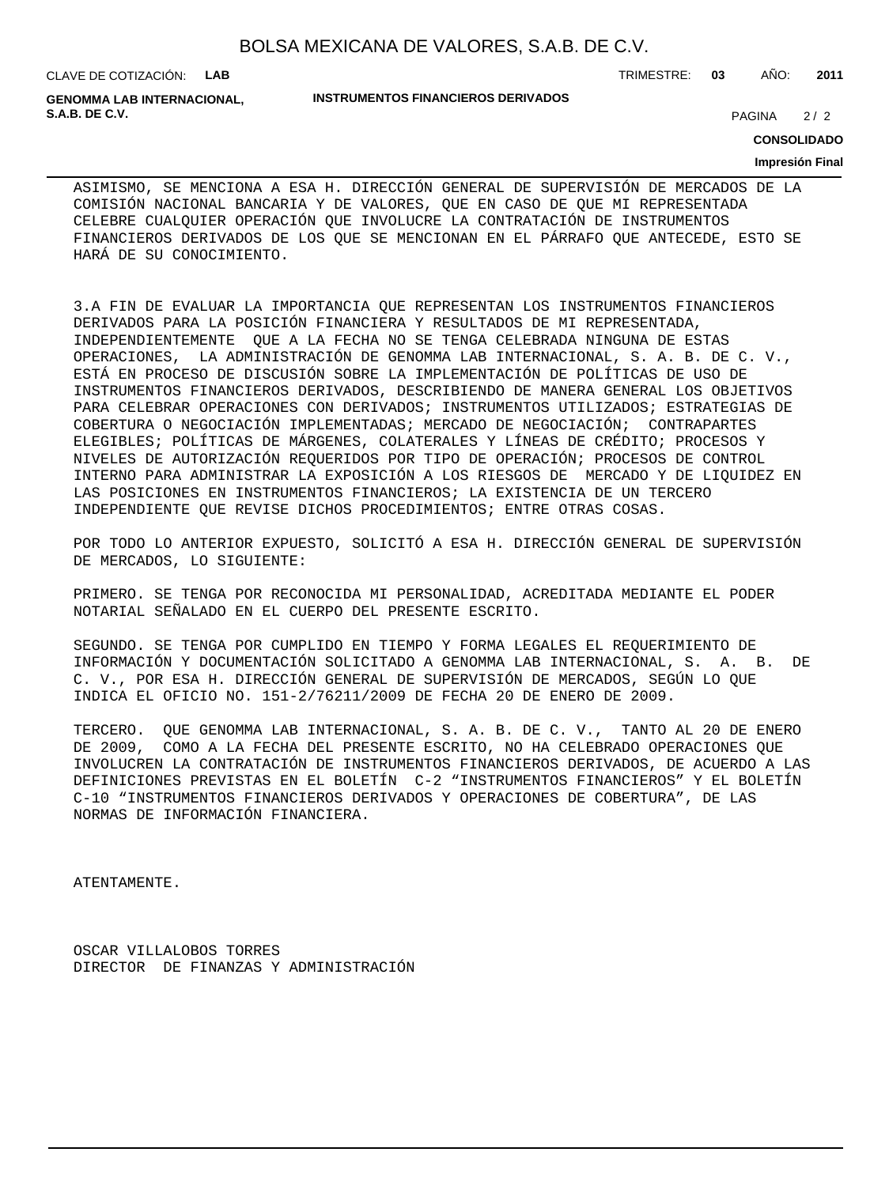ASIMISMO, SE MENCIONA A ESA H. DIRECCIÓN GENERAL DE SUPERVISIÓN DE MERCADOS DE LA COMISIÓN NACIONAL BANCARIA Y DE VALORES, QUE EN CASO DE QUE MI REPRESENTADA CELEBRE CUALQUIER OPERACIÓN QUE INVOLUCRE LA CONTRATACIÓN DE INSTRUMENTOS FINANCIEROS DERIVADOS DE LOS QUE SE MENCIONAN EN EL PÁRRAFO QUE ANTECEDE, ESTO SE HARÁ DE SU CONOCIMIENTO.

3.A FIN DE EVALUAR LA IMPORTANCIA QUE REPRESENTAN LOS INSTRUMENTOS FINANCIEROS DERIVADOS PARA LA POSICIÓN FINANCIERA Y RESULTADOS DE MI REPRESENTADA, INDEPENDIENTEMENTE QUE A LA FECHA NO SE TENGA CELEBRADA NINGUNA DE ESTAS OPERACIONES, LA ADMINISTRACIÓN DE GENOMMA LAB INTERNACIONAL, S. A. B. DE C. V., ESTÁ EN PROCESO DE DISCUSIÓN SOBRE LA IMPLEMENTACIÓN DE POLÍTICAS DE USO DE INSTRUMENTOS FINANCIEROS DERIVADOS, DESCRIBIENDO DE MANERA GENERAL LOS OBJETIVOS PARA CELEBRAR OPERACIONES CON DERIVADOS; INSTRUMENTOS UTILIZADOS; ESTRATEGIAS DE COBERTURA O NEGOCIACIÓN IMPLEMENTADAS; MERCADO DE NEGOCIACIÓN; CONTRAPARTES ELEGIBLES; POLÍTICAS DE MÁRGENES, COLATERALES Y LÍNEAS DE CRÉDITO; PROCESOS Y NIVELES DE AUTORIZACIÓN REQUERIDOS POR TIPO DE OPERACIÓN; PROCESOS DE CONTROL INTERNO PARA ADMINISTRAR LA EXPOSICIÓN A LOS RIESGOS DE MERCADO Y DE LIQUIDEZ EN LAS POSICIONES EN INSTRUMENTOS FINANCIEROS; LA EXISTENCIA DE UN TERCERO INDEPENDIENTE QUE REVISE DICHOS PROCEDIMIENTOS; ENTRE OTRAS COSAS.

POR TODO LO ANTERIOR EXPUESTO, SOLICITÓ A ESA H. DIRECCIÓN GENERAL DE SUPERVISIÓN DE MERCADOS, LO SIGUIENTE:

PRIMERO. SE TENGA POR RECONOCIDA MI PERSONALIDAD, ACREDITADA MEDIANTE EL PODER NOTARIAL SEÑALADO EN EL CUERPO DEL PRESENTE ESCRITO.

SEGUNDO. SE TENGA POR CUMPLIDO EN TIEMPO Y FORMA LEGALES EL REQUERIMIENTO DE INFORMACIÓN Y DOCUMENTACIÓN SOLICITADO A GENOMMA LAB INTERNACIONAL, S. A. B. DE C. V., POR ESA H. DIRECCIÓN GENERAL DE SUPERVISIÓN DE MERCADOS, SEGÚN LO QUE INDICA EL OFICIO NO. 151-2/76211/2009 DE FECHA 20 DE ENERO DE 2009.

TERCERO. QUE GENOMMA LAB INTERNACIONAL, S. A. B. DE C. V., TANTO AL 20 DE ENERO DE 2009, COMO A LA FECHA DEL PRESENTE ESCRITO, NO HA CELEBRADO OPERACIONES QUE INVOLUCREN LA CONTRATACIÓN DE INSTRUMENTOS FINANCIEROS DERIVADOS, DE ACUERDO A LAS DEFINICIONES PREVISTAS EN EL BOLETÍN C-2 “INSTRUMENTOS FINANCIEROS” Y EL BOLETÍN C-10 “INSTRUMENTOS FINANCIEROS DERIVADOS Y OPERACIONES DE COBERTURA”, DE LAS NORMAS DE INFORMACIÓN FINANCIERA.

ATENTAMENTE.

OSCAR VILLALOBOS TORRES
DIRECTOR DE FINANZAS Y ADMINISTRACIÓN